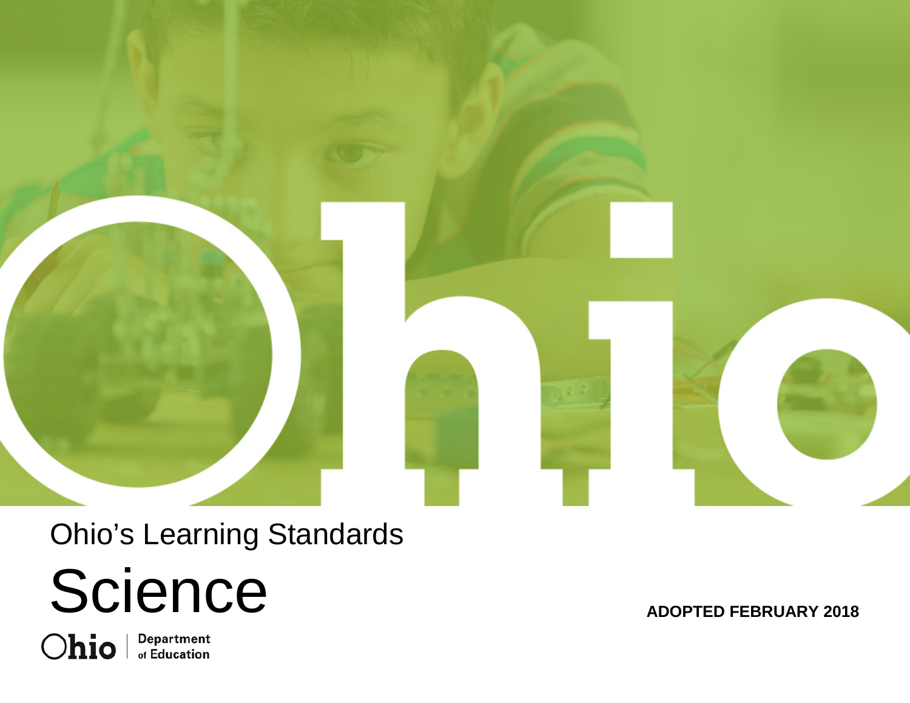Ohio's Learning Standards

# Science

ADOPTED FEBRUARY 2018

Ohio | Department of Education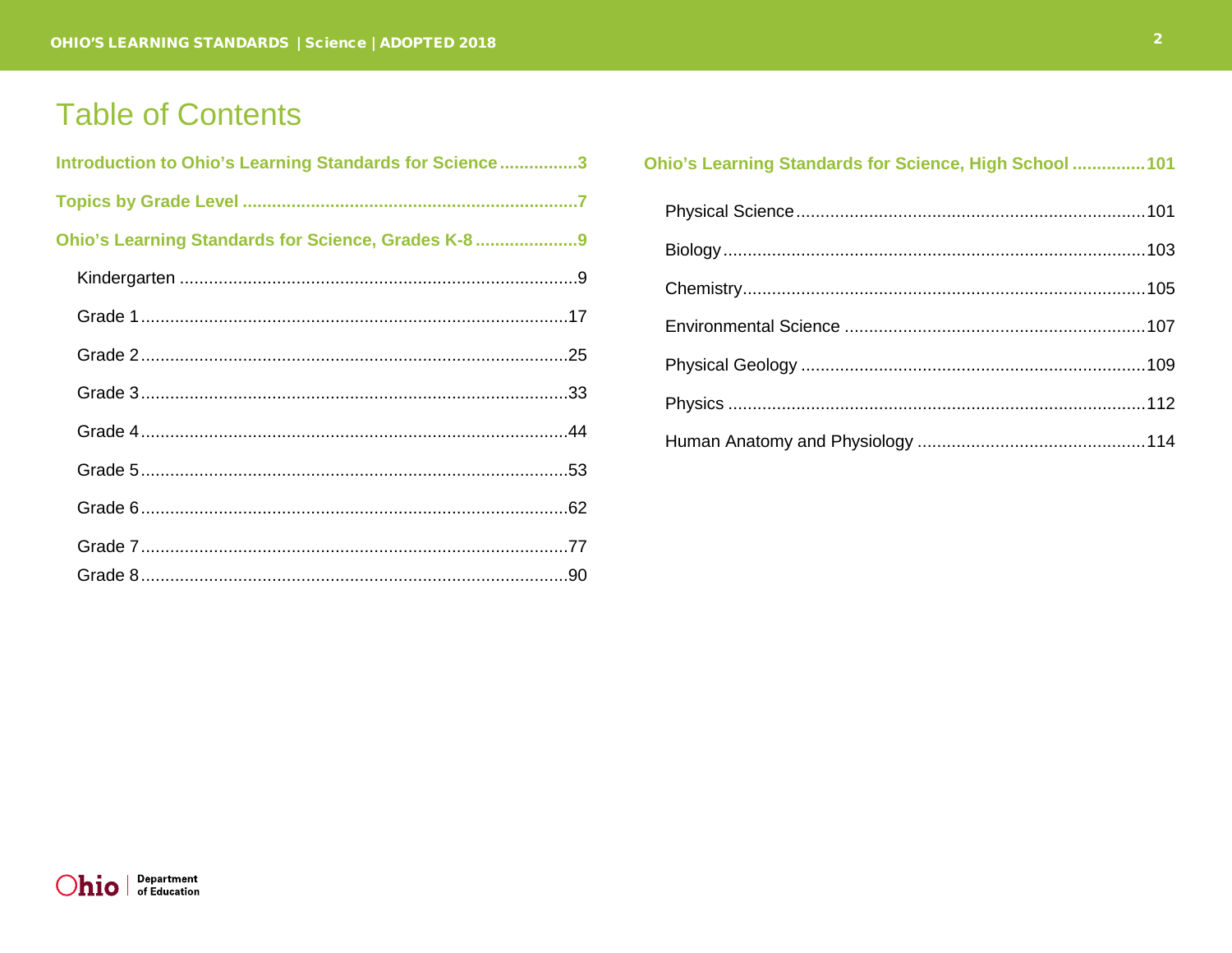# Table of Contents

**Introduction to Ohio's Learning Standards for Science** ................3

**Topics by Grade Level** ................7

**Ohio's Learning Standards for Science, Grades K-8** ................9

- Kindergarten ................9
- Grade 1 ................17
- Grade 2 ................25
- Grade 3 ................33
- Grade 4 ................44
- Grade 5 ................53
- Grade 6 ................62
- Grade 7 ................77
- Grade 8 ................90

**Ohio's Learning Standards for Science, High School** ................101

- Physical Science ................101
- Biology ................103
- Chemistry ................105
- Environmental Science ................107
- Physical Geology ................109
- Physics ................112
- Human Anatomy and Physiology ................114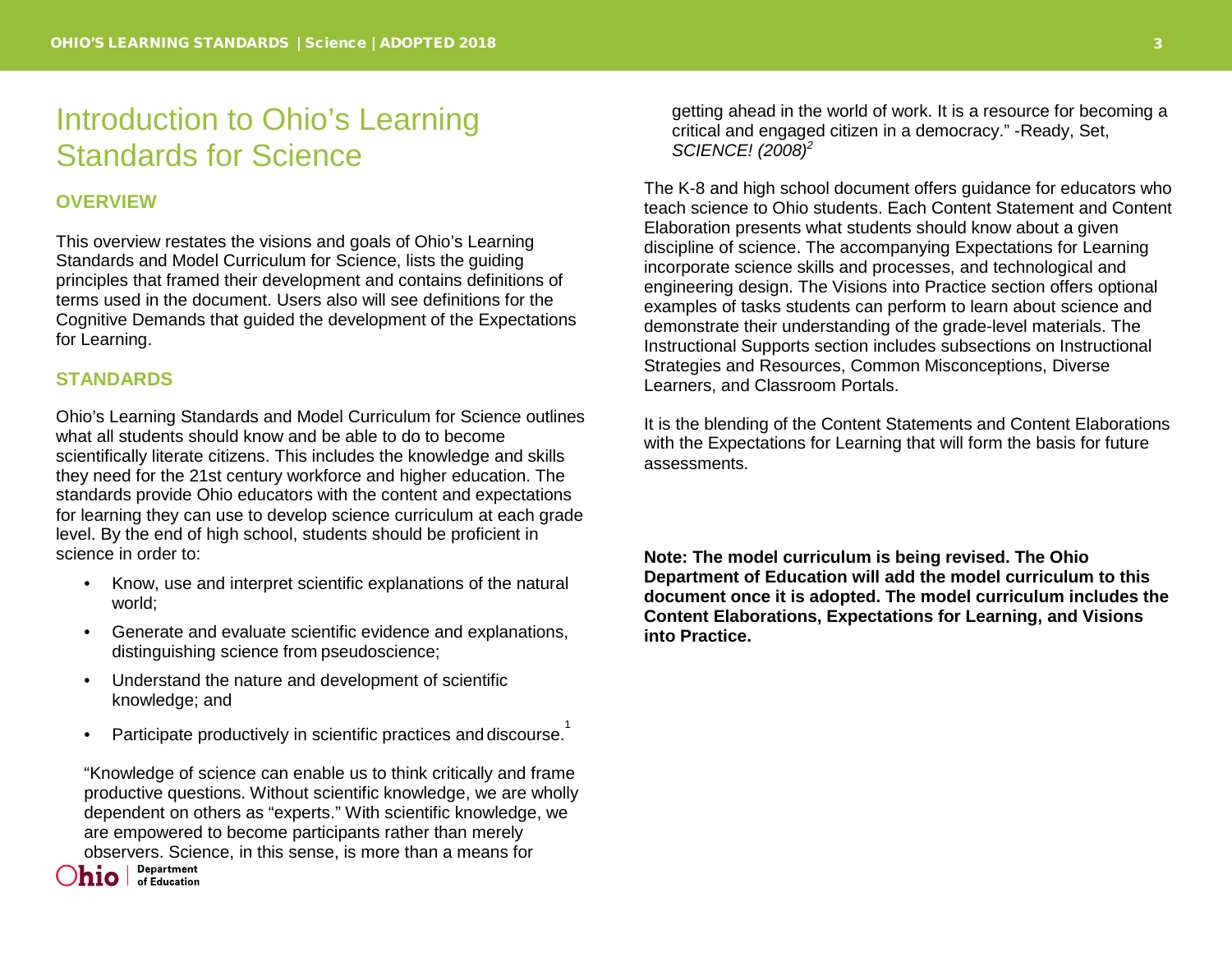# Introduction to Ohio's Learning Standards for Science

## OVERVIEW

This overview restates the visions and goals of Ohio's Learning Standards and Model Curriculum for Science, lists the guiding principles that framed their development and contains definitions of terms used in the document. Users also will see definitions for the Cognitive Demands that guided the development of the Expectations for Learning.

## STANDARDS

Ohio's Learning Standards and Model Curriculum for Science outlines what all students should know and be able to do to become scientifically literate citizens. This includes the knowledge and skills they need for the 21st century workforce and higher education. The standards provide Ohio educators with the content and expectations for learning they can use to develop science curriculum at each grade level. By the end of high school, students should be proficient in science in order to:

- Know, use and interpret scientific explanations of the natural world;
- Generate and evaluate scientific evidence and explanations, distinguishing science from pseudoscience;
- Understand the nature and development of scientific knowledge; and
- Participate productively in scientific practices and discourse.[1]

> "Knowledge of science can enable us to think critically and frame productive questions. Without scientific knowledge, we are wholly dependent on others as "experts." With scientific knowledge, we are empowered to become participants rather than merely observers. Science, in this sense, is more than a means for getting ahead in the world of work. It is a resource for becoming a critical and engaged citizen in a democracy." -Ready, Set, *SCIENCE! (2008)*[2]

The K-8 and high school document offers guidance for educators who teach science to Ohio students. Each Content Statement and Content Elaboration presents what students should know about a given discipline of science. The accompanying Expectations for Learning incorporate science skills and processes, and technological and engineering design. The Visions into Practice section offers optional examples of tasks students can perform to learn about science and demonstrate their understanding of the grade-level materials. The Instructional Supports section includes subsections on Instructional Strategies and Resources, Common Misconceptions, Diverse Learners, and Classroom Portals.

It is the blending of the Content Statements and Content Elaborations with the Expectations for Learning that will form the basis for future assessments.

**Note: The model curriculum is being revised. The Ohio Department of Education will add the model curriculum to this document once it is adopted. The model curriculum includes the Content Elaborations, Expectations for Learning, and Visions into Practice.**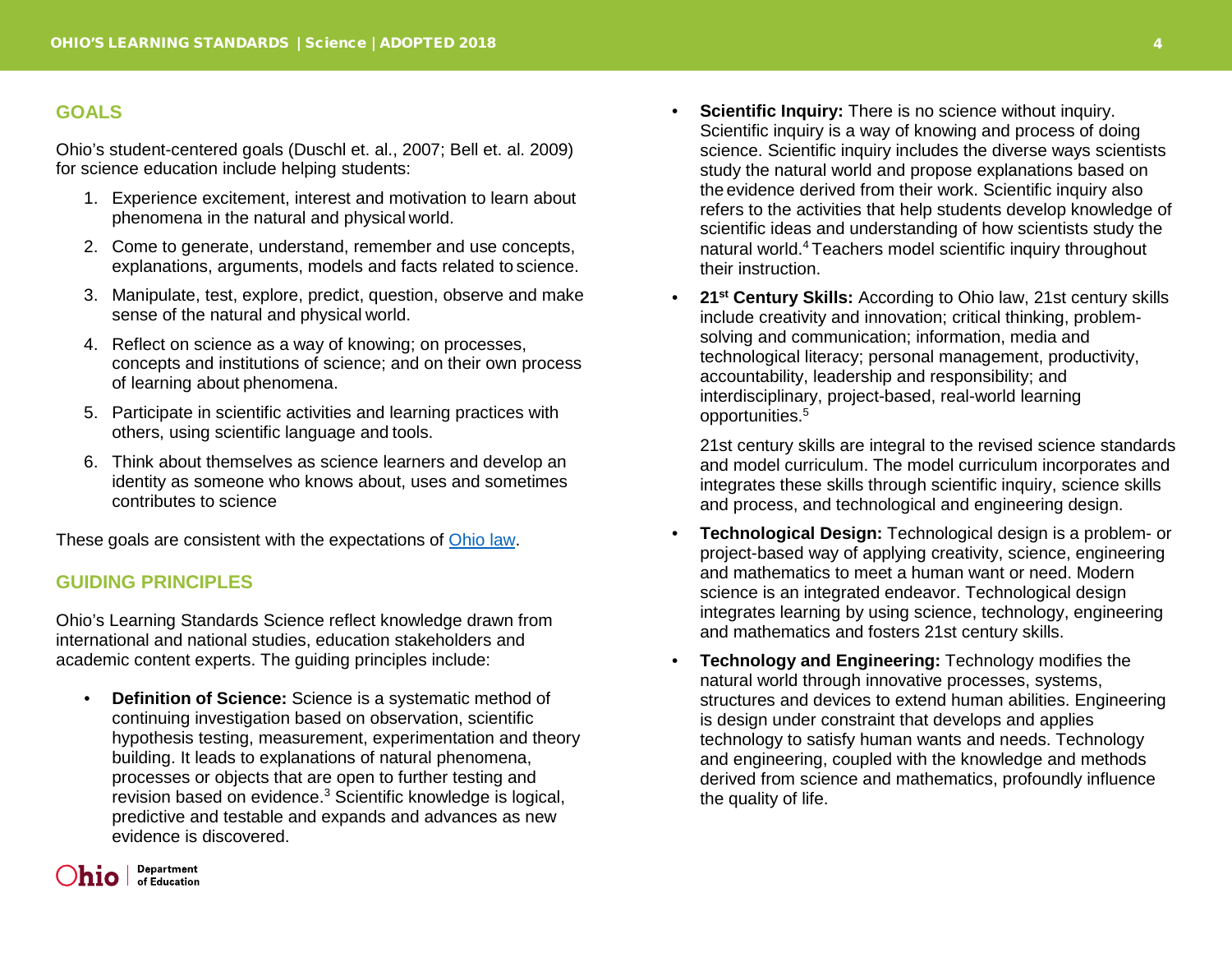## GOALS

Ohio's student-centered goals (Duschl et. al., 2007; Bell et. al. 2009) for science education include helping students:

1. Experience excitement, interest and motivation to learn about phenomena in the natural and physical world.
2. Come to generate, understand, remember and use concepts, explanations, arguments, models and facts related to science.
3. Manipulate, test, explore, predict, question, observe and make sense of the natural and physical world.
4. Reflect on science as a way of knowing; on processes, concepts and institutions of science; and on their own process of learning about phenomena.
5. Participate in scientific activities and learning practices with others, using scientific language and tools.
6. Think about themselves as science learners and develop an identity as someone who knows about, uses and sometimes contributes to science

These goals are consistent with the expectations of Ohio law.

## GUIDING PRINCIPLES

Ohio's Learning Standards Science reflect knowledge drawn from international and national studies, education stakeholders and academic content experts. The guiding principles include:

- **Definition of Science:** Science is a systematic method of continuing investigation based on observation, scientific hypothesis testing, measurement, experimentation and theory building. It leads to explanations of natural phenomena, processes or objects that are open to further testing and revision based on evidence.[3] Scientific knowledge is logical, predictive and testable and expands and advances as new evidence is discovered.
- **Scientific Inquiry:** There is no science without inquiry. Scientific inquiry is a way of knowing and process of doing science. Scientific inquiry includes the diverse ways scientists study the natural world and propose explanations based on the evidence derived from their work. Scientific inquiry also refers to the activities that help students develop knowledge of scientific ideas and understanding of how scientists study the natural world.[4] Teachers model scientific inquiry throughout their instruction.
- **21st Century Skills:** According to Ohio law, 21st century skills include creativity and innovation; critical thinking, problem-solving and communication; information, media and technological literacy; personal management, productivity, accountability, leadership and responsibility; and interdisciplinary, project-based, real-world learning opportunities.[5]

  21st century skills are integral to the revised science standards and model curriculum. The model curriculum incorporates and integrates these skills through scientific inquiry, science skills and process, and technological and engineering design.
- **Technological Design:** Technological design is a problem- or project-based way of applying creativity, science, engineering and mathematics to meet a human want or need. Modern science is an integrated endeavor. Technological design integrates learning by using science, technology, engineering and mathematics and fosters 21st century skills.
- **Technology and Engineering:** Technology modifies the natural world through innovative processes, systems, structures and devices to extend human abilities. Engineering is design under constraint that develops and applies technology to satisfy human wants and needs. Technology and engineering, coupled with the knowledge and methods derived from science and mathematics, profoundly influence the quality of life.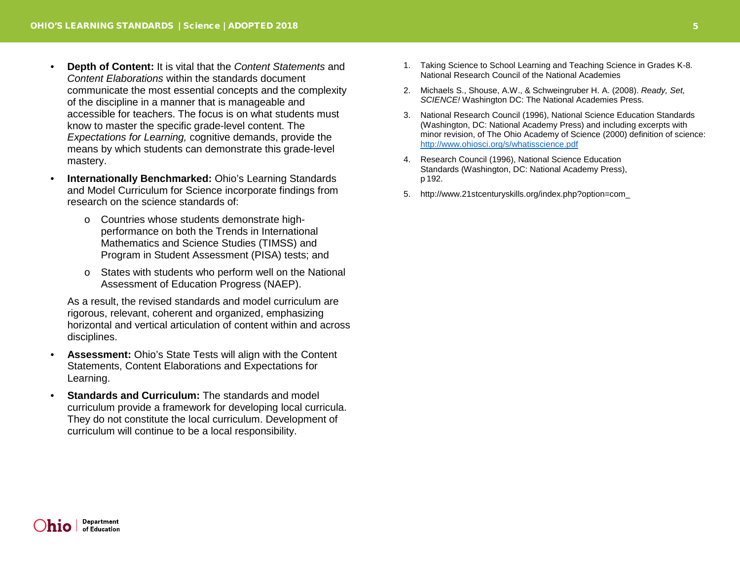- **Depth of Content:** It is vital that the *Content Statements* and *Content Elaborations* within the standards document communicate the most essential concepts and the complexity of the discipline in a manner that is manageable and accessible for teachers. The focus is on what students must know to master the specific grade-level content. The *Expectations for Learning,* cognitive demands, provide the means by which students can demonstrate this grade-level mastery.
- **Internationally Benchmarked:** Ohio's Learning Standards and Model Curriculum for Science incorporate findings from research on the science standards of:
  - Countries whose students demonstrate high-performance on both the Trends in International Mathematics and Science Studies (TIMSS) and Program in Student Assessment (PISA) tests; and
  - States with students who perform well on the National Assessment of Education Progress (NAEP).

  As a result, the revised standards and model curriculum are rigorous, relevant, coherent and organized, emphasizing horizontal and vertical articulation of content within and across disciplines.
- **Assessment:** Ohio's State Tests will align with the Content Statements, Content Elaborations and Expectations for Learning.
- **Standards and Curriculum:** The standards and model curriculum provide a framework for developing local curricula. They do not constitute the local curriculum. Development of curriculum will continue to be a local responsibility.

1. Taking Science to School Learning and Teaching Science in Grades K-8. National Research Council of the National Academies
2. Michaels S., Shouse, A.W., & Schweingruber H. A. (2008). *Ready, Set, SCIENCE!* Washington DC: The National Academies Press.
3. National Research Council (1996), National Science Education Standards (Washington, DC: National Academy Press) and including excerpts with minor revision, of The Ohio Academy of Science (2000) definition of science: http://www.ohiosci.org/s/whatisscience.pdf
4. Research Council (1996), National Science Education Standards (Washington, DC: National Academy Press), p 192.
5. http://www.21stcenturyskills.org/index.php?option=com_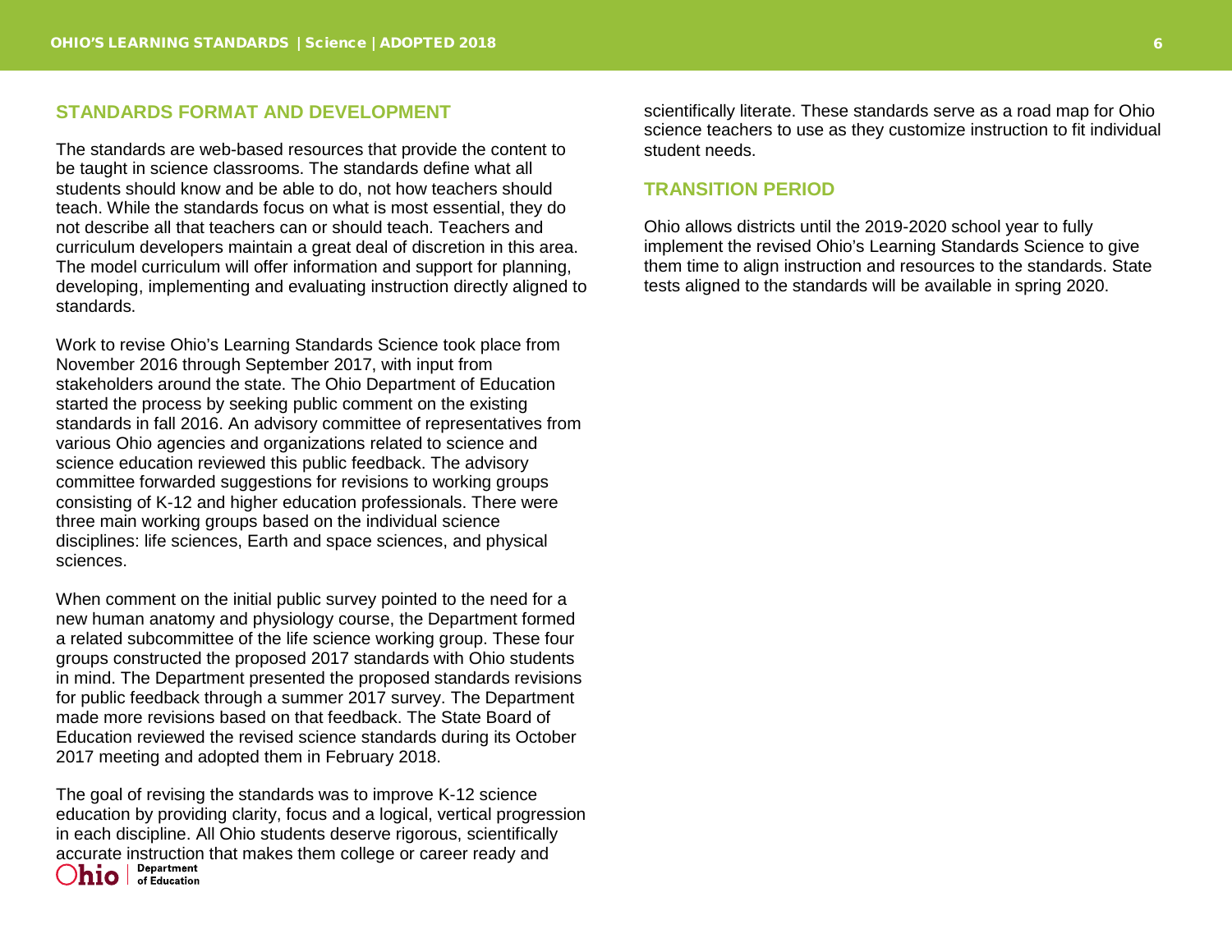## STANDARDS FORMAT AND DEVELOPMENT

The standards are web-based resources that provide the content to be taught in science classrooms. The standards define what all students should know and be able to do, not how teachers should teach. While the standards focus on what is most essential, they do not describe all that teachers can or should teach. Teachers and curriculum developers maintain a great deal of discretion in this area. The model curriculum will offer information and support for planning, developing, implementing and evaluating instruction directly aligned to standards.

Work to revise Ohio's Learning Standards Science took place from November 2016 through September 2017, with input from stakeholders around the state. The Ohio Department of Education started the process by seeking public comment on the existing standards in fall 2016. An advisory committee of representatives from various Ohio agencies and organizations related to science and science education reviewed this public feedback. The advisory committee forwarded suggestions for revisions to working groups consisting of K-12 and higher education professionals. There were three main working groups based on the individual science disciplines: life sciences, Earth and space sciences, and physical sciences.

When comment on the initial public survey pointed to the need for a new human anatomy and physiology course, the Department formed a related subcommittee of the life science working group. These four groups constructed the proposed 2017 standards with Ohio students in mind. The Department presented the proposed standards revisions for public feedback through a summer 2017 survey. The Department made more revisions based on that feedback. The State Board of Education reviewed the revised science standards during its October 2017 meeting and adopted them in February 2018.

The goal of revising the standards was to improve K-12 science education by providing clarity, focus and a logical, vertical progression in each discipline. All Ohio students deserve rigorous, scientifically accurate instruction that makes them college or career ready and scientifically literate. These standards serve as a road map for Ohio science teachers to use as they customize instruction to fit individual student needs.

## TRANSITION PERIOD

Ohio allows districts until the 2019-2020 school year to fully implement the revised Ohio's Learning Standards Science to give them time to align instruction and resources to the standards. State tests aligned to the standards will be available in spring 2020.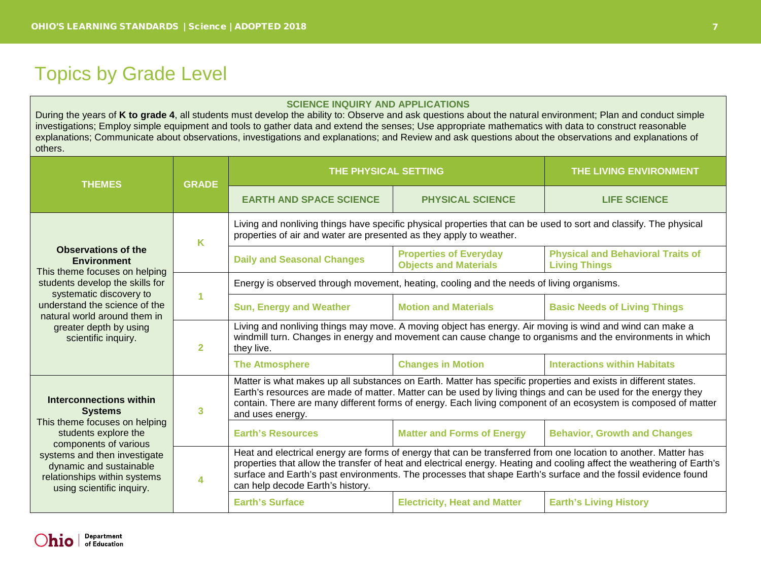# Topics by Grade Level

**SCIENCE INQUIRY AND APPLICATIONS**

During the years of **K to grade 4**, all students must develop the ability to: Observe and ask questions about the natural environment; Plan and conduct simple investigations; Employ simple equipment and tools to gather data and extend the senses; Use appropriate mathematics with data to construct reasonable explanations; Communicate about observations, investigations and explanations; and Review and ask questions about the observations and explanations of others.

| THEMES | GRADE | THE PHYSICAL SETTING | | THE LIVING ENVIRONMENT |
|---|---|---|---|---|
| | | EARTH AND SPACE SCIENCE | PHYSICAL SCIENCE | LIFE SCIENCE |
| **Observations of the Environment** This theme focuses on helping students develop the skills for systematic discovery to understand the science of the natural world around them in greater depth by using scientific inquiry. | K | Living and nonliving things have specific physical properties that can be used to sort and classify. The physical properties of air and water are presented as they apply to weather. | | |
| | | Daily and Seasonal Changes | Properties of Everyday Objects and Materials | Physical and Behavioral Traits of Living Things |
| | 1 | Energy is observed through movement, heating, cooling and the needs of living organisms. | | |
| | | Sun, Energy and Weather | Motion and Materials | Basic Needs of Living Things |
| | 2 | Living and nonliving things may move. A moving object has energy. Air moving is wind and wind can make a windmill turn. Changes in energy and movement can cause change to organisms and the environments in which they live. | | |
| | | The Atmosphere | Changes in Motion | Interactions within Habitats |
| **Interconnections within Systems** This theme focuses on helping students explore the components of various systems and then investigate dynamic and sustainable relationships within systems using scientific inquiry. | 3 | Matter is what makes up all substances on Earth. Matter has specific properties and exists in different states. Earth's resources are made of matter. Matter can be used by living things and can be used for the energy they contain. There are many different forms of energy. Each living component of an ecosystem is composed of matter and uses energy. | | |
| | | Earth's Resources | Matter and Forms of Energy | Behavior, Growth and Changes |
| | 4 | Heat and electrical energy are forms of energy that can be transferred from one location to another. Matter has properties that allow the transfer of heat and electrical energy. Heating and cooling affect the weathering of Earth's surface and Earth's past environments. The processes that shape Earth's surface and the fossil evidence found can help decode Earth's history. | | |
| | | Earth's Surface | Electricity, Heat and Matter | Earth's Living History |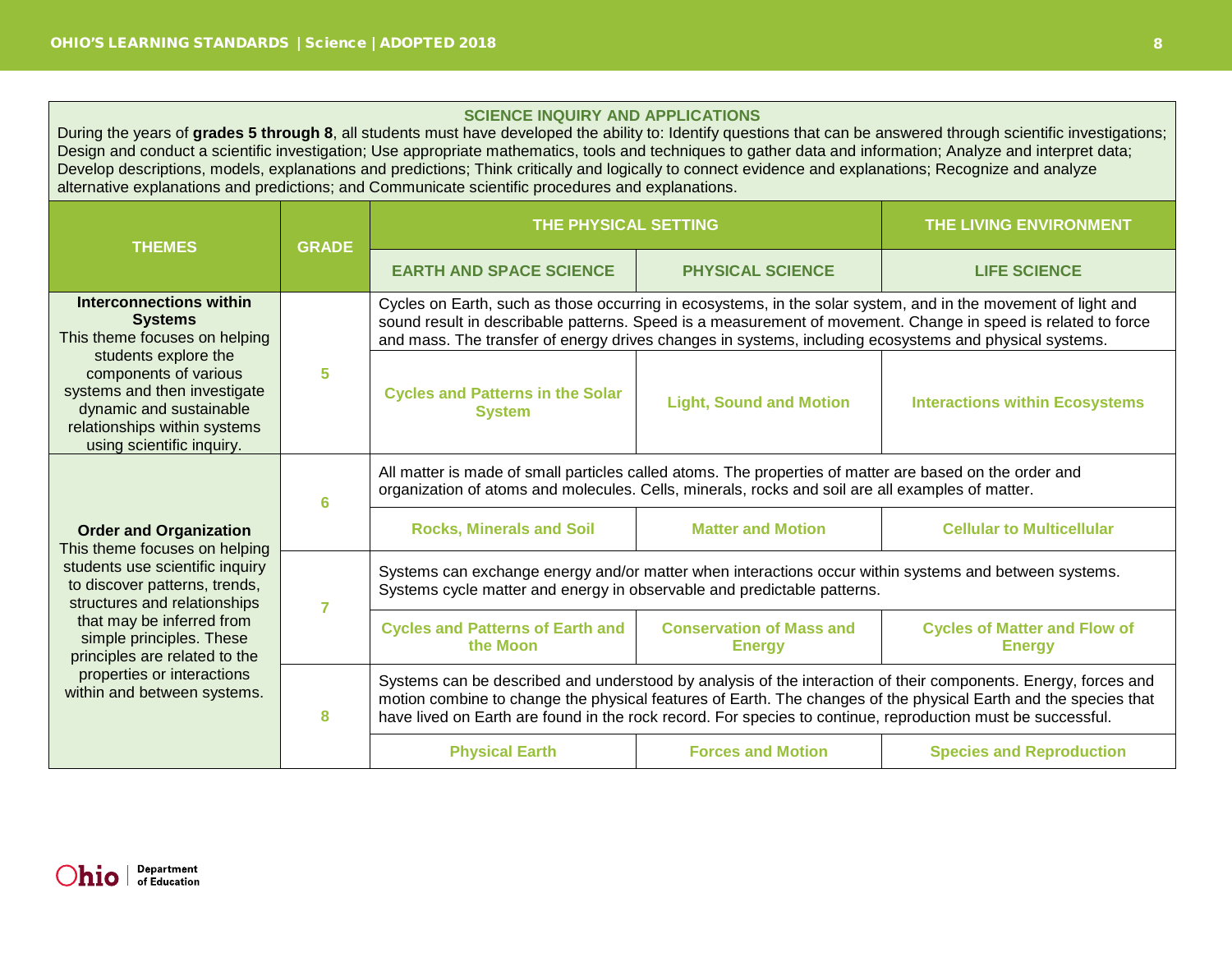## SCIENCE INQUIRY AND APPLICATIONS

During the years of **grades 5 through 8**, all students must have developed the ability to: Identify questions that can be answered through scientific investigations; Design and conduct a scientific investigation; Use appropriate mathematics, tools and techniques to gather data and information; Analyze and interpret data; Develop descriptions, models, explanations and predictions; Think critically and logically to connect evidence and explanations; Recognize and analyze alternative explanations and predictions; and Communicate scientific procedures and explanations.

| THEMES | GRADE | THE PHYSICAL SETTING | | THE LIVING ENVIRONMENT |
|---|---|---|---|---|
| | | EARTH AND SPACE SCIENCE | PHYSICAL SCIENCE | LIFE SCIENCE |
| **Interconnections within Systems** This theme focuses on helping students explore the components of various systems and then investigate dynamic and sustainable relationships within systems using scientific inquiry. | 5 | Cycles on Earth, such as those occurring in ecosystems, in the solar system, and in the movement of light and sound result in describable patterns. Speed is a measurement of movement. Change in speed is related to force and mass. The transfer of energy drives changes in systems, including ecosystems and physical systems. | | |
| | | **Cycles and Patterns in the Solar System** | **Light, Sound and Motion** | **Interactions within Ecosystems** |
| **Order and Organization** This theme focuses on helping students use scientific inquiry to discover patterns, trends, structures and relationships that may be inferred from simple principles. These principles are related to the properties or interactions within and between systems. | 6 | All matter is made of small particles called atoms. The properties of matter are based on the order and organization of atoms and molecules. Cells, minerals, rocks and soil are all examples of matter. | | |
| | | **Rocks, Minerals and Soil** | **Matter and Motion** | **Cellular to Multicellular** |
| | 7 | Systems can exchange energy and/or matter when interactions occur within systems and between systems. Systems cycle matter and energy in observable and predictable patterns. | | |
| | | **Cycles and Patterns of Earth and the Moon** | **Conservation of Mass and Energy** | **Cycles of Matter and Flow of Energy** |
| | 8 | Systems can be described and understood by analysis of the interaction of their components. Energy, forces and motion combine to change the physical features of Earth. The changes of the physical Earth and the species that have lived on Earth are found in the rock record. For species to continue, reproduction must be successful. | | |
| | | **Physical Earth** | **Forces and Motion** | **Species and Reproduction** |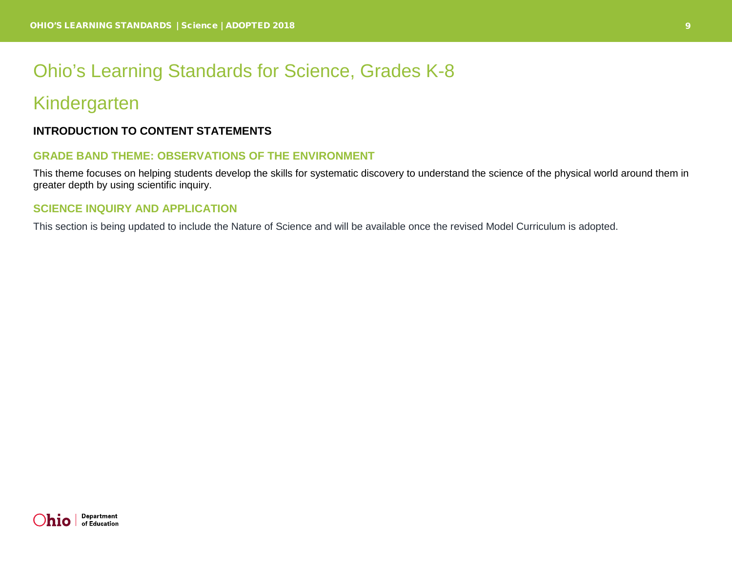# Ohio's Learning Standards for Science, Grades K-8

## Kindergarten

### INTRODUCTION TO CONTENT STATEMENTS

#### GRADE BAND THEME: OBSERVATIONS OF THE ENVIRONMENT

This theme focuses on helping students develop the skills for systematic discovery to understand the science of the physical world around them in greater depth by using scientific inquiry.

#### SCIENCE INQUIRY AND APPLICATION

This section is being updated to include the Nature of Science and will be available once the revised Model Curriculum is adopted.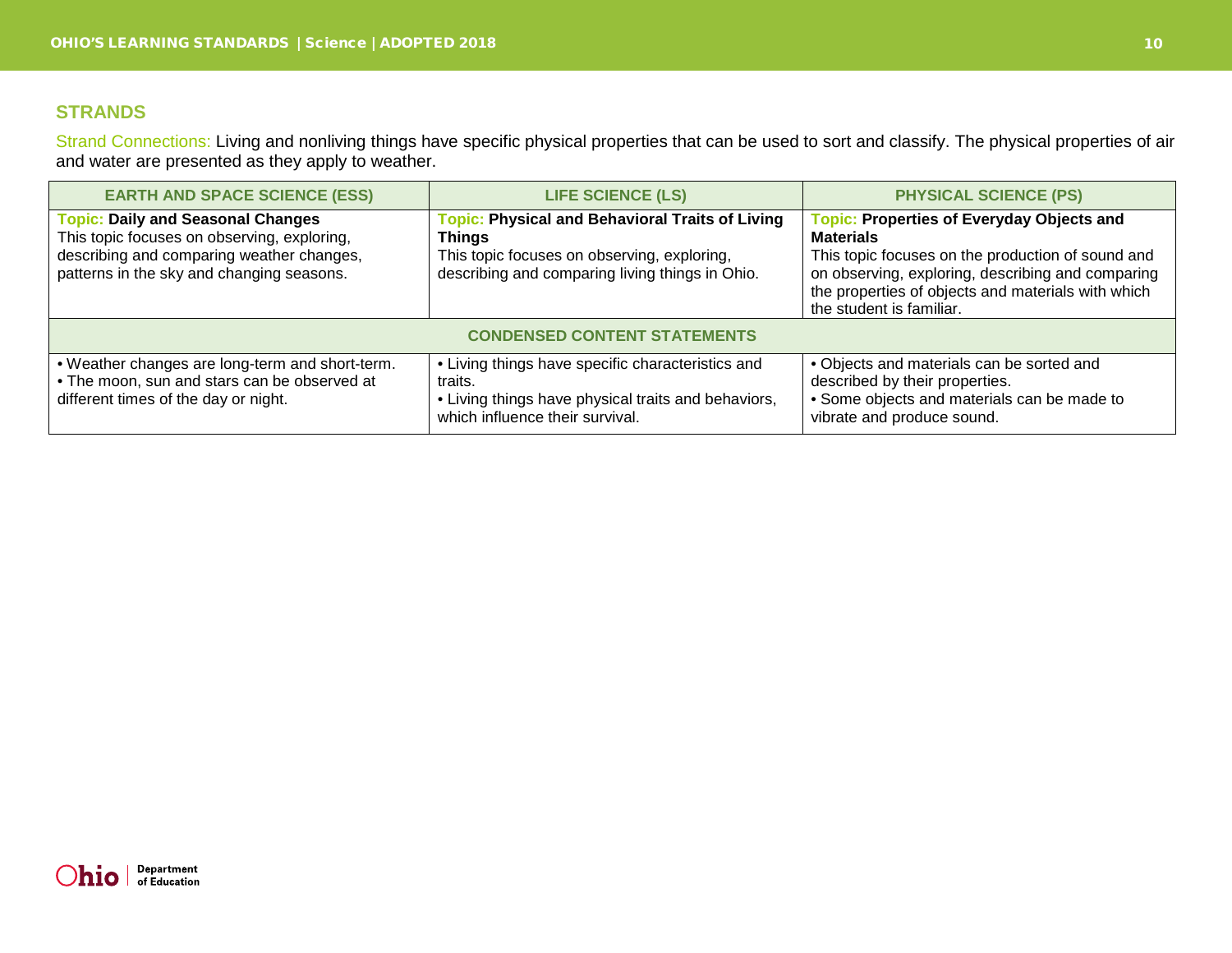## STRANDS

Strand Connections: Living and nonliving things have specific physical properties that can be used to sort and classify. The physical properties of air and water are presented as they apply to weather.

| EARTH AND SPACE SCIENCE (ESS) | LIFE SCIENCE (LS) | PHYSICAL SCIENCE (PS) |
| --- | --- | --- |
| Topic: **Daily and Seasonal Changes**<br>This topic focuses on observing, exploring, describing and comparing weather changes, patterns in the sky and changing seasons. | Topic: **Physical and Behavioral Traits of Living Things**<br>This topic focuses on observing, exploring, describing and comparing living things in Ohio. | Topic: **Properties of Everyday Objects and Materials**<br>This topic focuses on the production of sound and on observing, exploring, describing and comparing the properties of objects and materials with which the student is familiar. |
| **CONDENSED CONTENT STATEMENTS** | | |
| • Weather changes are long-term and short-term.<br>• The moon, sun and stars can be observed at different times of the day or night. | • Living things have specific characteristics and traits.<br>• Living things have physical traits and behaviors, which influence their survival. | • Objects and materials can be sorted and described by their properties.<br>• Some objects and materials can be made to vibrate and produce sound. |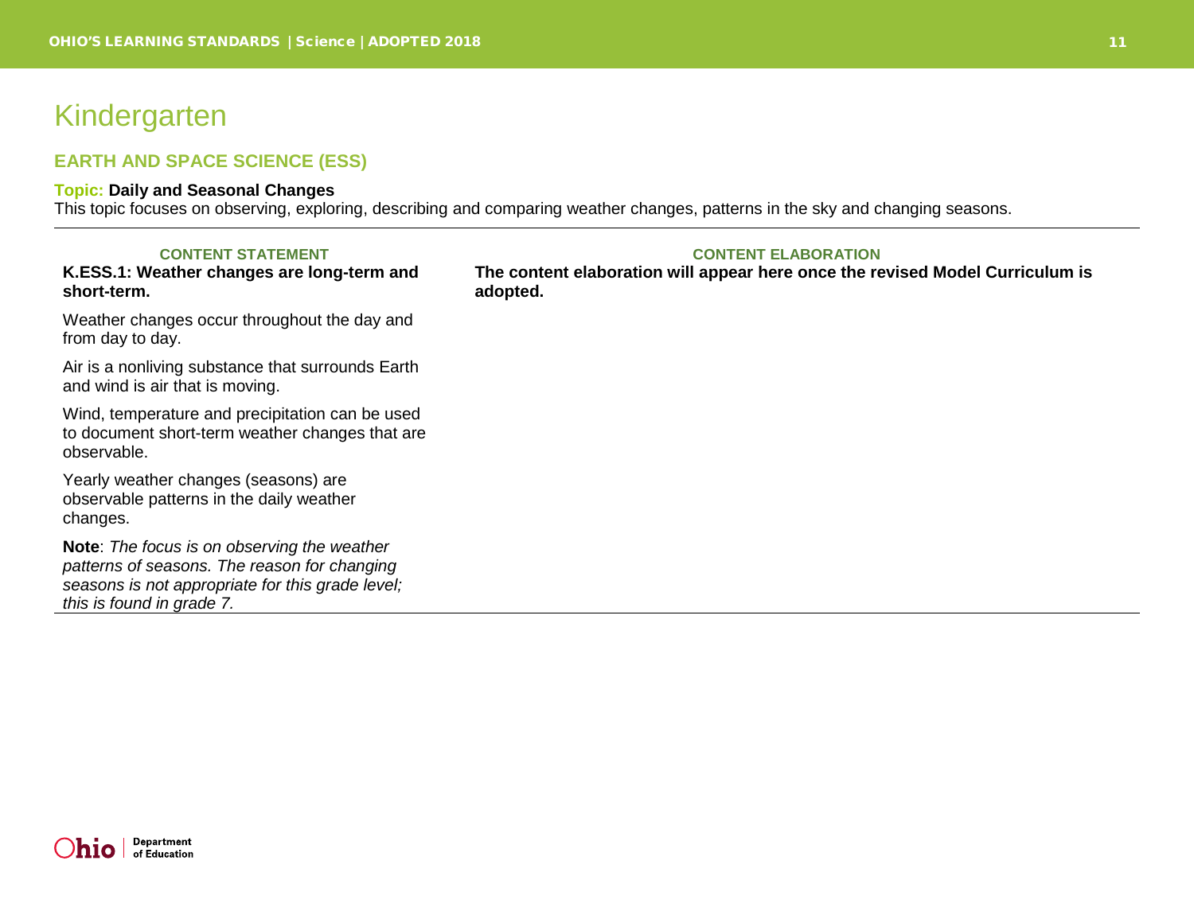# Kindergarten

## EARTH AND SPACE SCIENCE (ESS)

**Topic: Daily and Seasonal Changes**

This topic focuses on observing, exploring, describing and comparing weather changes, patterns in the sky and changing seasons.

| CONTENT STATEMENT | CONTENT ELABORATION |
| --- | --- |
| **K.ESS.1: Weather changes are long-term and short-term.**<br><br>Weather changes occur throughout the day and from day to day.<br><br>Air is a nonliving substance that surrounds Earth and wind is air that is moving.<br><br>Wind, temperature and precipitation can be used to document short-term weather changes that are observable.<br><br>Yearly weather changes (seasons) are observable patterns in the daily weather changes.<br><br>**Note**: *The focus is on observing the weather patterns of seasons. The reason for changing seasons is not appropriate for this grade level; this is found in grade 7.* | **The content elaboration will appear here once the revised Model Curriculum is adopted.** |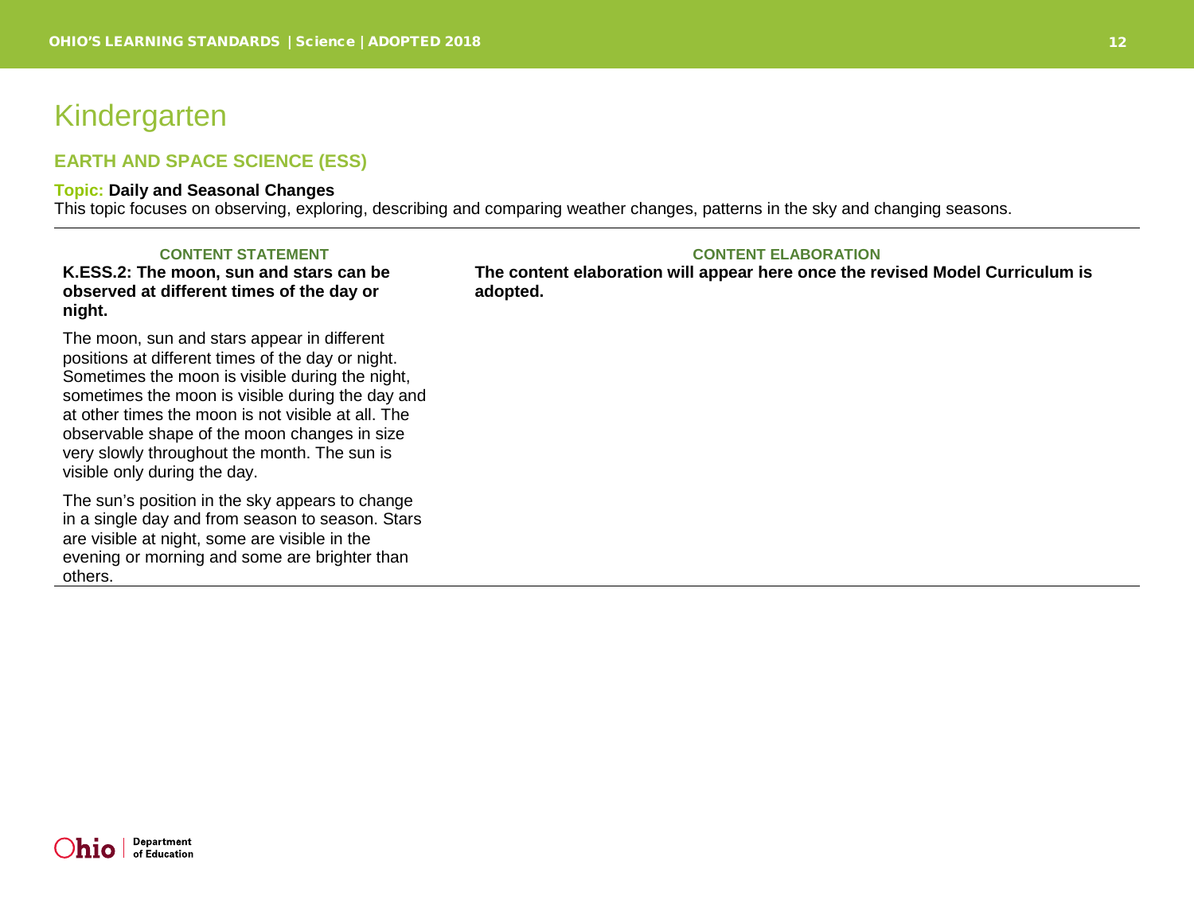# Kindergarten

## EARTH AND SPACE SCIENCE (ESS)

**Topic: Daily and Seasonal Changes**

This topic focuses on observing, exploring, describing and comparing weather changes, patterns in the sky and changing seasons.

| CONTENT STATEMENT | CONTENT ELABORATION |
| --- | --- |
| **K.ESS.2: The moon, sun and stars can be observed at different times of the day or night.**<br><br>The moon, sun and stars appear in different positions at different times of the day or night. Sometimes the moon is visible during the night, sometimes the moon is visible during the day and at other times the moon is not visible at all. The observable shape of the moon changes in size very slowly throughout the month. The sun is visible only during the day.<br><br>The sun's position in the sky appears to change in a single day and from season to season. Stars are visible at night, some are visible in the evening or morning and some are brighter than others. | **The content elaboration will appear here once the revised Model Curriculum is adopted.** |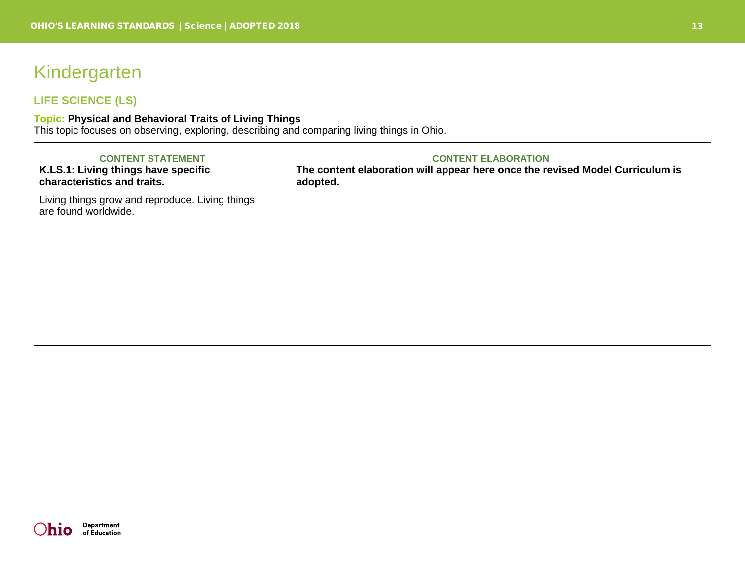# Kindergarten

## LIFE SCIENCE (LS)

**Topic: Physical and Behavioral Traits of Living Things**
This topic focuses on observing, exploring, describing and comparing living things in Ohio.

| CONTENT STATEMENT | CONTENT ELABORATION |
|---|---|
| **K.LS.1: Living things have specific characteristics and traits.**<br><br>Living things grow and reproduce. Living things are found worldwide. | **The content elaboration will appear here once the revised Model Curriculum is adopted.** |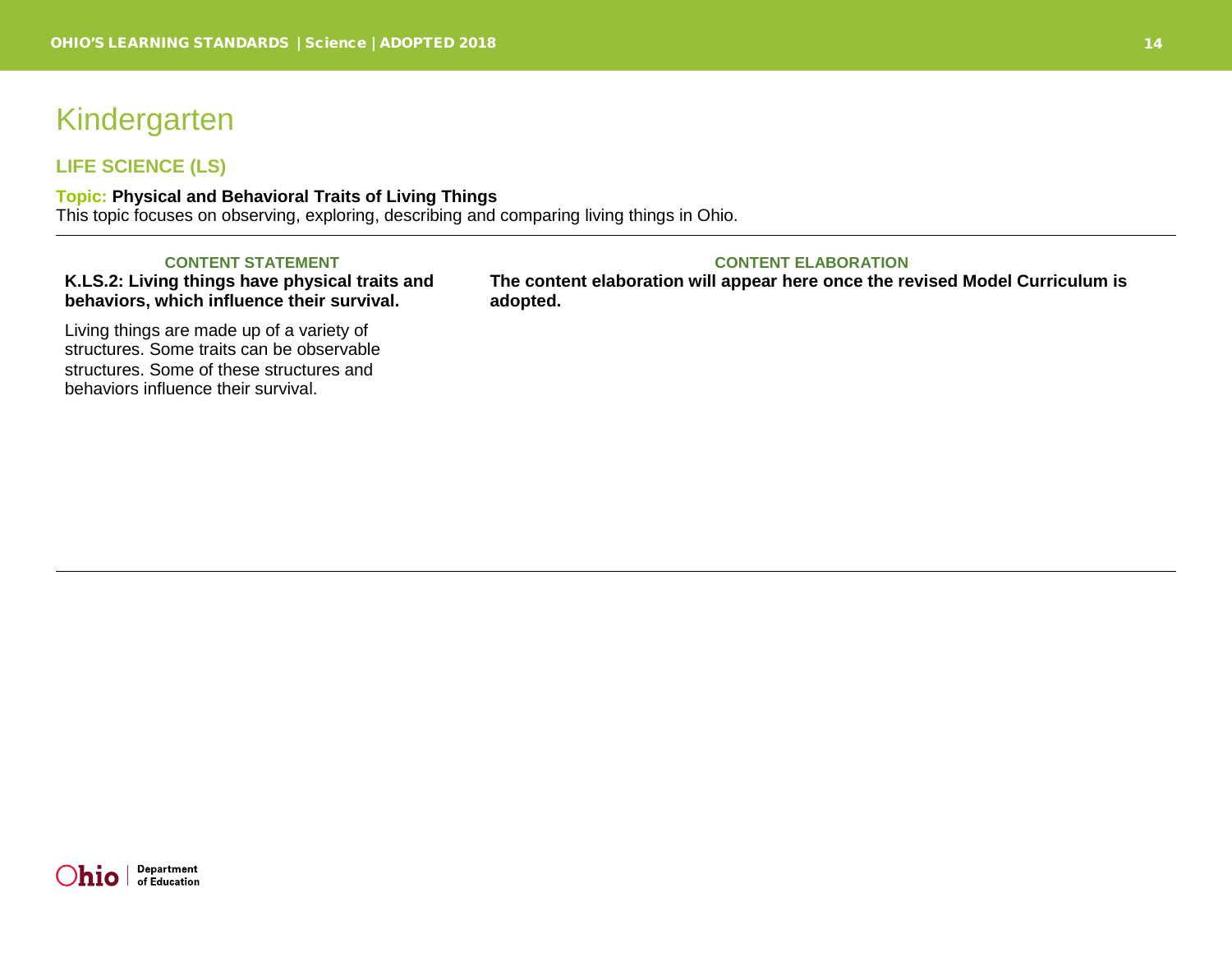# Kindergarten

## LIFE SCIENCE (LS)

**Topic: Physical and Behavioral Traits of Living Things**

This topic focuses on observing, exploring, describing and comparing living things in Ohio.

| CONTENT STATEMENT | CONTENT ELABORATION |
| --- | --- |
| **K.LS.2: Living things have physical traits and behaviors, which influence their survival.**<br><br>Living things are made up of a variety of structures. Some traits can be observable structures. Some of these structures and behaviors influence their survival. | **The content elaboration will appear here once the revised Model Curriculum is adopted.** |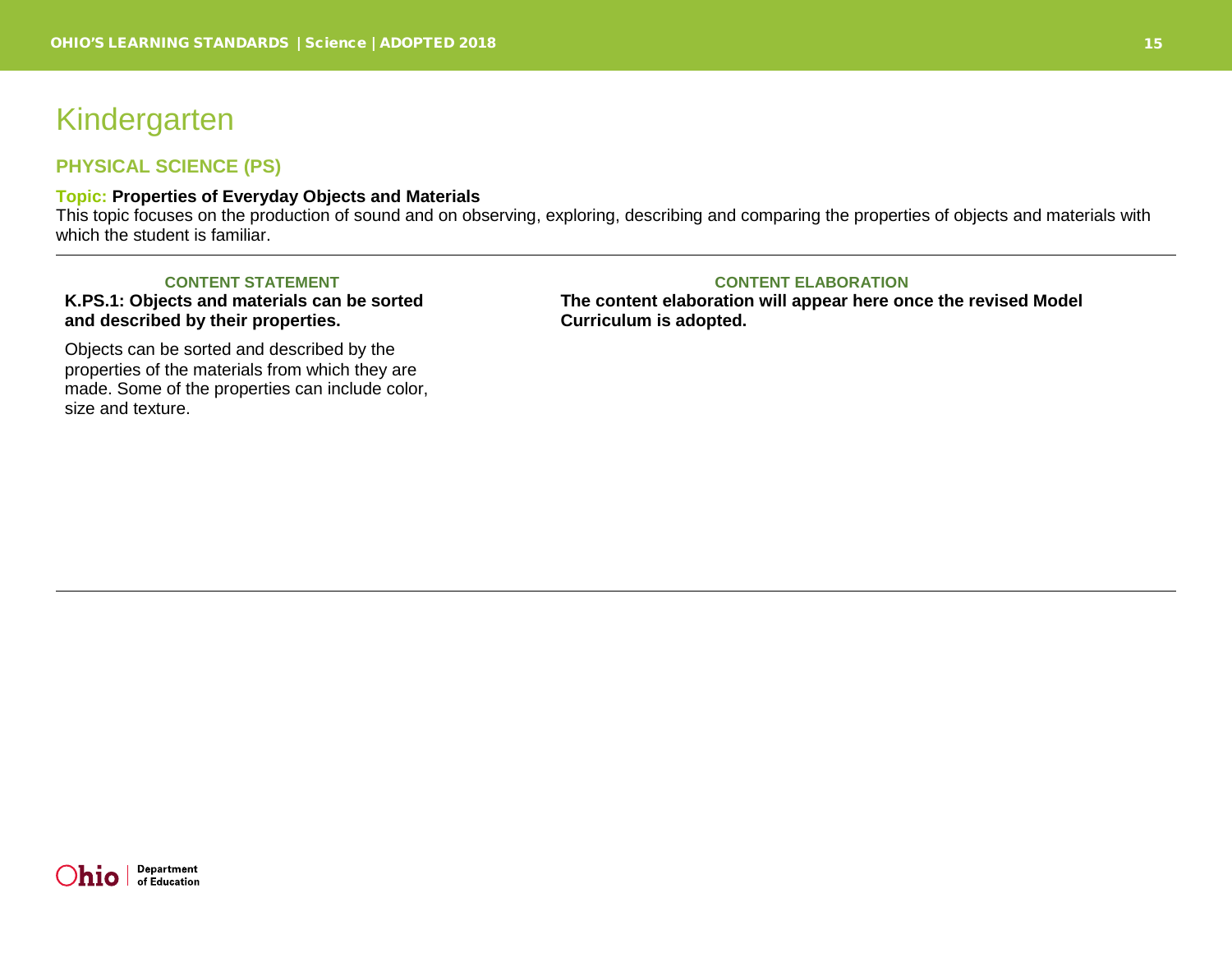# Kindergarten

## PHYSICAL SCIENCE (PS)

**Topic: Properties of Everyday Objects and Materials**

This topic focuses on the production of sound and on observing, exploring, describing and comparing the properties of objects and materials with which the student is familiar.

### CONTENT STATEMENT

**K.PS.1: Objects and materials can be sorted and described by their properties.**

Objects can be sorted and described by the properties of the materials from which they are made. Some of the properties can include color, size and texture.

### CONTENT ELABORATION

**The content elaboration will appear here once the revised Model Curriculum is adopted.**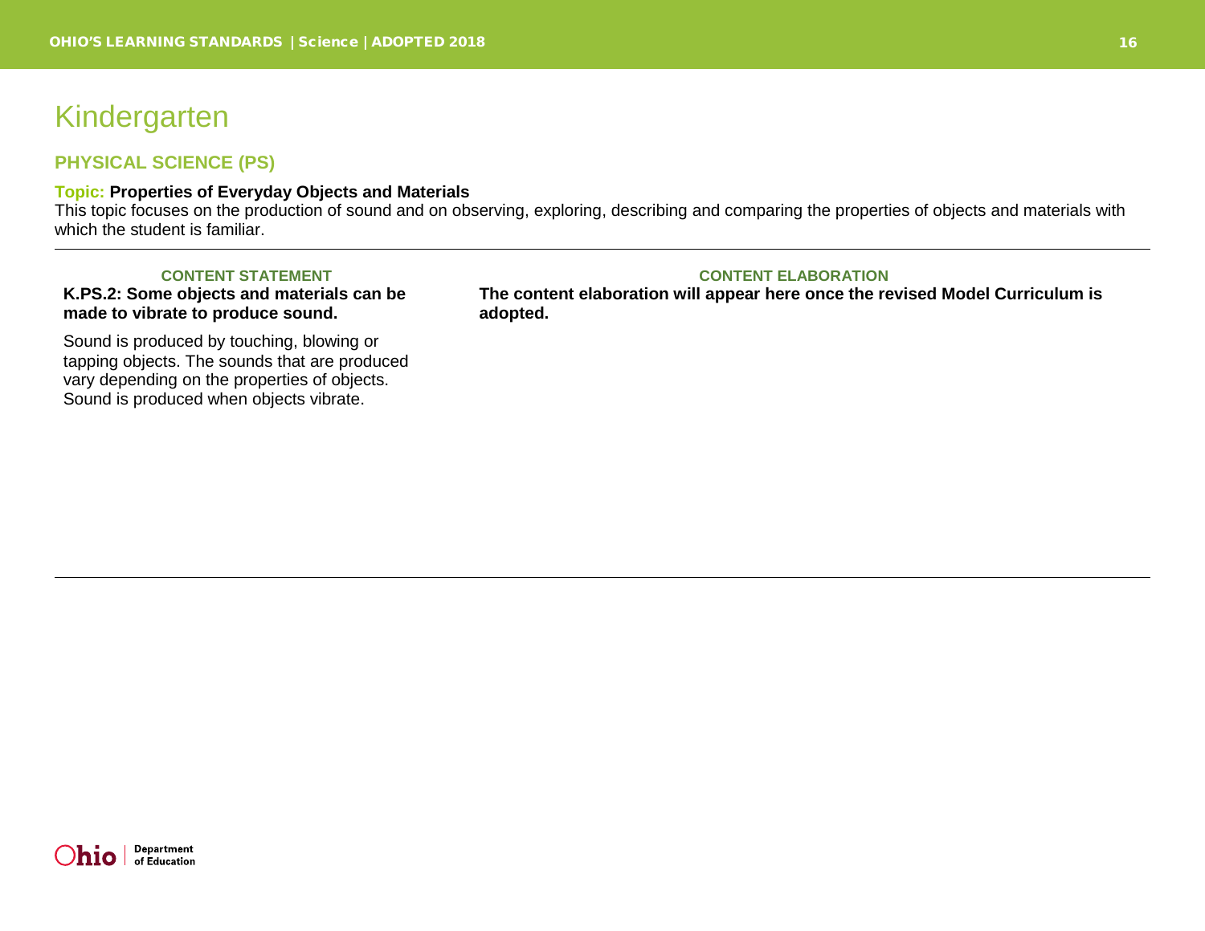# Kindergarten

## PHYSICAL SCIENCE (PS)

**Topic: Properties of Everyday Objects and Materials**

This topic focuses on the production of sound and on observing, exploring, describing and comparing the properties of objects and materials with which the student is familiar.

---

| CONTENT STATEMENT | CONTENT ELABORATION |
| --- | --- |
| **K.PS.2: Some objects and materials can be made to vibrate to produce sound.**<br><br>Sound is produced by touching, blowing or tapping objects. The sounds that are produced vary depending on the properties of objects. Sound is produced when objects vibrate. | **The content elaboration will appear here once the revised Model Curriculum is adopted.** |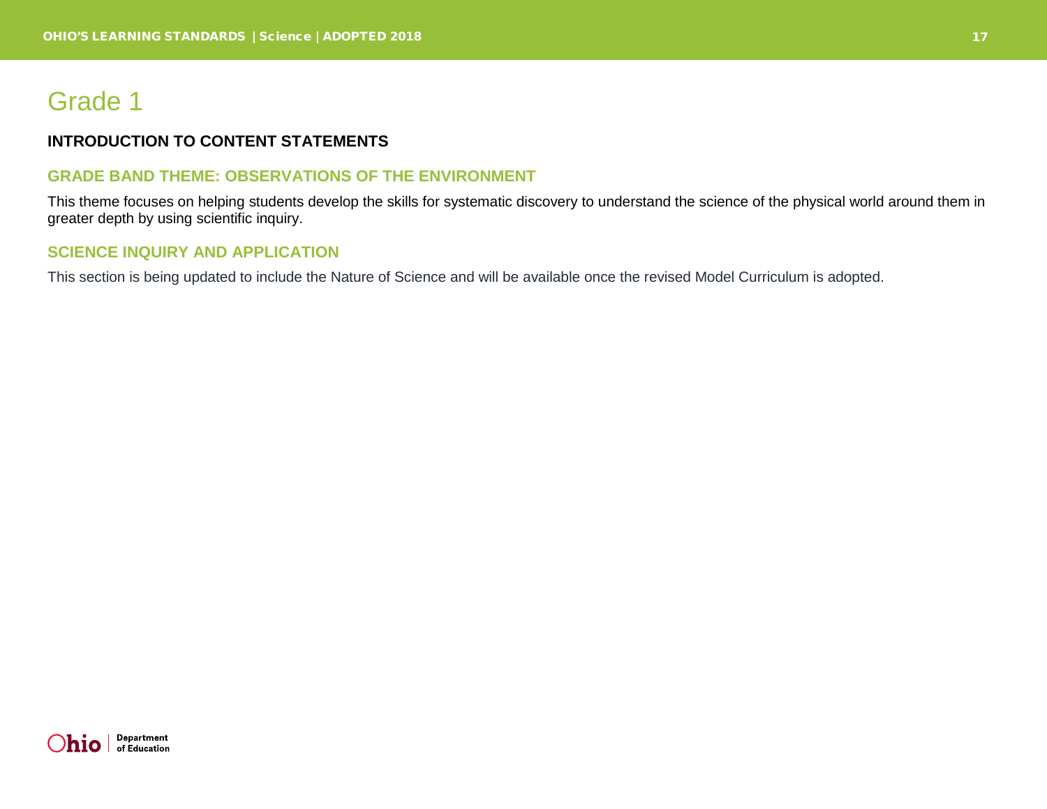# Grade 1

## INTRODUCTION TO CONTENT STATEMENTS

### GRADE BAND THEME: OBSERVATIONS OF THE ENVIRONMENT

This theme focuses on helping students develop the skills for systematic discovery to understand the science of the physical world around them in greater depth by using scientific inquiry.

### SCIENCE INQUIRY AND APPLICATION

This section is being updated to include the Nature of Science and will be available once the revised Model Curriculum is adopted.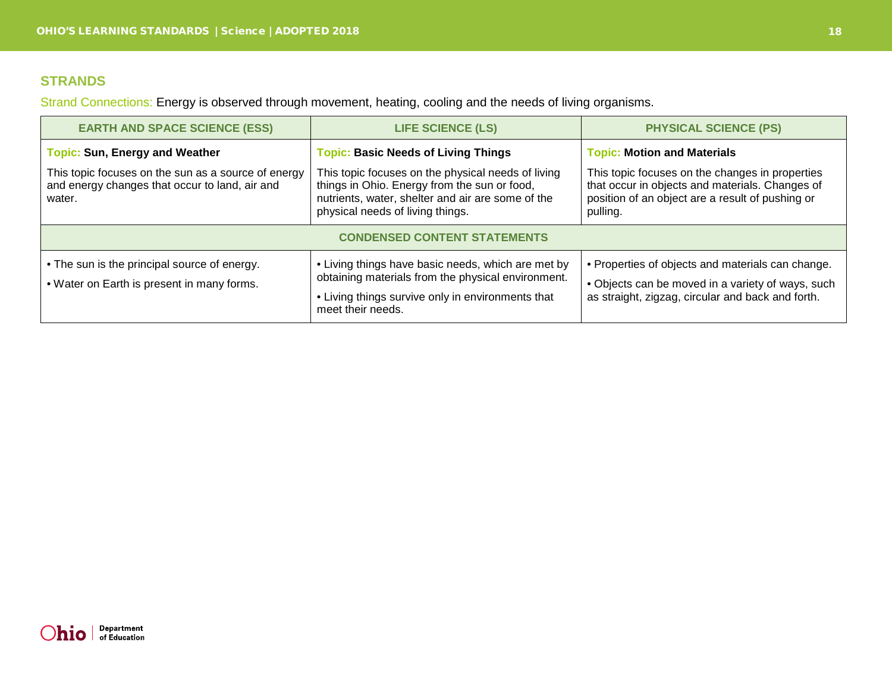## STRANDS

Strand Connections: Energy is observed through movement, heating, cooling and the needs of living organisms.

| EARTH AND SPACE SCIENCE (ESS) | LIFE SCIENCE (LS) | PHYSICAL SCIENCE (PS) |
|---|---|---|
| **Topic: Sun, Energy and Weather**<br><br>This topic focuses on the sun as a source of energy and energy changes that occur to land, air and water. | **Topic: Basic Needs of Living Things**<br><br>This topic focuses on the physical needs of living things in Ohio. Energy from the sun or food, nutrients, water, shelter and air are some of the physical needs of living things. | **Topic: Motion and Materials**<br><br>This topic focuses on the changes in properties that occur in objects and materials. Changes of position of an object are a result of pushing or pulling. |
| **CONDENSED CONTENT STATEMENTS** | | |
| • The sun is the principal source of energy.<br><br>• Water on Earth is present in many forms. | • Living things have basic needs, which are met by obtaining materials from the physical environment.<br><br>• Living things survive only in environments that meet their needs. | • Properties of objects and materials can change.<br><br>• Objects can be moved in a variety of ways, such as straight, zigzag, circular and back and forth. |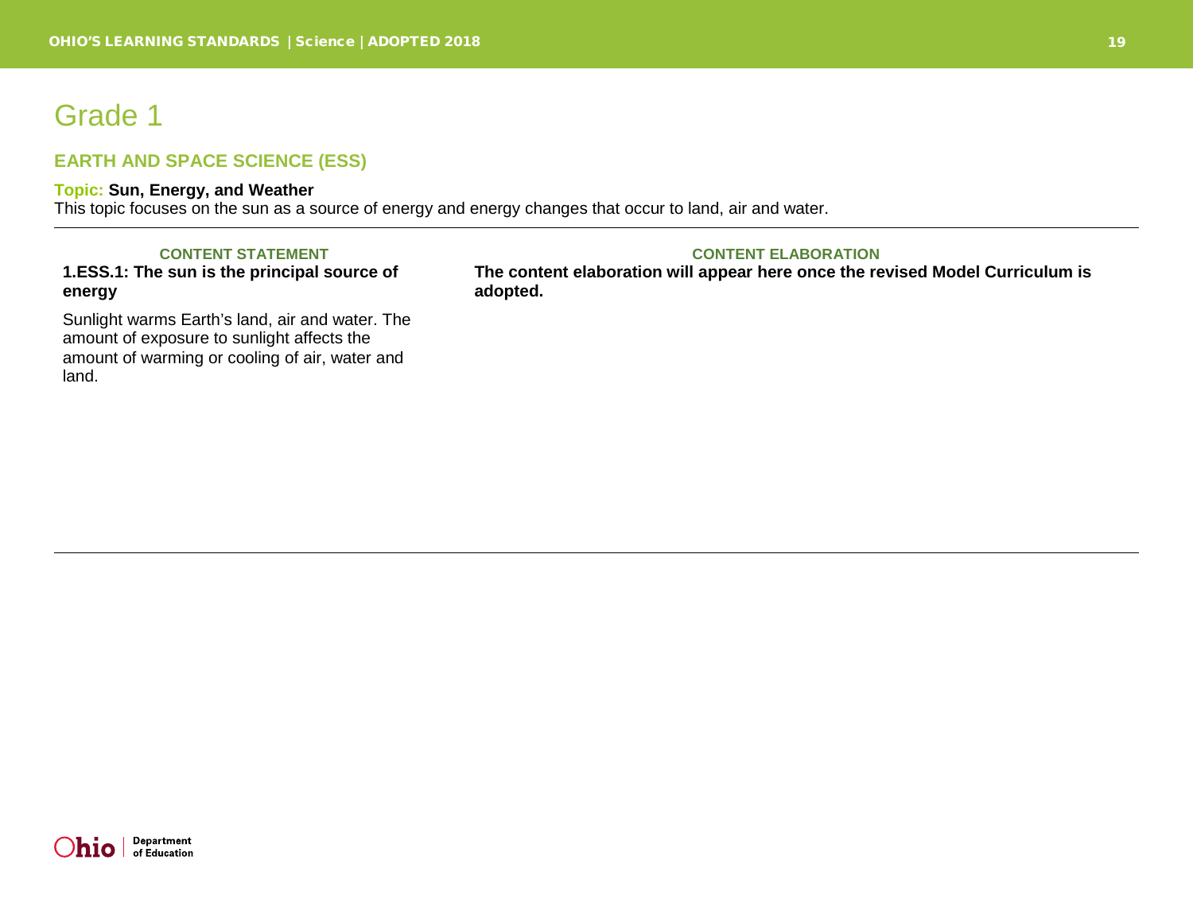# Grade 1

## EARTH AND SPACE SCIENCE (ESS)

**Topic: Sun, Energy, and Weather**

This topic focuses on the sun as a source of energy and energy changes that occur to land, air and water.

| CONTENT STATEMENT | CONTENT ELABORATION |
| --- | --- |
| **1.ESS.1: The sun is the principal source of energy**<br><br>Sunlight warms Earth's land, air and water. The amount of exposure to sunlight affects the amount of warming or cooling of air, water and land. | **The content elaboration will appear here once the revised Model Curriculum is adopted.** |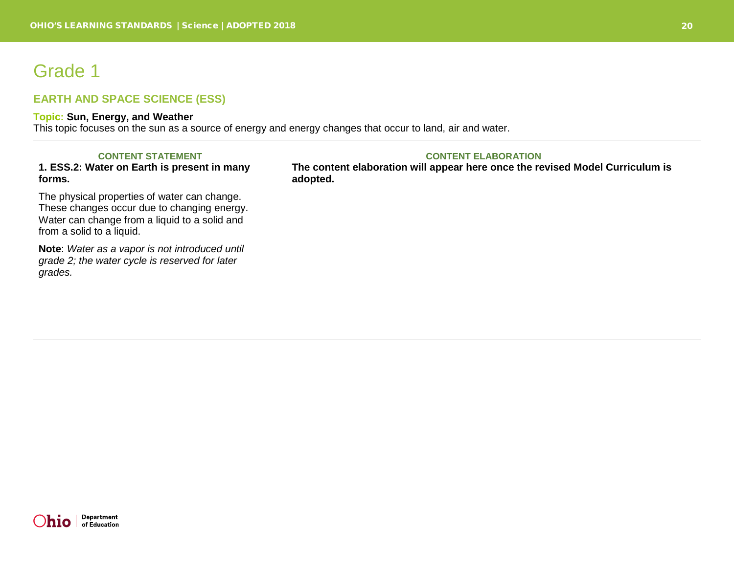# Grade 1

## EARTH AND SPACE SCIENCE (ESS)

**Topic: Sun, Energy, and Weather**
This topic focuses on the sun as a source of energy and energy changes that occur to land, air and water.

| CONTENT STATEMENT | CONTENT ELABORATION |
| --- | --- |
| **1. ESS.2: Water on Earth is present in many forms.**<br><br>The physical properties of water can change. These changes occur due to changing energy. Water can change from a liquid to a solid and from a solid to a liquid.<br><br>**Note**: *Water as a vapor is not introduced until grade 2; the water cycle is reserved for later grades.* | **The content elaboration will appear here once the revised Model Curriculum is adopted.** |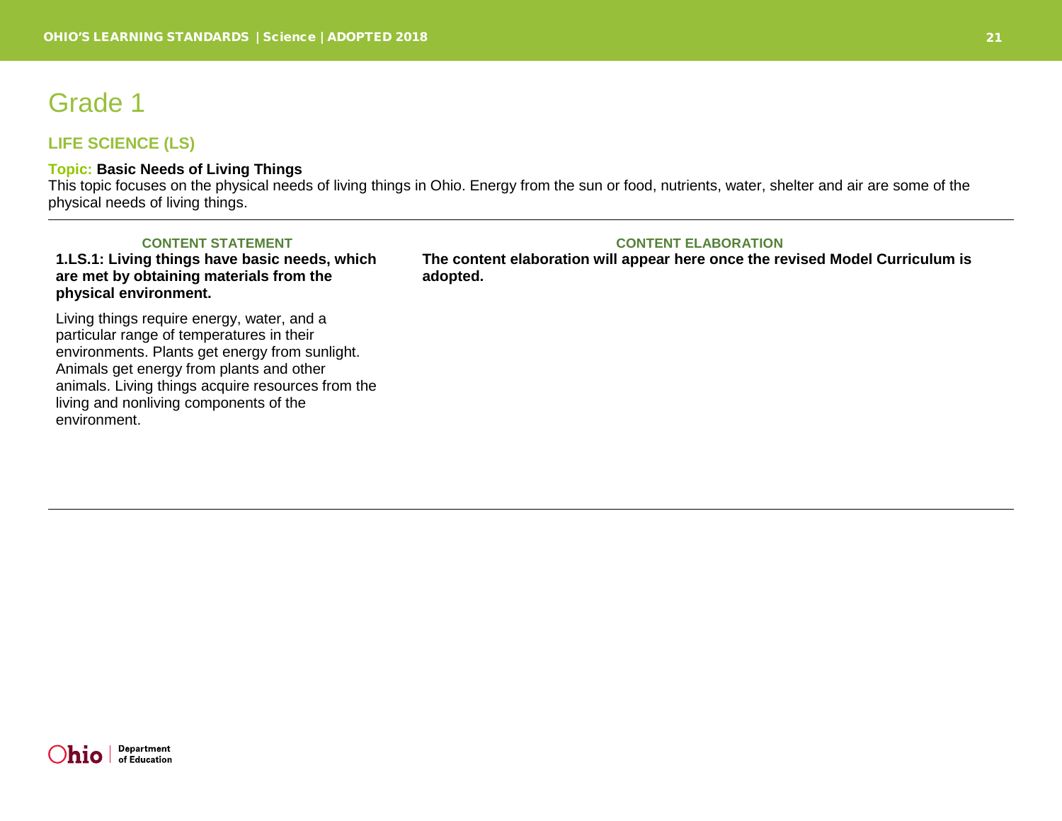# Grade 1

## LIFE SCIENCE (LS)

**Topic: Basic Needs of Living Things**

This topic focuses on the physical needs of living things in Ohio. Energy from the sun or food, nutrients, water, shelter and air are some of the physical needs of living things.

| CONTENT STATEMENT | CONTENT ELABORATION |
| --- | --- |
| **1.LS.1: Living things have basic needs, which are met by obtaining materials from the physical environment.**<br><br>Living things require energy, water, and a particular range of temperatures in their environments. Plants get energy from sunlight. Animals get energy from plants and other animals. Living things acquire resources from the living and nonliving components of the environment. | **The content elaboration will appear here once the revised Model Curriculum is adopted.** |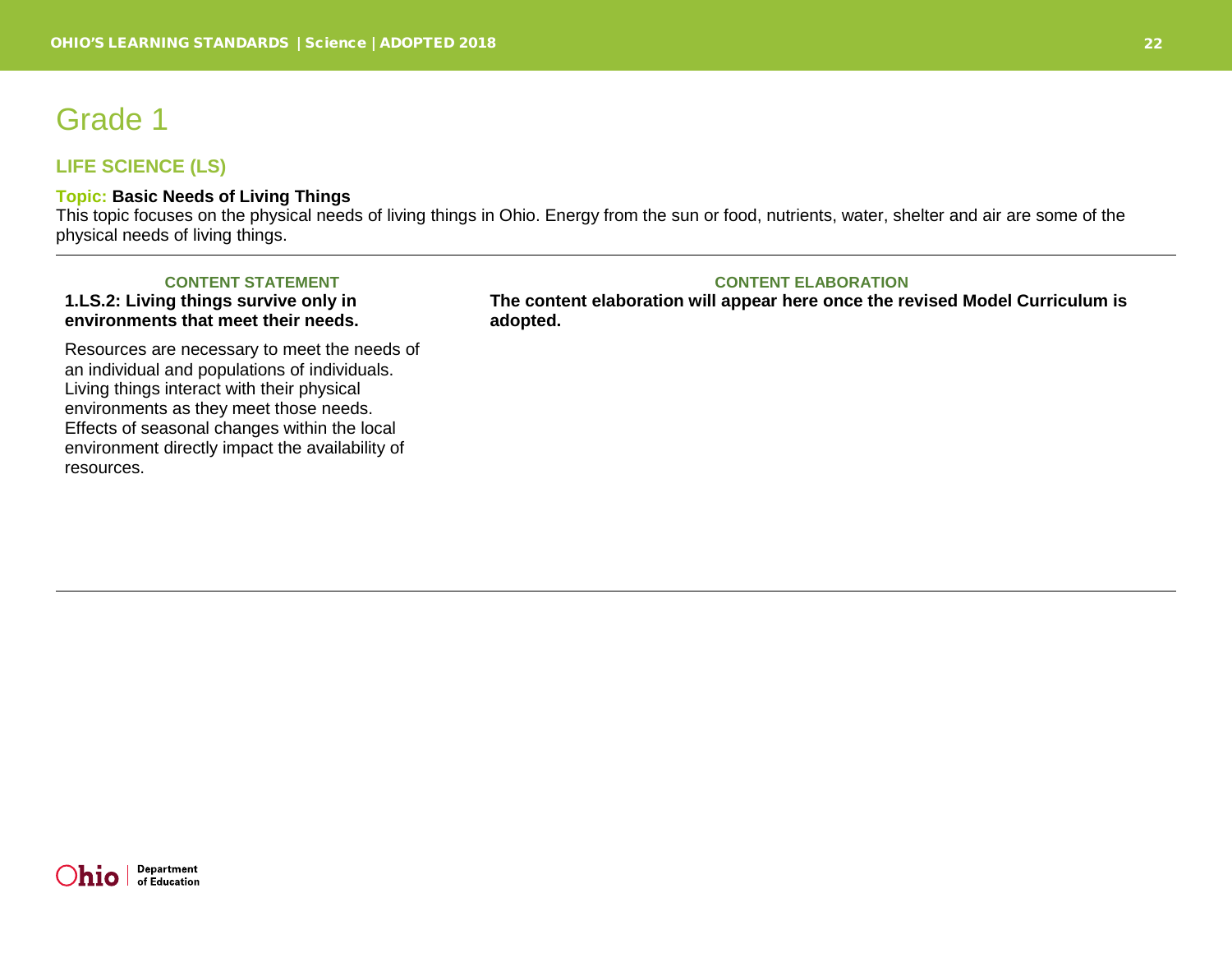# Grade 1

## LIFE SCIENCE (LS)

**Topic: Basic Needs of Living Things**

This topic focuses on the physical needs of living things in Ohio. Energy from the sun or food, nutrients, water, shelter and air are some of the physical needs of living things.

| CONTENT STATEMENT | CONTENT ELABORATION |
|---|---|
| **1.LS.2: Living things survive only in environments that meet their needs.**<br><br>Resources are necessary to meet the needs of an individual and populations of individuals. Living things interact with their physical environments as they meet those needs. Effects of seasonal changes within the local environment directly impact the availability of resources. | **The content elaboration will appear here once the revised Model Curriculum is adopted.** |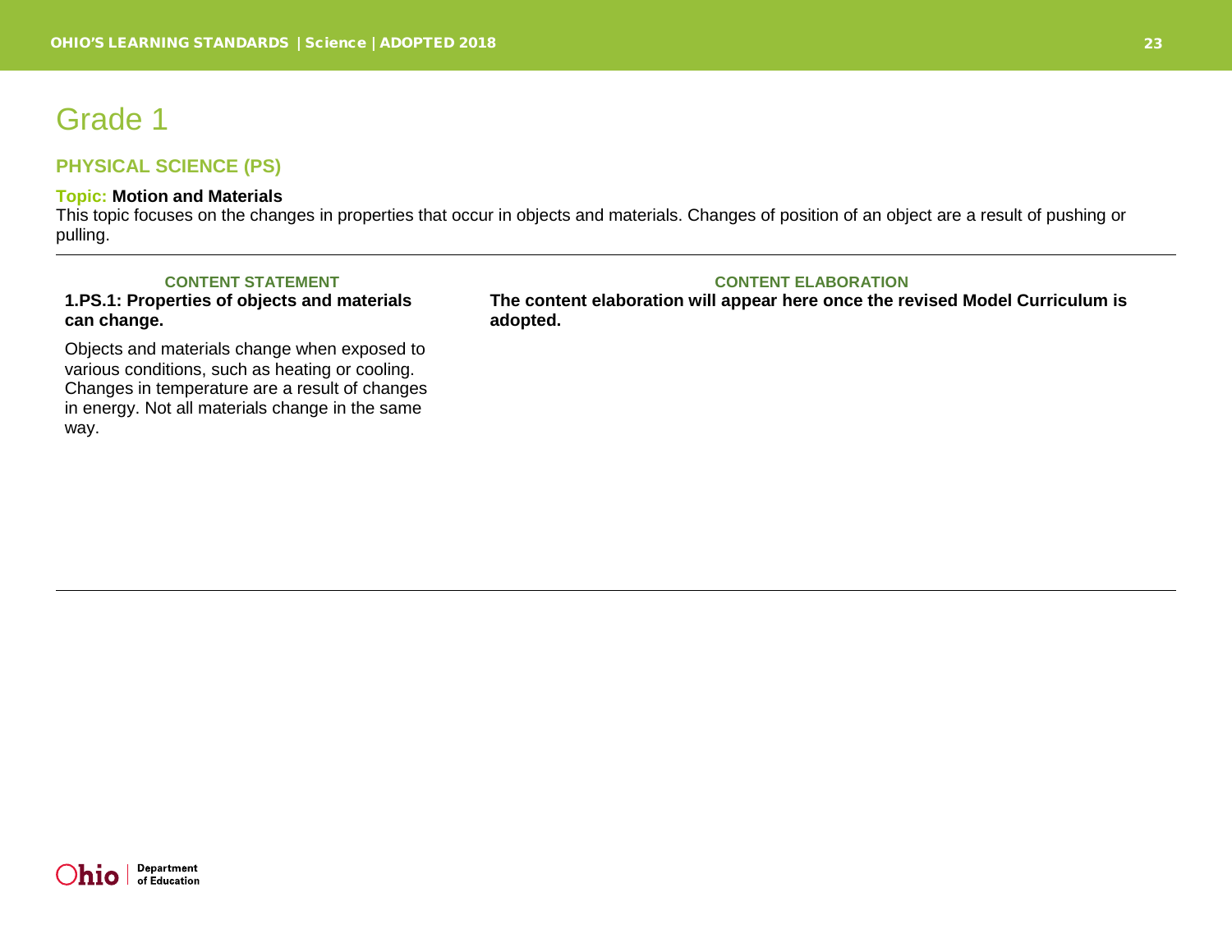# Grade 1

## PHYSICAL SCIENCE (PS)

**Topic: Motion and Materials**

This topic focuses on the changes in properties that occur in objects and materials. Changes of position of an object are a result of pushing or pulling.

| CONTENT STATEMENT | CONTENT ELABORATION |
| --- | --- |
| **1.PS.1: Properties of objects and materials can change.**<br><br>Objects and materials change when exposed to various conditions, such as heating or cooling. Changes in temperature are a result of changes in energy. Not all materials change in the same way. | **The content elaboration will appear here once the revised Model Curriculum is adopted.** |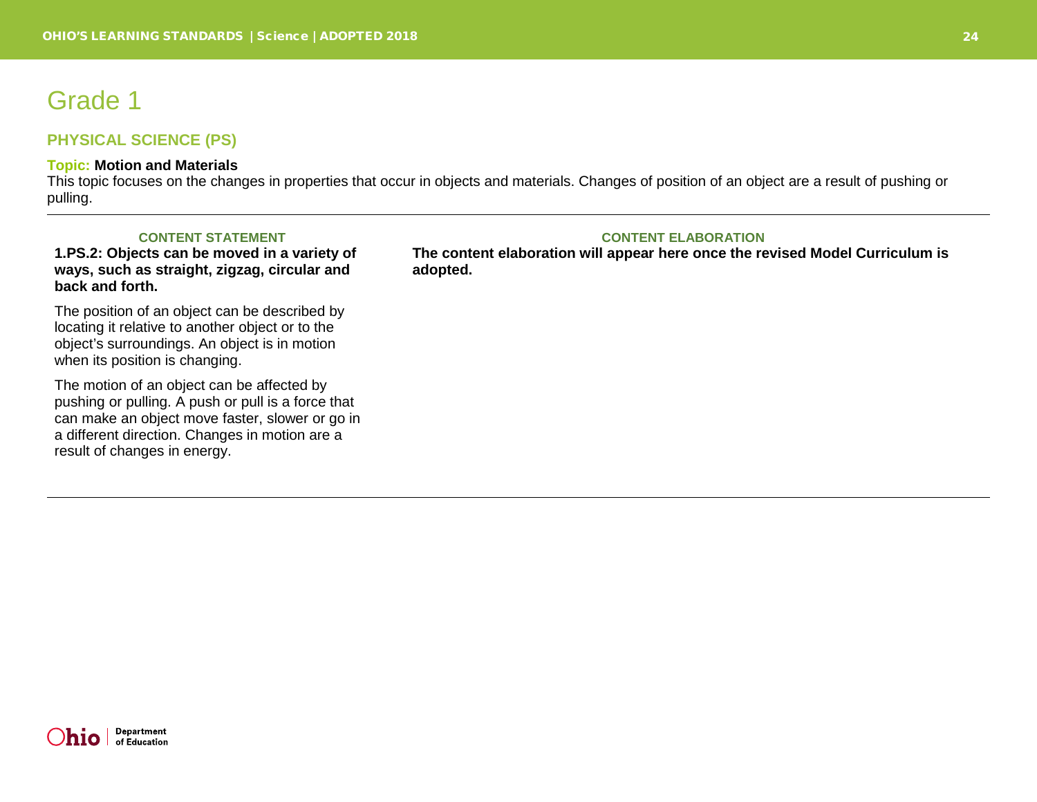# Grade 1

## PHYSICAL SCIENCE (PS)

**Topic: Motion and Materials**

This topic focuses on the changes in properties that occur in objects and materials. Changes of position of an object are a result of pushing or pulling.

| CONTENT STATEMENT | CONTENT ELABORATION |
|---|---|
| **1.PS.2: Objects can be moved in a variety of ways, such as straight, zigzag, circular and back and forth.**<br><br>The position of an object can be described by locating it relative to another object or to the object's surroundings. An object is in motion when its position is changing.<br><br>The motion of an object can be affected by pushing or pulling. A push or pull is a force that can make an object move faster, slower or go in a different direction. Changes in motion are a result of changes in energy. | **The content elaboration will appear here once the revised Model Curriculum is adopted.** |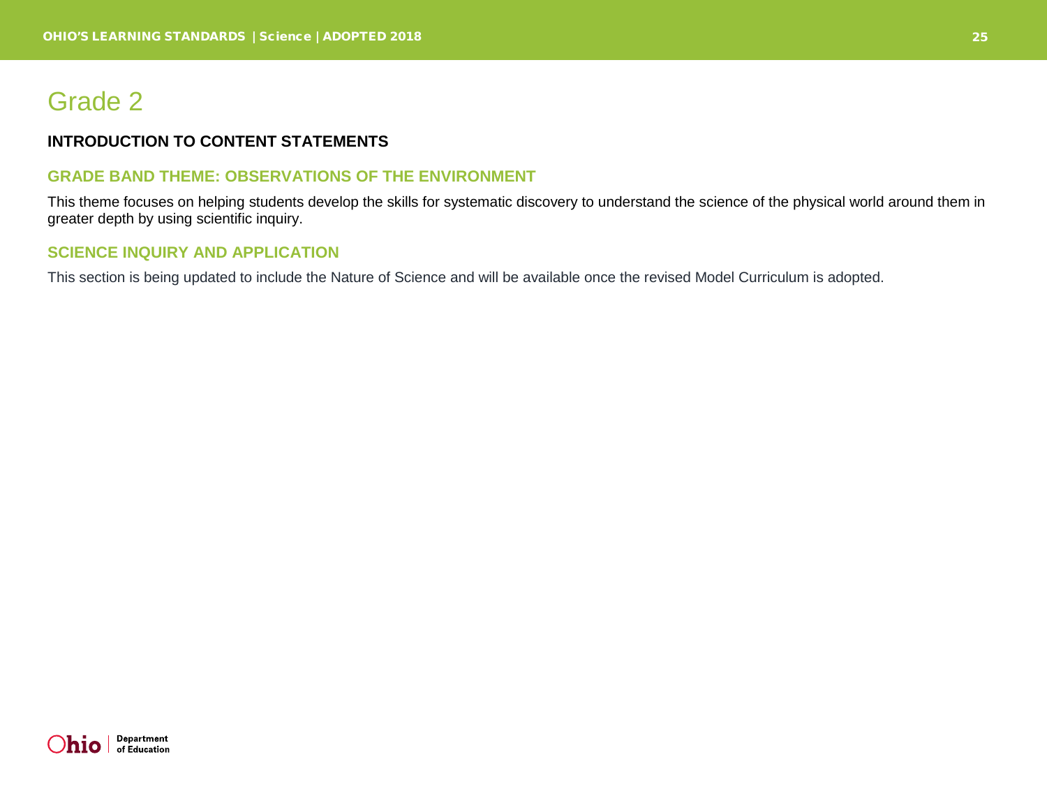# Grade 2

## INTRODUCTION TO CONTENT STATEMENTS

### GRADE BAND THEME: OBSERVATIONS OF THE ENVIRONMENT

This theme focuses on helping students develop the skills for systematic discovery to understand the science of the physical world around them in greater depth by using scientific inquiry.

### SCIENCE INQUIRY AND APPLICATION

This section is being updated to include the Nature of Science and will be available once the revised Model Curriculum is adopted.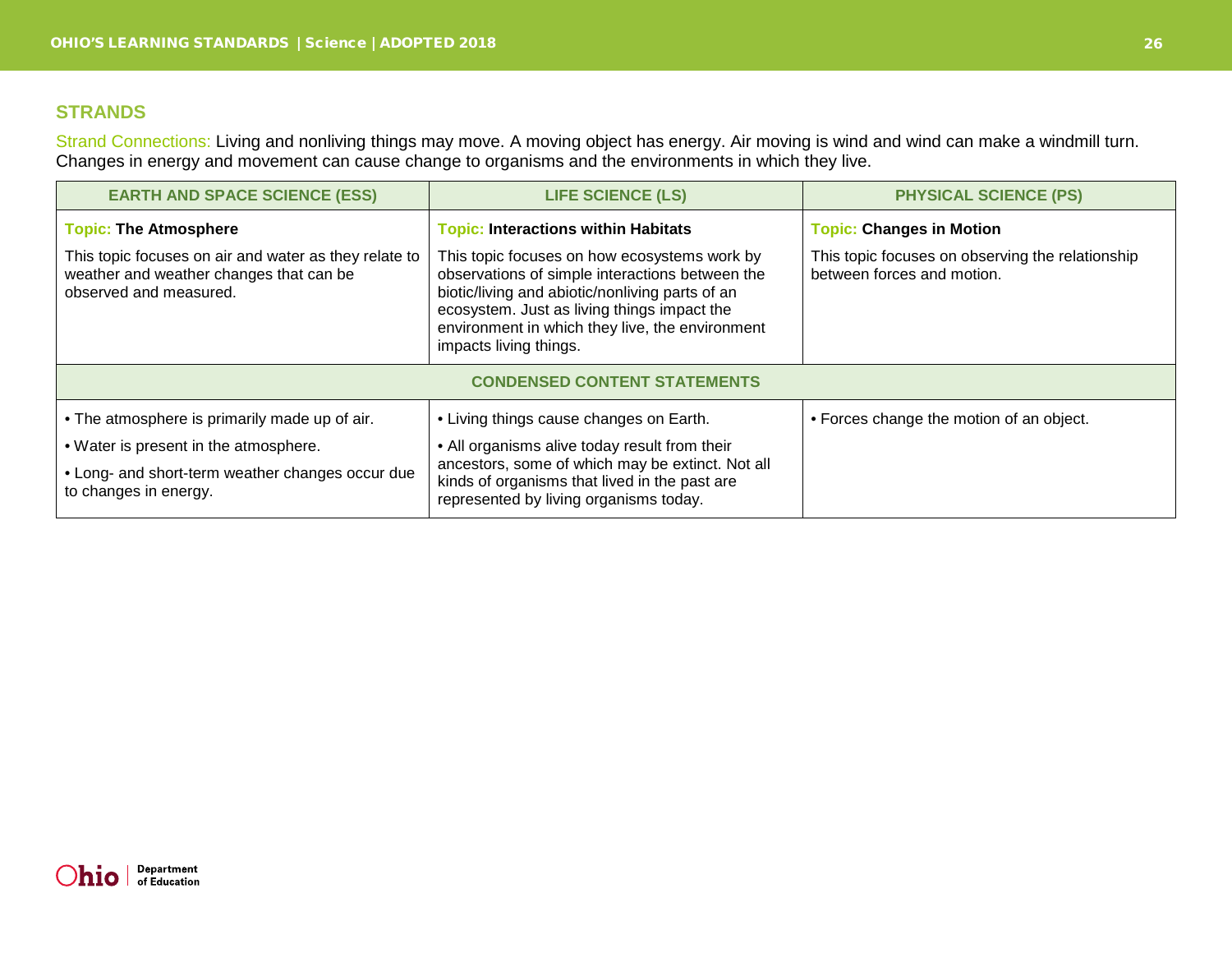## STRANDS

Strand Connections: Living and nonliving things may move. A moving object has energy. Air moving is wind and wind can make a windmill turn. Changes in energy and movement can cause change to organisms and the environments in which they live.

| EARTH AND SPACE SCIENCE (ESS) | LIFE SCIENCE (LS) | PHYSICAL SCIENCE (PS) |
|---|---|---|
| **Topic: The Atmosphere**<br><br>This topic focuses on air and water as they relate to weather and weather changes that can be observed and measured. | **Topic: Interactions within Habitats**<br><br>This topic focuses on how ecosystems work by observations of simple interactions between the biotic/living and abiotic/nonliving parts of an ecosystem. Just as living things impact the environment in which they live, the environment impacts living things. | **Topic: Changes in Motion**<br><br>This topic focuses on observing the relationship between forces and motion. |
| **CONDENSED CONTENT STATEMENTS** | | |
| • The atmosphere is primarily made up of air.<br>• Water is present in the atmosphere.<br>• Long- and short-term weather changes occur due to changes in energy. | • Living things cause changes on Earth.<br>• All organisms alive today result from their ancestors, some of which may be extinct. Not all kinds of organisms that lived in the past are represented by living organisms today. | • Forces change the motion of an object. |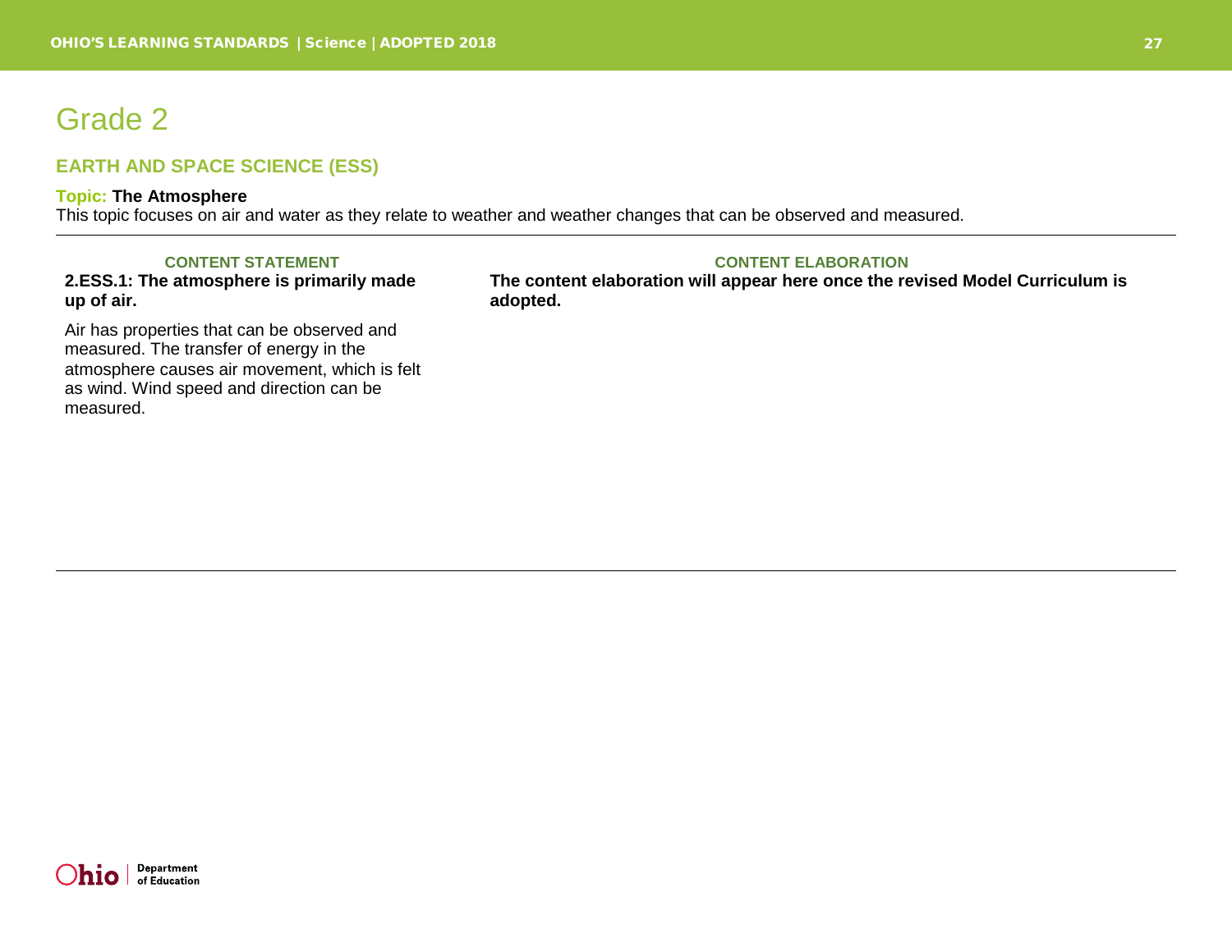# Grade 2

## EARTH AND SPACE SCIENCE (ESS)

**Topic: The Atmosphere**

This topic focuses on air and water as they relate to weather and weather changes that can be observed and measured.

| CONTENT STATEMENT | CONTENT ELABORATION |
|---|---|
| **2.ESS.1: The atmosphere is primarily made up of air.**<br><br>Air has properties that can be observed and measured. The transfer of energy in the atmosphere causes air movement, which is felt as wind. Wind speed and direction can be measured. | **The content elaboration will appear here once the revised Model Curriculum is adopted.** |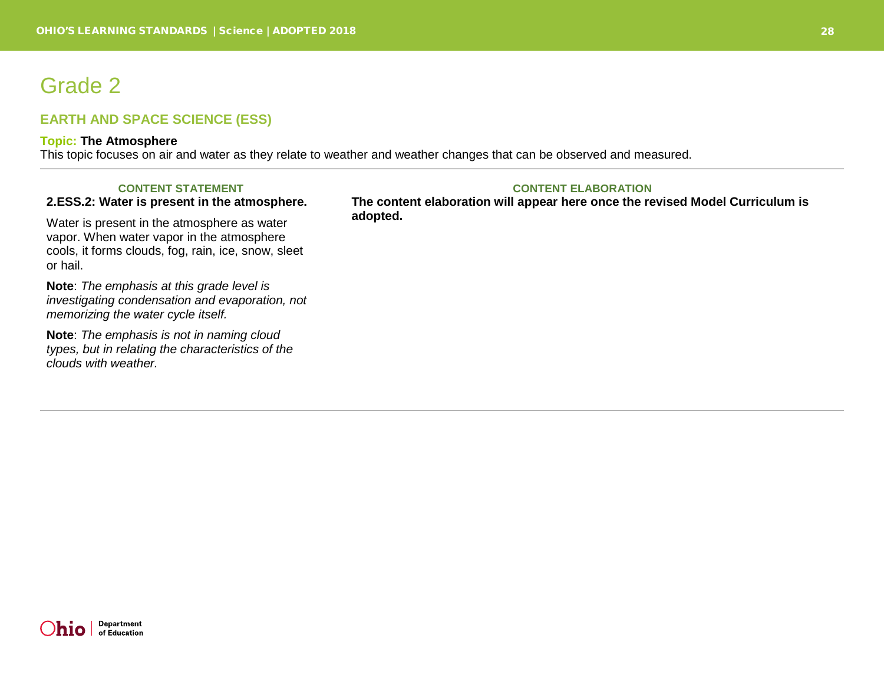# Grade 2

## EARTH AND SPACE SCIENCE (ESS)

**Topic: The Atmosphere**

This topic focuses on air and water as they relate to weather and weather changes that can be observed and measured.

| CONTENT STATEMENT | CONTENT ELABORATION |
|---|---|
| **2.ESS.2: Water is present in the atmosphere.**<br><br>Water is present in the atmosphere as water vapor. When water vapor in the atmosphere cools, it forms clouds, fog, rain, ice, snow, sleet or hail.<br><br>**Note**: *The emphasis at this grade level is investigating condensation and evaporation, not memorizing the water cycle itself.*<br><br>**Note**: *The emphasis is not in naming cloud types, but in relating the characteristics of the clouds with weather.* | **The content elaboration will appear here once the revised Model Curriculum is adopted.** |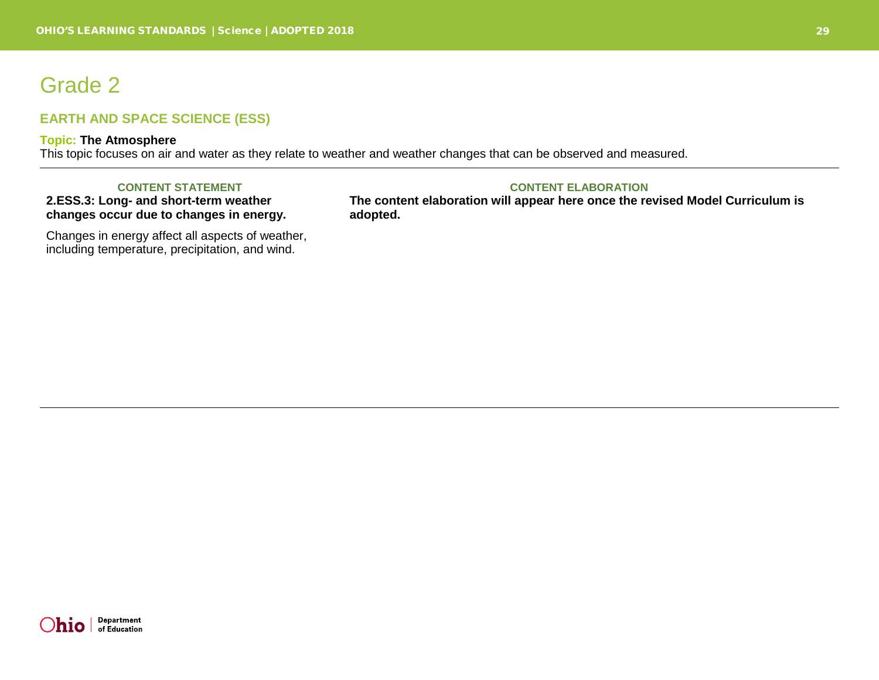# Grade 2

## EARTH AND SPACE SCIENCE (ESS)

**Topic: The Atmosphere**

This topic focuses on air and water as they relate to weather and weather changes that can be observed and measured.

| CONTENT STATEMENT | CONTENT ELABORATION |
|---|---|
| **2.ESS.3: Long- and short-term weather changes occur due to changes in energy.**<br><br>Changes in energy affect all aspects of weather, including temperature, precipitation, and wind. | **The content elaboration will appear here once the revised Model Curriculum is adopted.** |

Ohio Department of Education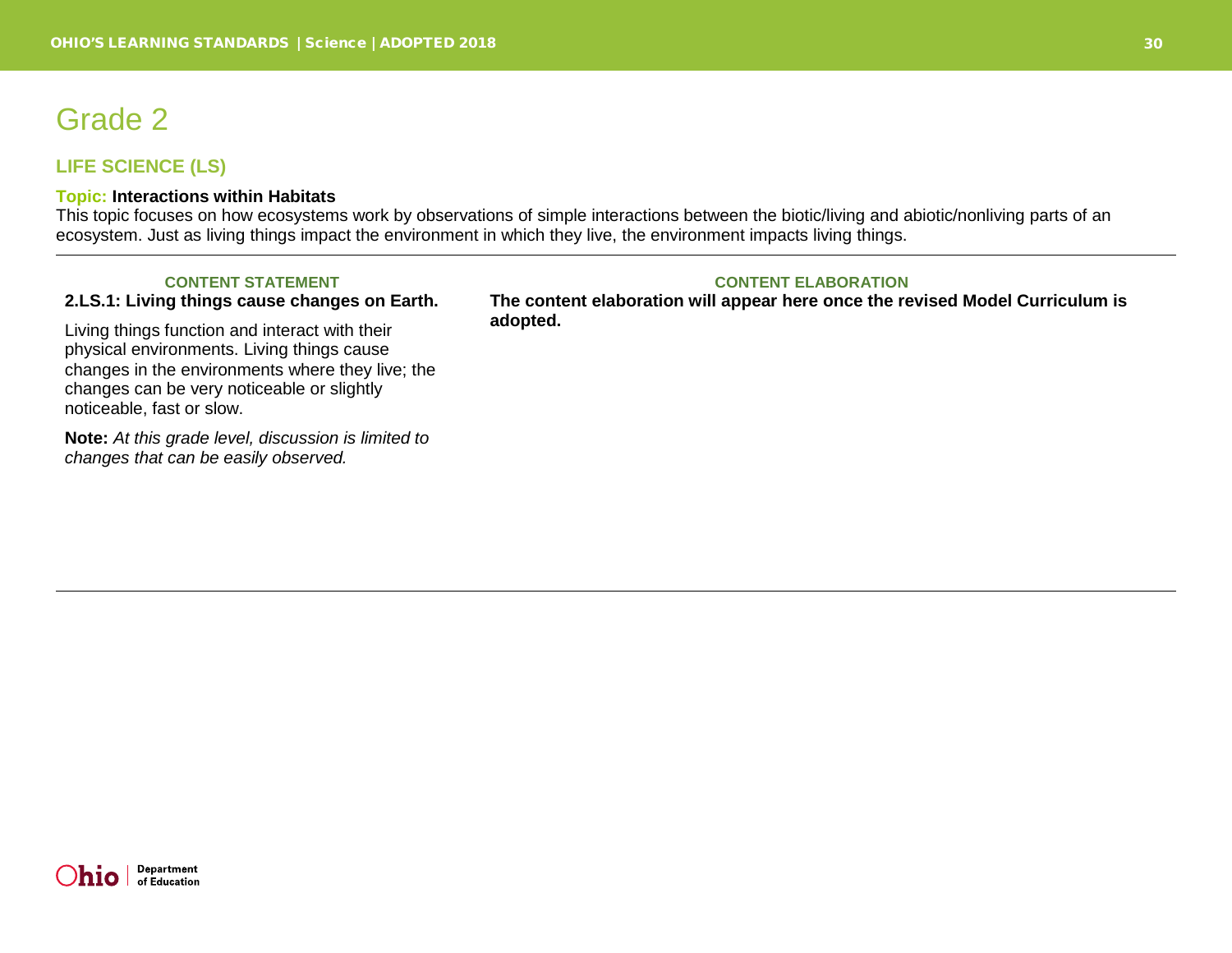# Grade 2

## LIFE SCIENCE (LS)

**Topic: Interactions within Habitats**

This topic focuses on how ecosystems work by observations of simple interactions between the biotic/living and abiotic/nonliving parts of an ecosystem. Just as living things impact the environment in which they live, the environment impacts living things.

### CONTENT STATEMENT

**2.LS.1: Living things cause changes on Earth.**

Living things function and interact with their physical environments. Living things cause changes in the environments where they live; the changes can be very noticeable or slightly noticeable, fast or slow.

**Note:** *At this grade level, discussion is limited to changes that can be easily observed.*

### CONTENT ELABORATION

**The content elaboration will appear here once the revised Model Curriculum is adopted.**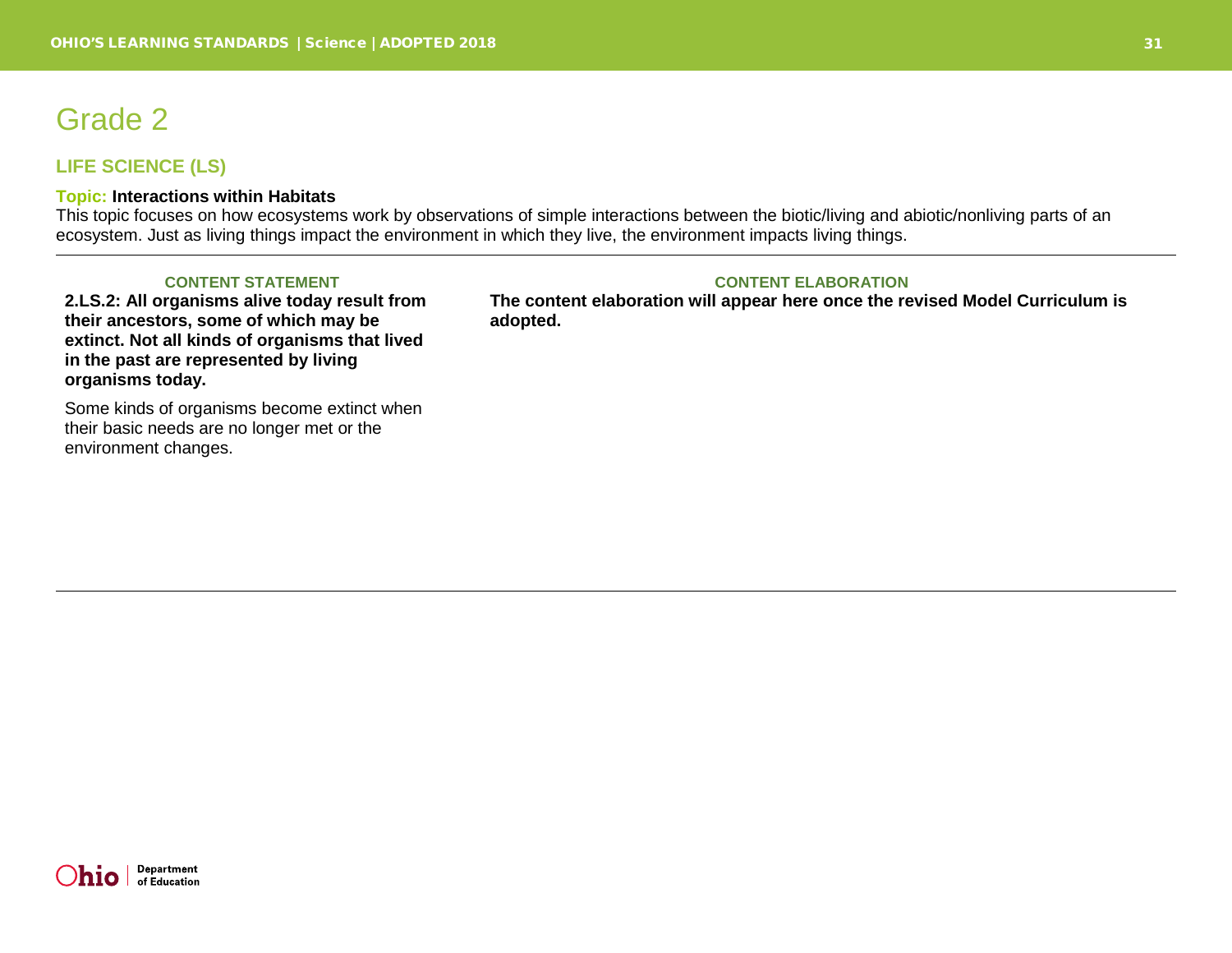# Grade 2

## LIFE SCIENCE (LS)

**Topic: Interactions within Habitats**

This topic focuses on how ecosystems work by observations of simple interactions between the biotic/living and abiotic/nonliving parts of an ecosystem. Just as living things impact the environment in which they live, the environment impacts living things.

| CONTENT STATEMENT | CONTENT ELABORATION |
| --- | --- |
| **2.LS.2: All organisms alive today result from their ancestors, some of which may be extinct. Not all kinds of organisms that lived in the past are represented by living organisms today.**<br><br>Some kinds of organisms become extinct when their basic needs are no longer met or the environment changes. | **The content elaboration will appear here once the revised Model Curriculum is adopted.** |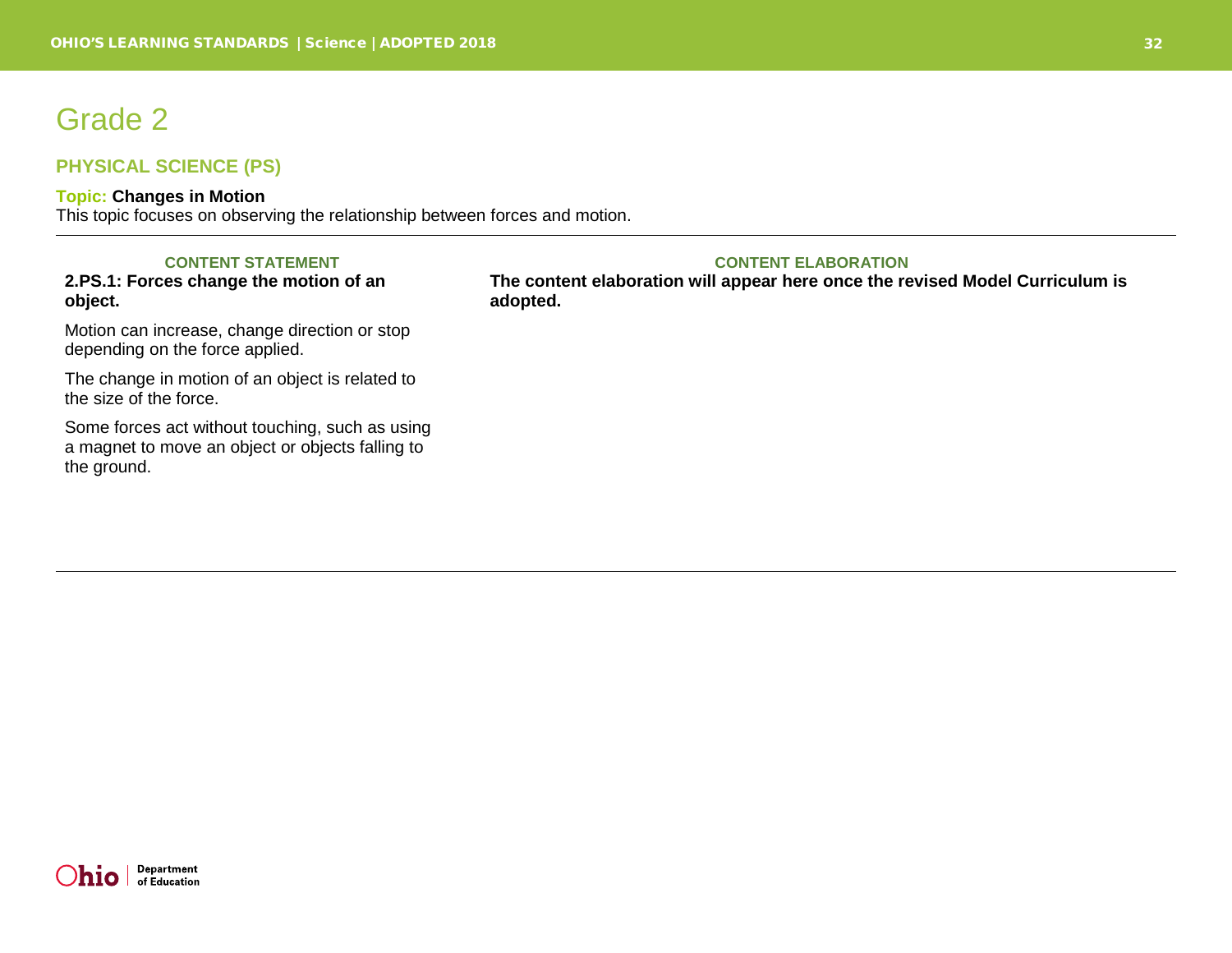# Grade 2

## PHYSICAL SCIENCE (PS)

**Topic: Changes in Motion**

This topic focuses on observing the relationship between forces and motion.

| CONTENT STATEMENT | CONTENT ELABORATION |
| --- | --- |
| **2.PS.1: Forces change the motion of an object.**<br><br>Motion can increase, change direction or stop depending on the force applied.<br><br>The change in motion of an object is related to the size of the force.<br><br>Some forces act without touching, such as using a magnet to move an object or objects falling to the ground. | **The content elaboration will appear here once the revised Model Curriculum is adopted.** |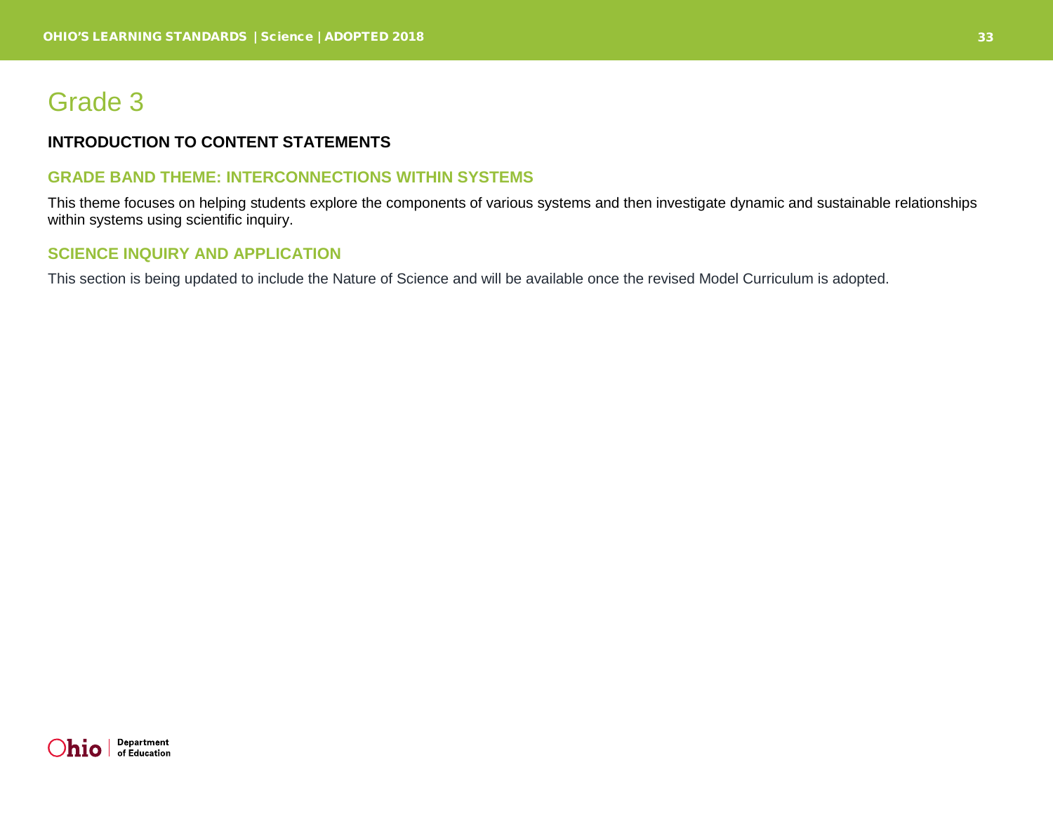# Grade 3

## INTRODUCTION TO CONTENT STATEMENTS

### GRADE BAND THEME: INTERCONNECTIONS WITHIN SYSTEMS

This theme focuses on helping students explore the components of various systems and then investigate dynamic and sustainable relationships within systems using scientific inquiry.

### SCIENCE INQUIRY AND APPLICATION

This section is being updated to include the Nature of Science and will be available once the revised Model Curriculum is adopted.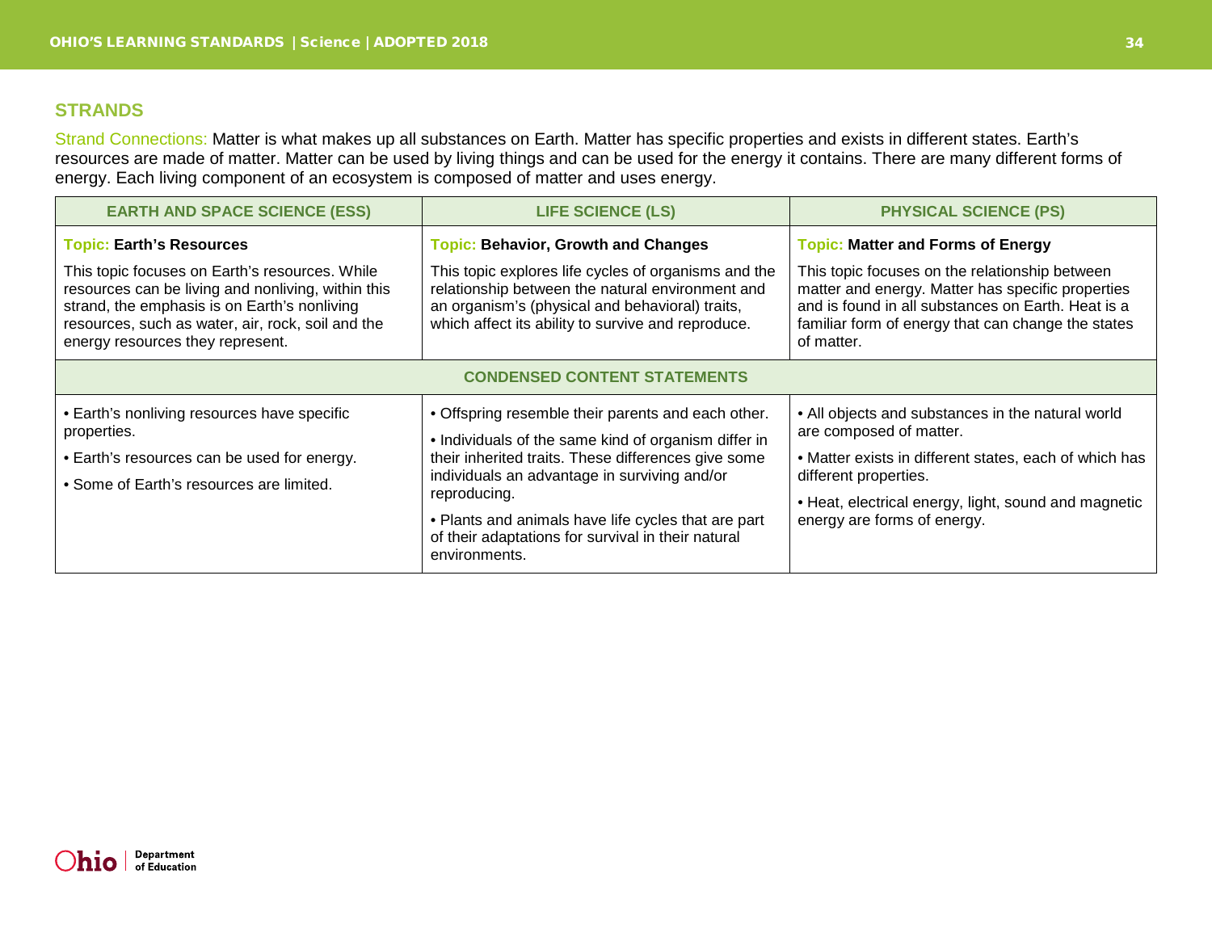## STRANDS

Strand Connections: Matter is what makes up all substances on Earth. Matter has specific properties and exists in different states. Earth's resources are made of matter. Matter can be used by living things and can be used for the energy it contains. There are many different forms of energy. Each living component of an ecosystem is composed of matter and uses energy.

| EARTH AND SPACE SCIENCE (ESS) | LIFE SCIENCE (LS) | PHYSICAL SCIENCE (PS) |
|---|---|---|
| Topic: **Earth's Resources**<br><br>This topic focuses on Earth's resources. While resources can be living and nonliving, within this strand, the emphasis is on Earth's nonliving resources, such as water, air, rock, soil and the energy resources they represent. | Topic: **Behavior, Growth and Changes**<br><br>This topic explores life cycles of organisms and the relationship between the natural environment and an organism's (physical and behavioral) traits, which affect its ability to survive and reproduce. | Topic: **Matter and Forms of Energy**<br><br>This topic focuses on the relationship between matter and energy. Matter has specific properties and is found in all substances on Earth. Heat is a familiar form of energy that can change the states of matter. |
| **CONDENSED CONTENT STATEMENTS** | | |
| • Earth's nonliving resources have specific properties.<br>• Earth's resources can be used for energy.<br>• Some of Earth's resources are limited. | • Offspring resemble their parents and each other.<br>• Individuals of the same kind of organism differ in their inherited traits. These differences give some individuals an advantage in surviving and/or reproducing.<br>• Plants and animals have life cycles that are part of their adaptations for survival in their natural environments. | • All objects and substances in the natural world are composed of matter.<br>• Matter exists in different states, each of which has different properties.<br>• Heat, electrical energy, light, sound and magnetic energy are forms of energy. |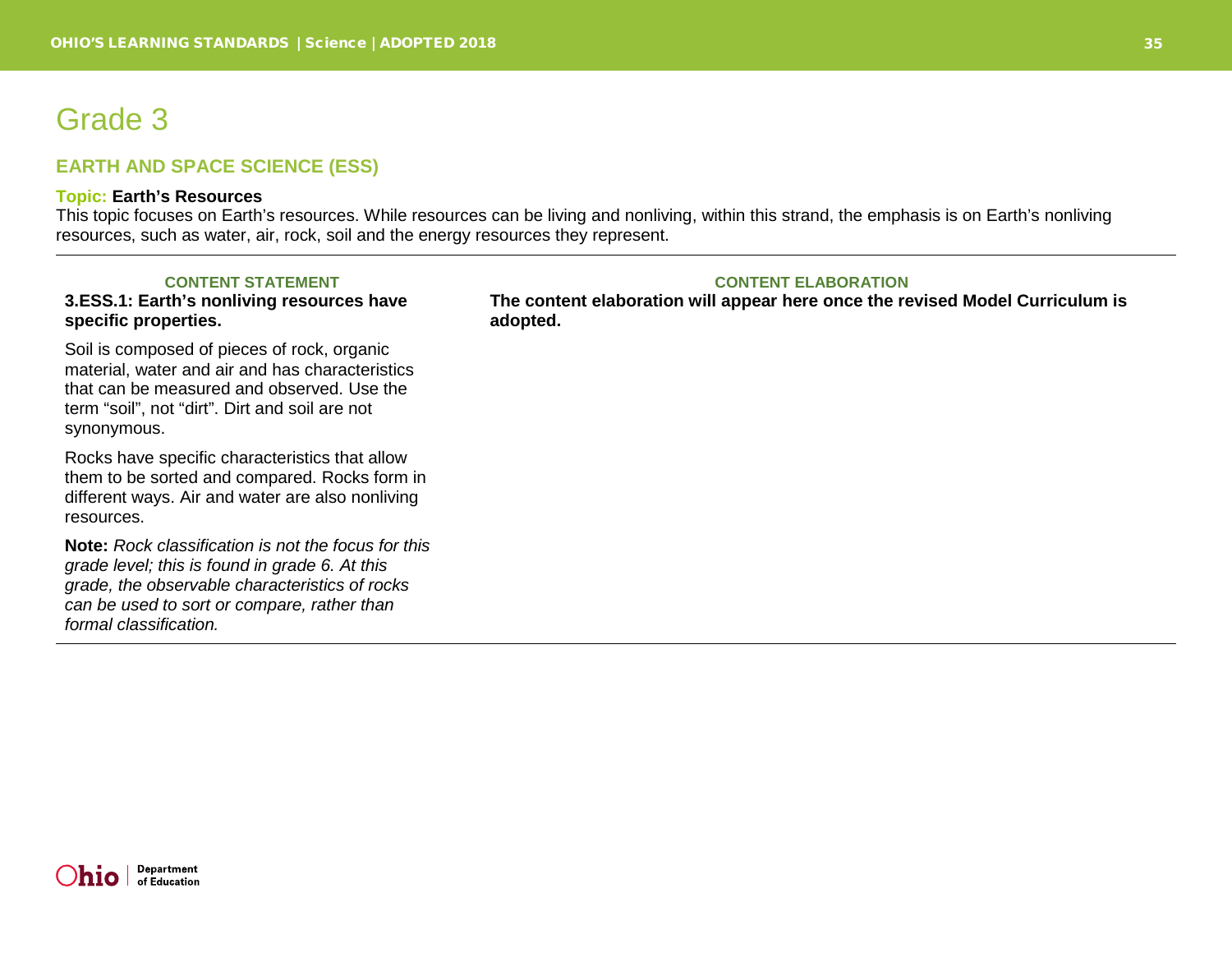# Grade 3

## EARTH AND SPACE SCIENCE (ESS)

**Topic: Earth's Resources**

This topic focuses on Earth's resources. While resources can be living and nonliving, within this strand, the emphasis is on Earth's nonliving resources, such as water, air, rock, soil and the energy resources they represent.

| CONTENT STATEMENT | CONTENT ELABORATION |
| --- | --- |
| **3.ESS.1: Earth's nonliving resources have specific properties.**<br><br>Soil is composed of pieces of rock, organic material, water and air and has characteristics that can be measured and observed. Use the term "soil", not "dirt". Dirt and soil are not synonymous.<br><br>Rocks have specific characteristics that allow them to be sorted and compared. Rocks form in different ways. Air and water are also nonliving resources.<br><br>**Note:** *Rock classification is not the focus for this grade level; this is found in grade 6. At this grade, the observable characteristics of rocks can be used to sort or compare, rather than formal classification.* | **The content elaboration will appear here once the revised Model Curriculum is adopted.** |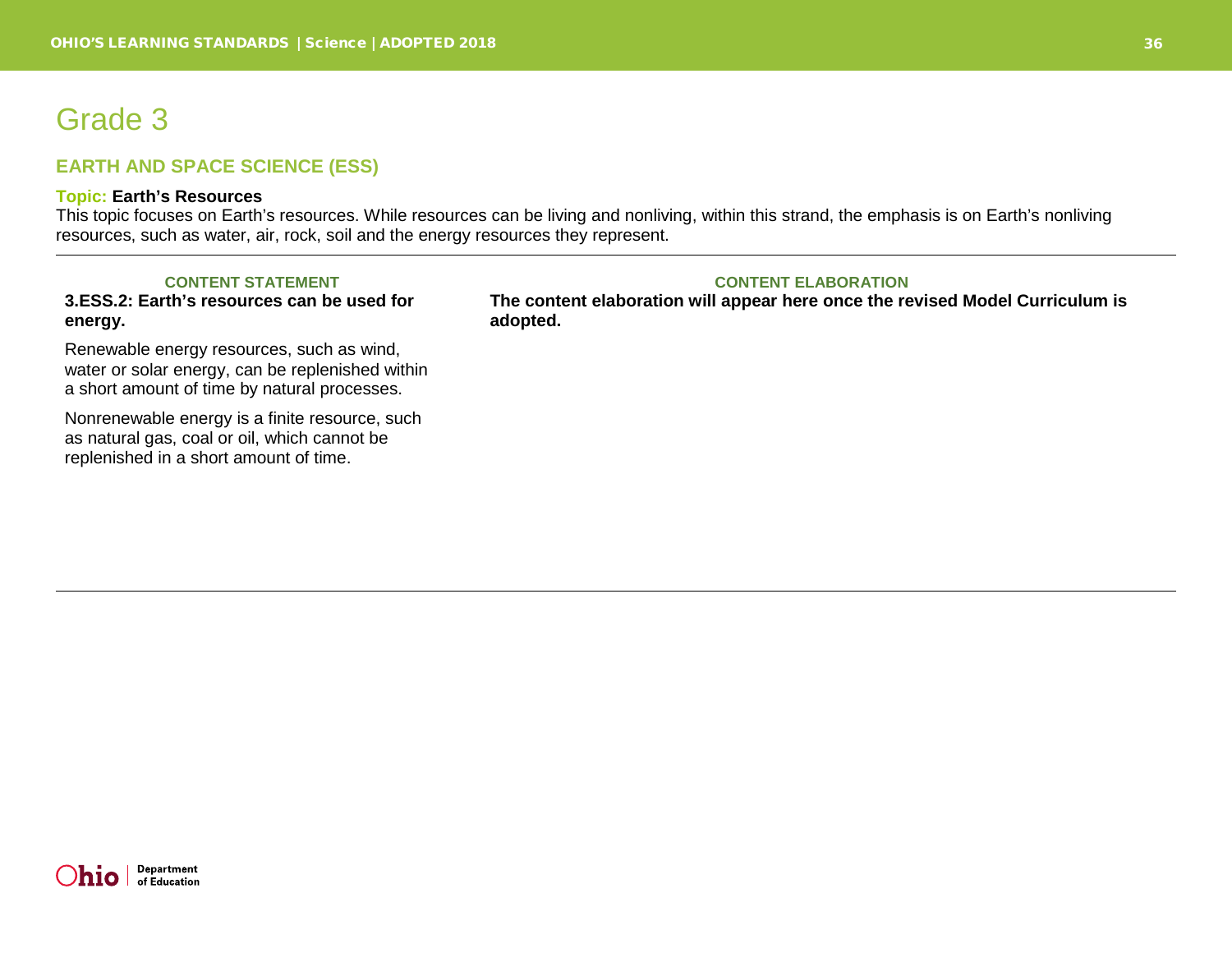# Grade 3

## EARTH AND SPACE SCIENCE (ESS)

**Topic: Earth's Resources**

This topic focuses on Earth's resources. While resources can be living and nonliving, within this strand, the emphasis is on Earth's nonliving resources, such as water, air, rock, soil and the energy resources they represent.

| CONTENT STATEMENT | CONTENT ELABORATION |
|---|---|
| **3.ESS.2: Earth's resources can be used for energy.**<br><br>Renewable energy resources, such as wind, water or solar energy, can be replenished within a short amount of time by natural processes.<br><br>Nonrenewable energy is a finite resource, such as natural gas, coal or oil, which cannot be replenished in a short amount of time. | **The content elaboration will appear here once the revised Model Curriculum is adopted.** |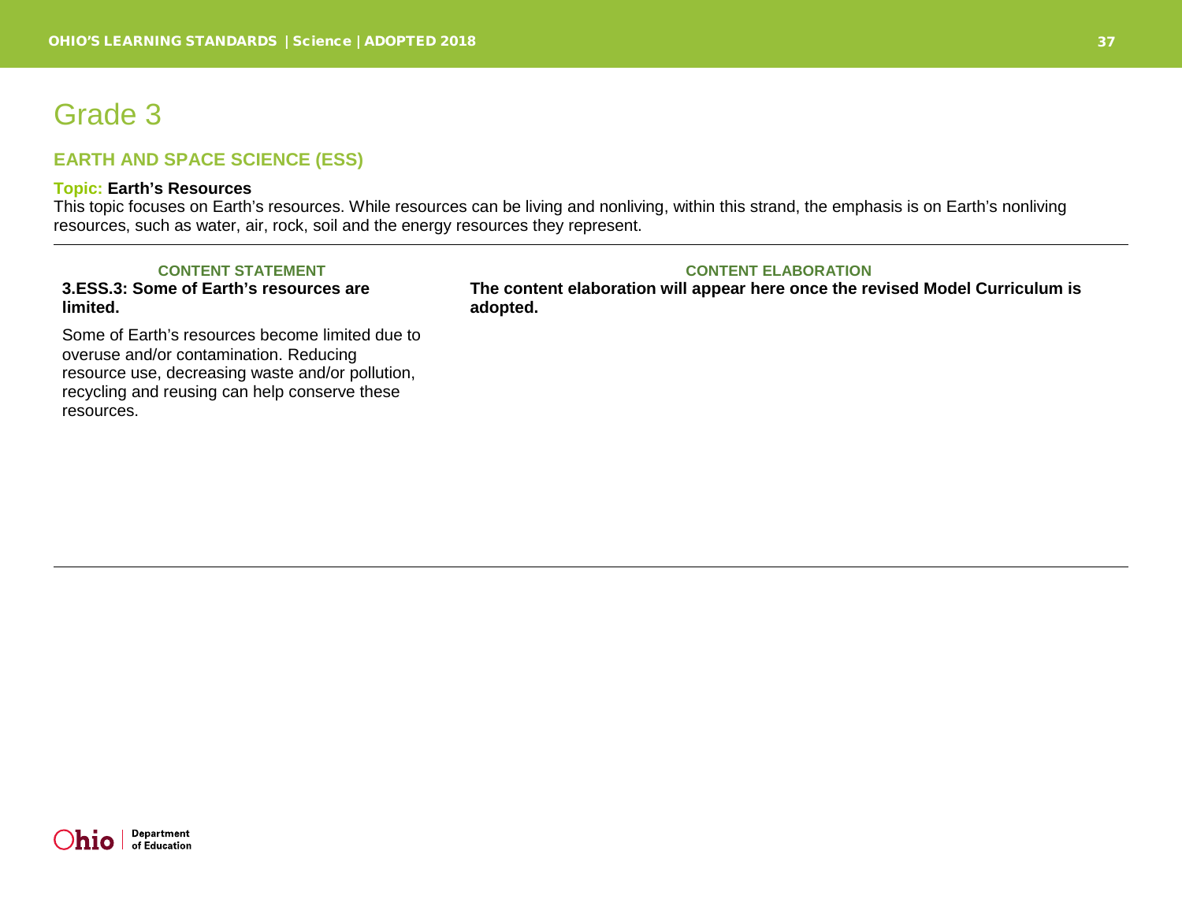# Grade 3

## EARTH AND SPACE SCIENCE (ESS)

**Topic: Earth's Resources**

This topic focuses on Earth's resources. While resources can be living and nonliving, within this strand, the emphasis is on Earth's nonliving resources, such as water, air, rock, soil and the energy resources they represent.

| CONTENT STATEMENT | CONTENT ELABORATION |
| --- | --- |
| **3.ESS.3: Some of Earth's resources are limited.**<br><br>Some of Earth's resources become limited due to overuse and/or contamination. Reducing resource use, decreasing waste and/or pollution, recycling and reusing can help conserve these resources. | **The content elaboration will appear here once the revised Model Curriculum is adopted.** |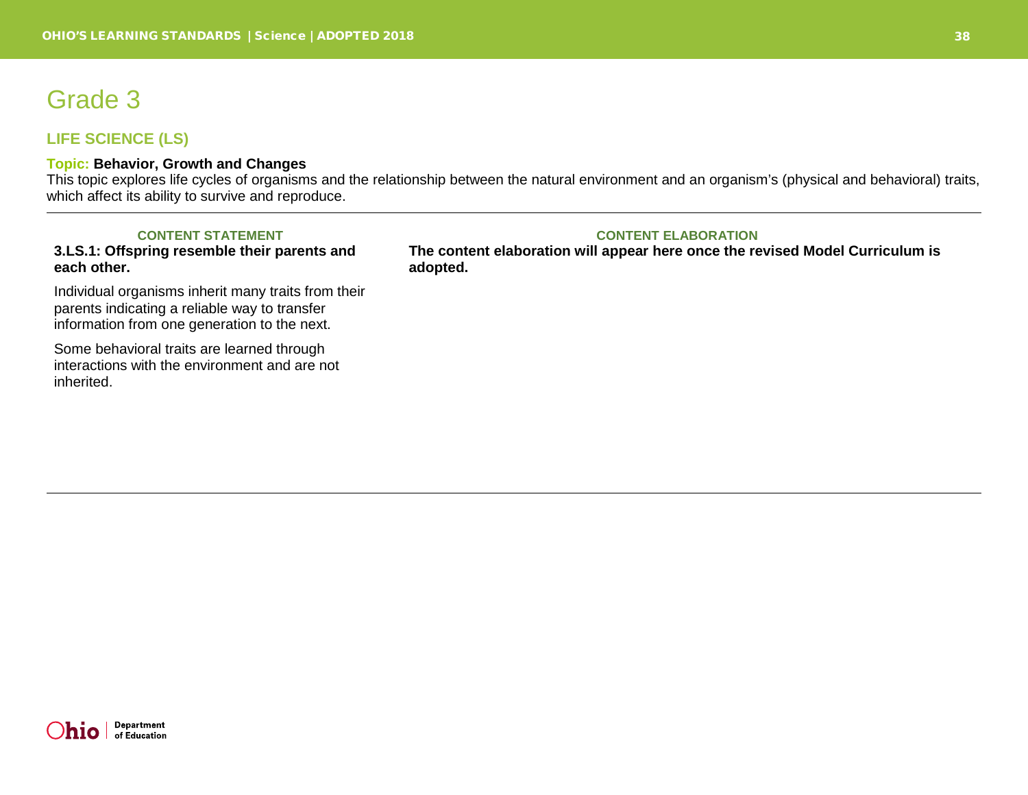# Grade 3

## LIFE SCIENCE (LS)

**Topic: Behavior, Growth and Changes**

This topic explores life cycles of organisms and the relationship between the natural environment and an organism's (physical and behavioral) traits, which affect its ability to survive and reproduce.

---

| CONTENT STATEMENT | CONTENT ELABORATION |
| --- | --- |
| **3.LS.1: Offspring resemble their parents and each other.**<br><br>Individual organisms inherit many traits from their parents indicating a reliable way to transfer information from one generation to the next.<br><br>Some behavioral traits are learned through interactions with the environment and are not inherited. | **The content elaboration will appear here once the revised Model Curriculum is adopted.** |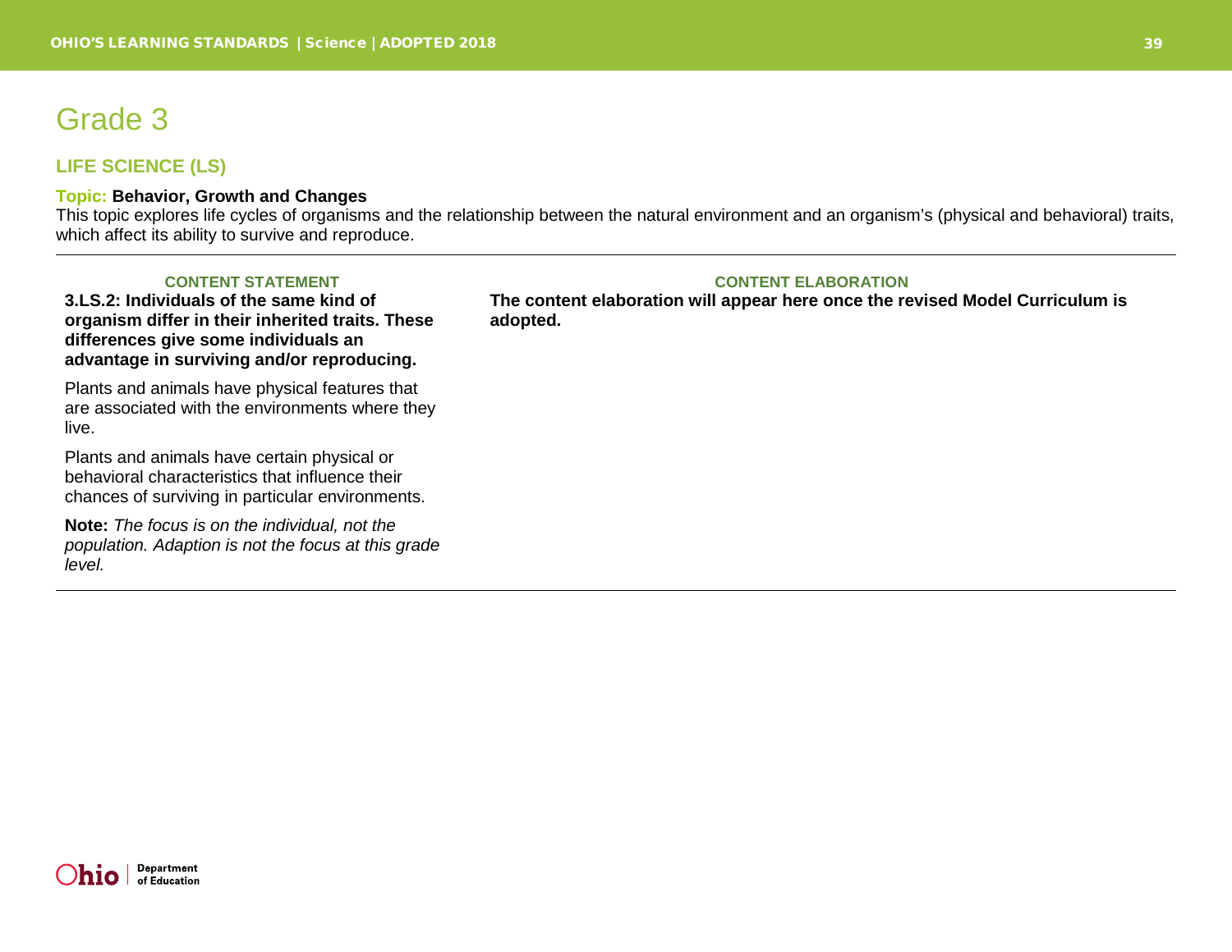# Grade 3

## LIFE SCIENCE (LS)

**Topic: Behavior, Growth and Changes**

This topic explores life cycles of organisms and the relationship between the natural environment and an organism's (physical and behavioral) traits, which affect its ability to survive and reproduce.

| CONTENT STATEMENT | CONTENT ELABORATION |
| --- | --- |
| **3.LS.2: Individuals of the same kind of organism differ in their inherited traits. These differences give some individuals an advantage in surviving and/or reproducing.**<br><br>Plants and animals have physical features that are associated with the environments where they live.<br><br>Plants and animals have certain physical or behavioral characteristics that influence their chances of surviving in particular environments.<br><br>**Note:** *The focus is on the individual, not the population. Adaption is not the focus at this grade level.* | **The content elaboration will appear here once the revised Model Curriculum is adopted.** |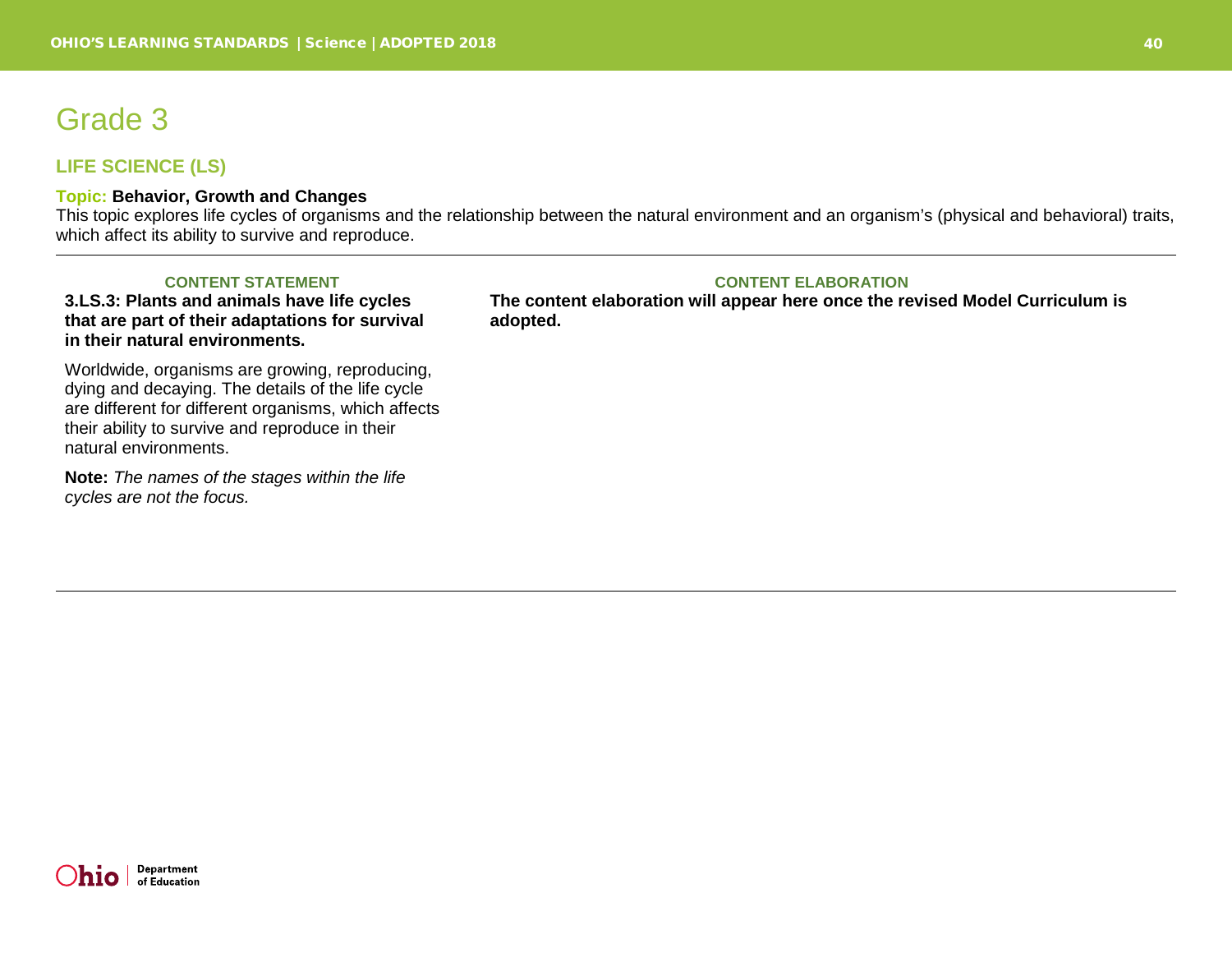# Grade 3

## LIFE SCIENCE (LS)

**Topic: Behavior, Growth and Changes**

This topic explores life cycles of organisms and the relationship between the natural environment and an organism's (physical and behavioral) traits, which affect its ability to survive and reproduce.

| CONTENT STATEMENT | CONTENT ELABORATION |
| --- | --- |
| **3.LS.3: Plants and animals have life cycles that are part of their adaptations for survival in their natural environments.**<br><br>Worldwide, organisms are growing, reproducing, dying and decaying. The details of the life cycle are different for different organisms, which affects their ability to survive and reproduce in their natural environments.<br><br>**Note:** *The names of the stages within the life cycles are not the focus.* | **The content elaboration will appear here once the revised Model Curriculum is adopted.** |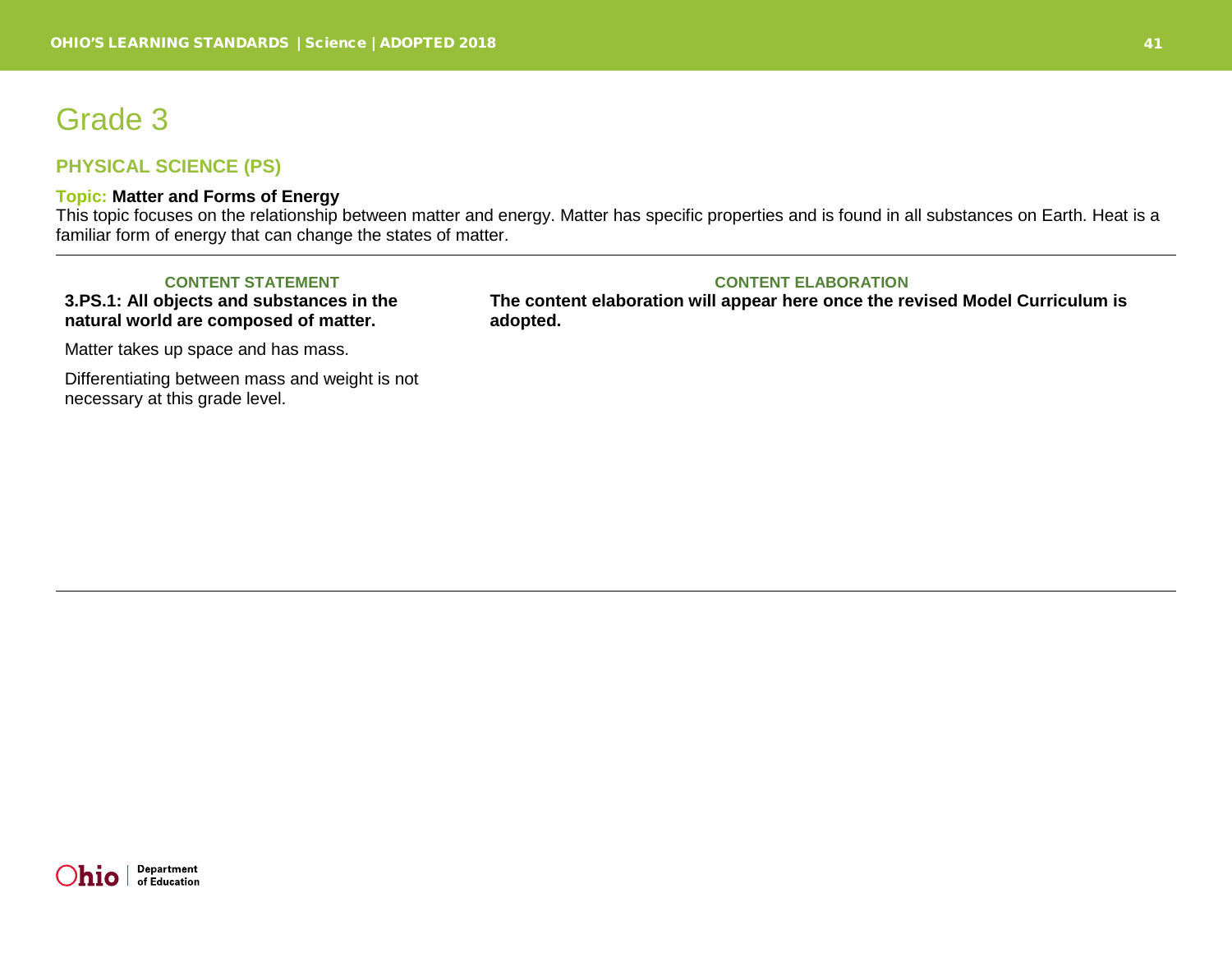# Grade 3

## PHYSICAL SCIENCE (PS)

**Topic: Matter and Forms of Energy**

This topic focuses on the relationship between matter and energy. Matter has specific properties and is found in all substances on Earth. Heat is a familiar form of energy that can change the states of matter.

| CONTENT STATEMENT | CONTENT ELABORATION |
| --- | --- |
| **3.PS.1: All objects and substances in the natural world are composed of matter.**<br><br>Matter takes up space and has mass.<br><br>Differentiating between mass and weight is not necessary at this grade level. | **The content elaboration will appear here once the revised Model Curriculum is adopted.** |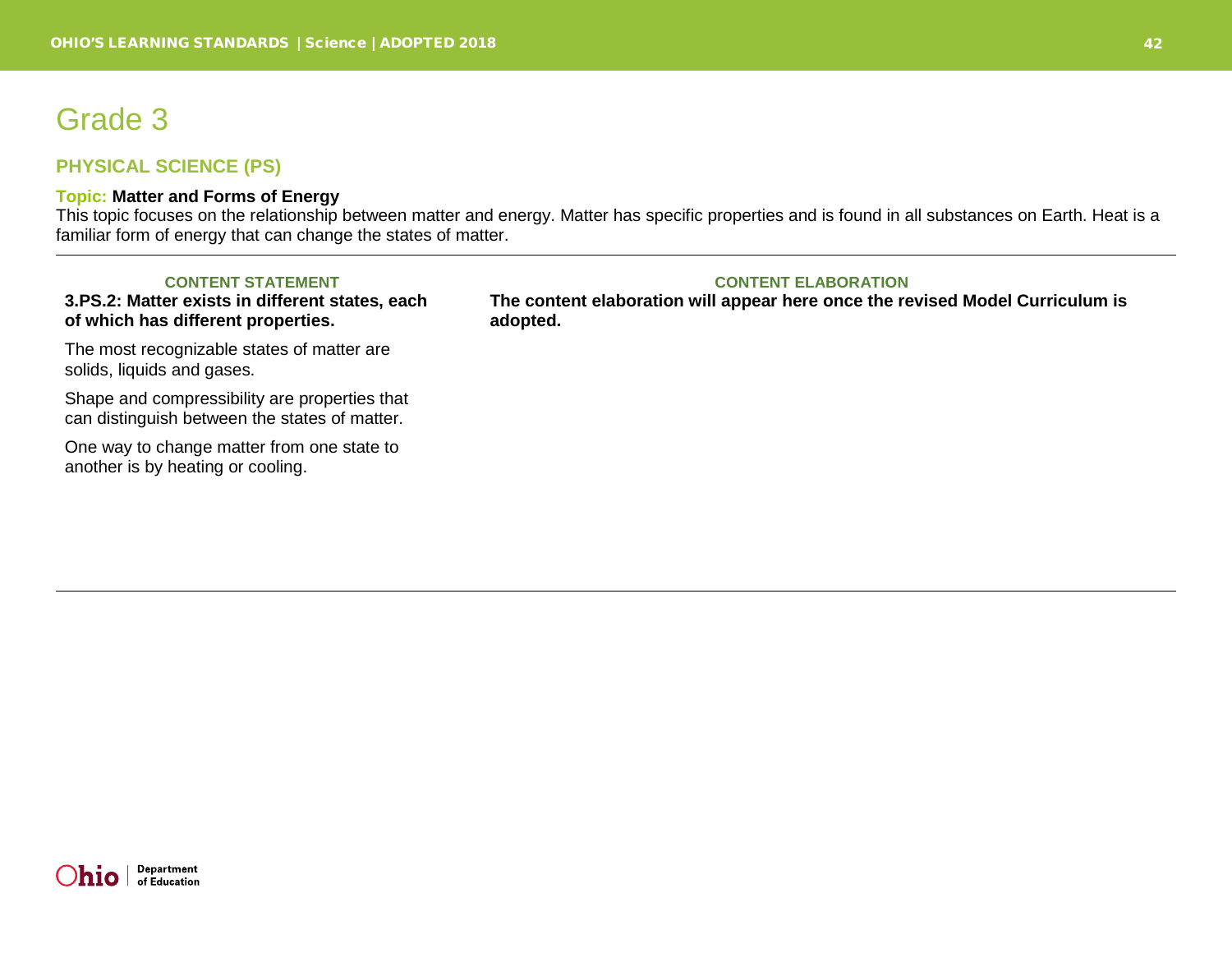# Grade 3

## PHYSICAL SCIENCE (PS)

**Topic: Matter and Forms of Energy**

This topic focuses on the relationship between matter and energy. Matter has specific properties and is found in all substances on Earth. Heat is a familiar form of energy that can change the states of matter.

| CONTENT STATEMENT | CONTENT ELABORATION |
|---|---|
| **3.PS.2: Matter exists in different states, each of which has different properties.**<br><br>The most recognizable states of matter are solids, liquids and gases.<br><br>Shape and compressibility are properties that can distinguish between the states of matter.<br><br>One way to change matter from one state to another is by heating or cooling. | **The content elaboration will appear here once the revised Model Curriculum is adopted.** |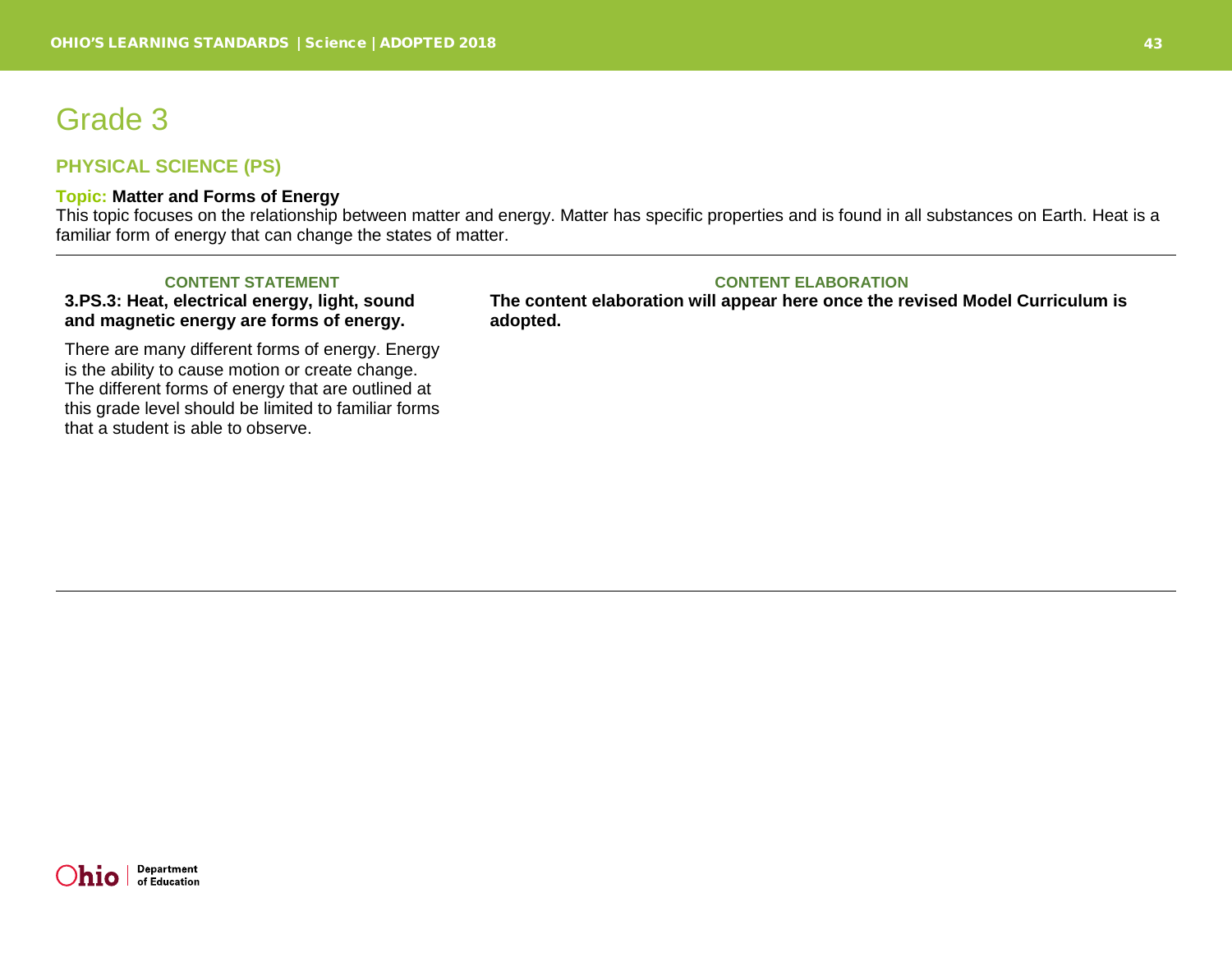# Grade 3

## PHYSICAL SCIENCE (PS)

**Topic: Matter and Forms of Energy**

This topic focuses on the relationship between matter and energy. Matter has specific properties and is found in all substances on Earth. Heat is a familiar form of energy that can change the states of matter.

| CONTENT STATEMENT | CONTENT ELABORATION |
| --- | --- |
| **3.PS.3: Heat, electrical energy, light, sound and magnetic energy are forms of energy.**<br><br>There are many different forms of energy. Energy is the ability to cause motion or create change. The different forms of energy that are outlined at this grade level should be limited to familiar forms that a student is able to observe. | **The content elaboration will appear here once the revised Model Curriculum is adopted.** |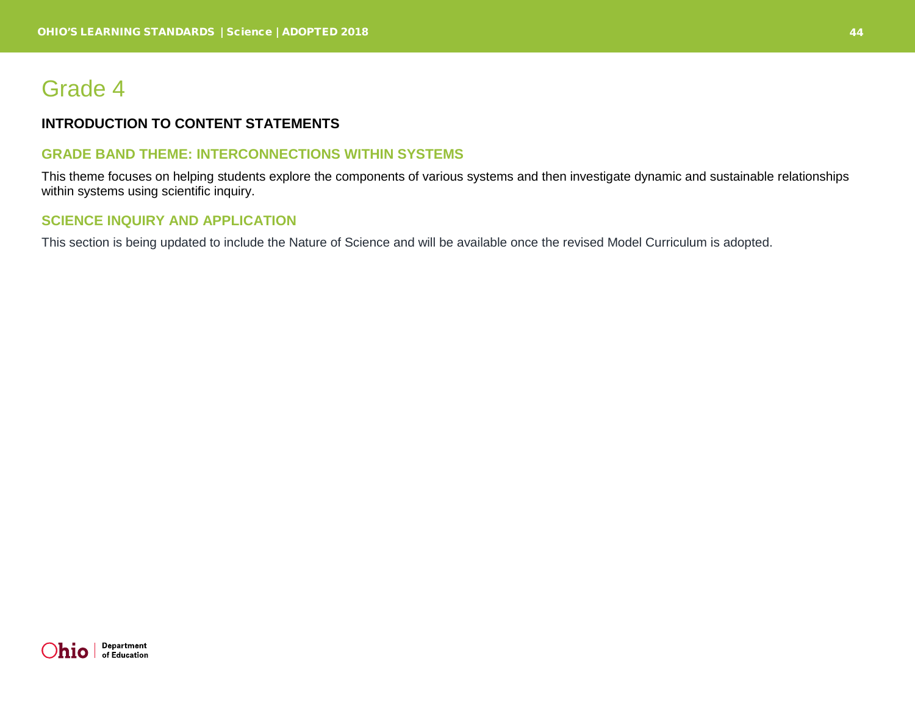# Grade 4

## INTRODUCTION TO CONTENT STATEMENTS

### GRADE BAND THEME: INTERCONNECTIONS WITHIN SYSTEMS

This theme focuses on helping students explore the components of various systems and then investigate dynamic and sustainable relationships within systems using scientific inquiry.

### SCIENCE INQUIRY AND APPLICATION

This section is being updated to include the Nature of Science and will be available once the revised Model Curriculum is adopted.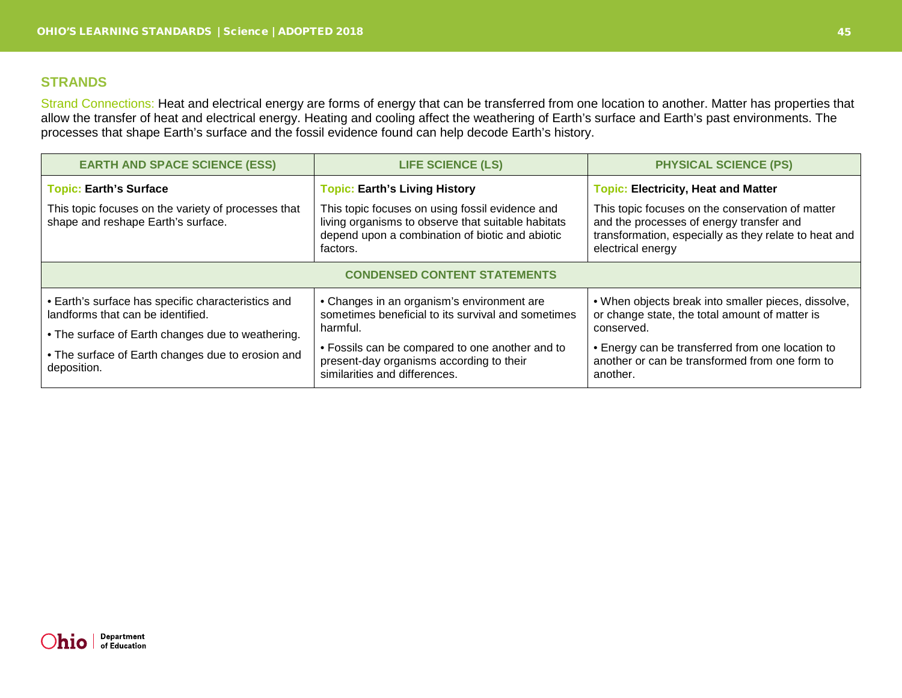## STRANDS

Strand Connections: Heat and electrical energy are forms of energy that can be transferred from one location to another. Matter has properties that allow the transfer of heat and electrical energy. Heating and cooling affect the weathering of Earth's surface and Earth's past environments. The processes that shape Earth's surface and the fossil evidence found can help decode Earth's history.

| EARTH AND SPACE SCIENCE (ESS) | LIFE SCIENCE (LS) | PHYSICAL SCIENCE (PS) |
|---|---|---|
| Topic: **Earth's Surface**<br><br>This topic focuses on the variety of processes that shape and reshape Earth's surface. | Topic: **Earth's Living History**<br><br>This topic focuses on using fossil evidence and living organisms to observe that suitable habitats depend upon a combination of biotic and abiotic factors. | Topic: **Electricity, Heat and Matter**<br><br>This topic focuses on the conservation of matter and the processes of energy transfer and transformation, especially as they relate to heat and electrical energy |
| **CONDENSED CONTENT STATEMENTS** | | |
| • Earth's surface has specific characteristics and landforms that can be identified.<br><br>• The surface of Earth changes due to weathering.<br><br>• The surface of Earth changes due to erosion and deposition. | • Changes in an organism's environment are sometimes beneficial to its survival and sometimes harmful.<br><br>• Fossils can be compared to one another and to present-day organisms according to their similarities and differences. | • When objects break into smaller pieces, dissolve, or change state, the total amount of matter is conserved.<br><br>• Energy can be transferred from one location to another or can be transformed from one form to another. |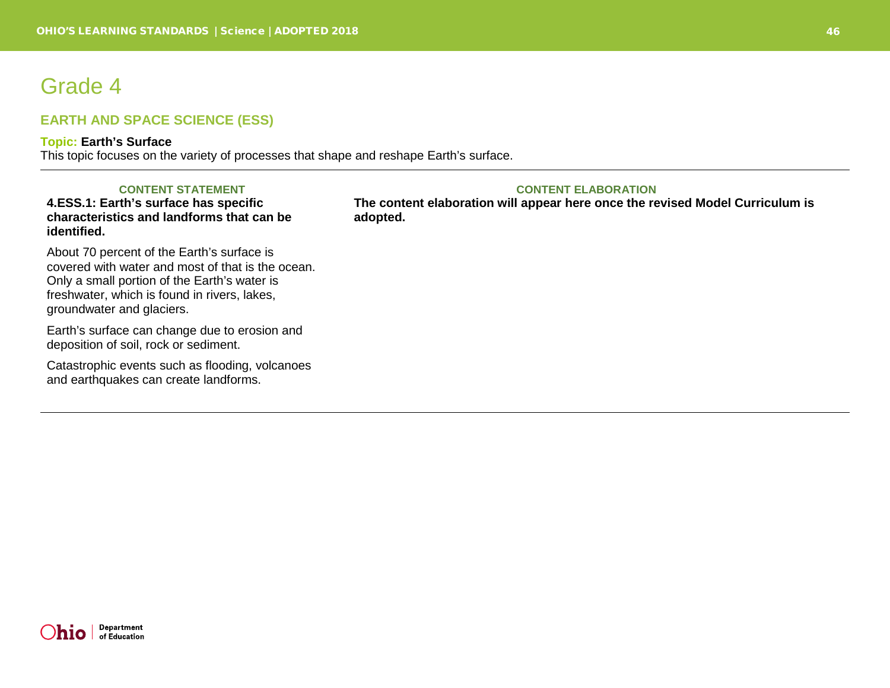# Grade 4

## EARTH AND SPACE SCIENCE (ESS)

**Topic: Earth's Surface**

This topic focuses on the variety of processes that shape and reshape Earth's surface.

| CONTENT STATEMENT | CONTENT ELABORATION |
|---|---|
| **4.ESS.1: Earth's surface has specific characteristics and landforms that can be identified.**<br><br>About 70 percent of the Earth's surface is covered with water and most of that is the ocean. Only a small portion of the Earth's water is freshwater, which is found in rivers, lakes, groundwater and glaciers.<br><br>Earth's surface can change due to erosion and deposition of soil, rock or sediment.<br><br>Catastrophic events such as flooding, volcanoes and earthquakes can create landforms. | **The content elaboration will appear here once the revised Model Curriculum is adopted.** |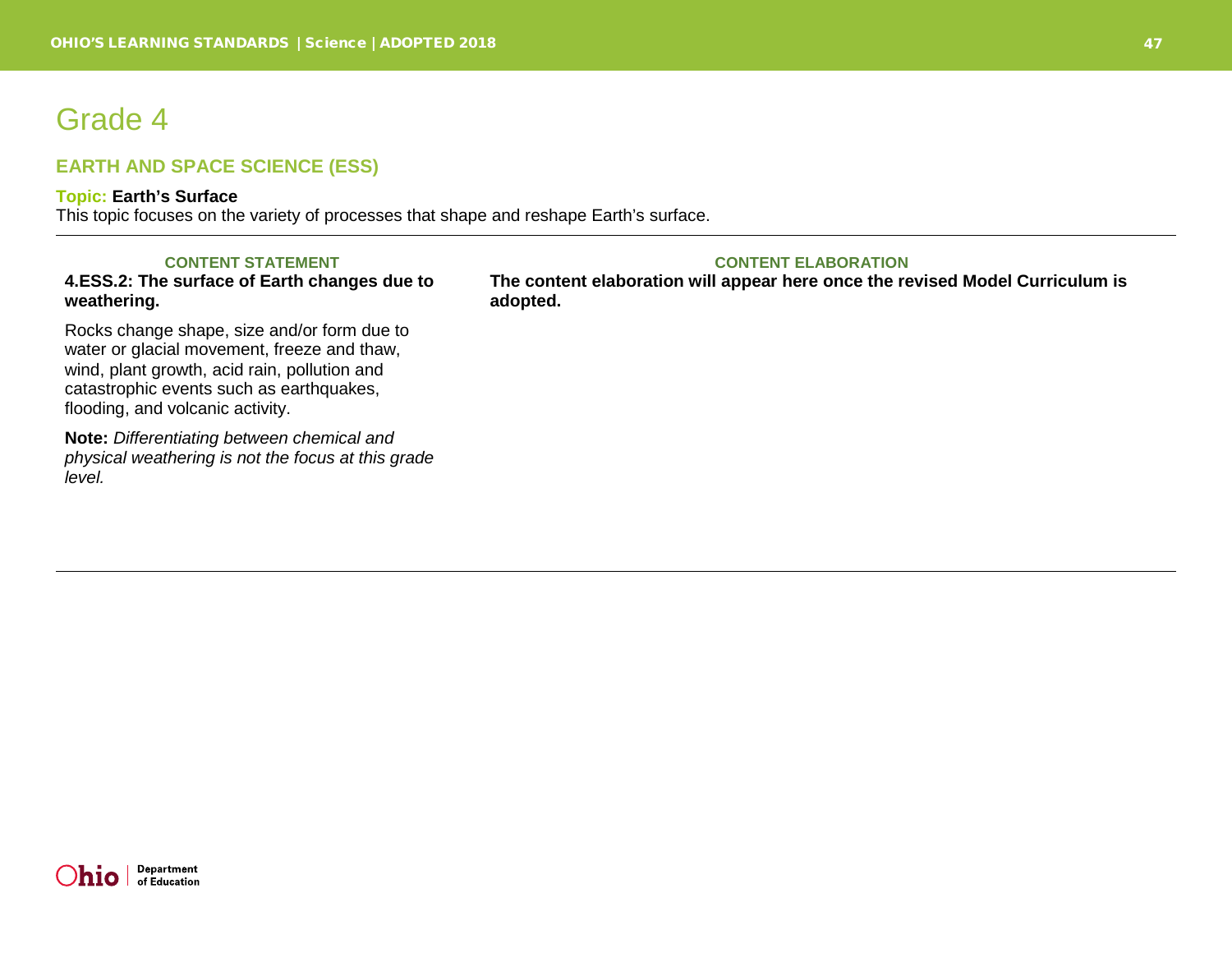# Grade 4

## EARTH AND SPACE SCIENCE (ESS)

**Topic: Earth's Surface**
This topic focuses on the variety of processes that shape and reshape Earth's surface.

| CONTENT STATEMENT | CONTENT ELABORATION |
|---|---|
| **4.ESS.2: The surface of Earth changes due to weathering.**<br><br>Rocks change shape, size and/or form due to water or glacial movement, freeze and thaw, wind, plant growth, acid rain, pollution and catastrophic events such as earthquakes, flooding, and volcanic activity.<br><br>**Note:** *Differentiating between chemical and physical weathering is not the focus at this grade level.* | **The content elaboration will appear here once the revised Model Curriculum is adopted.** |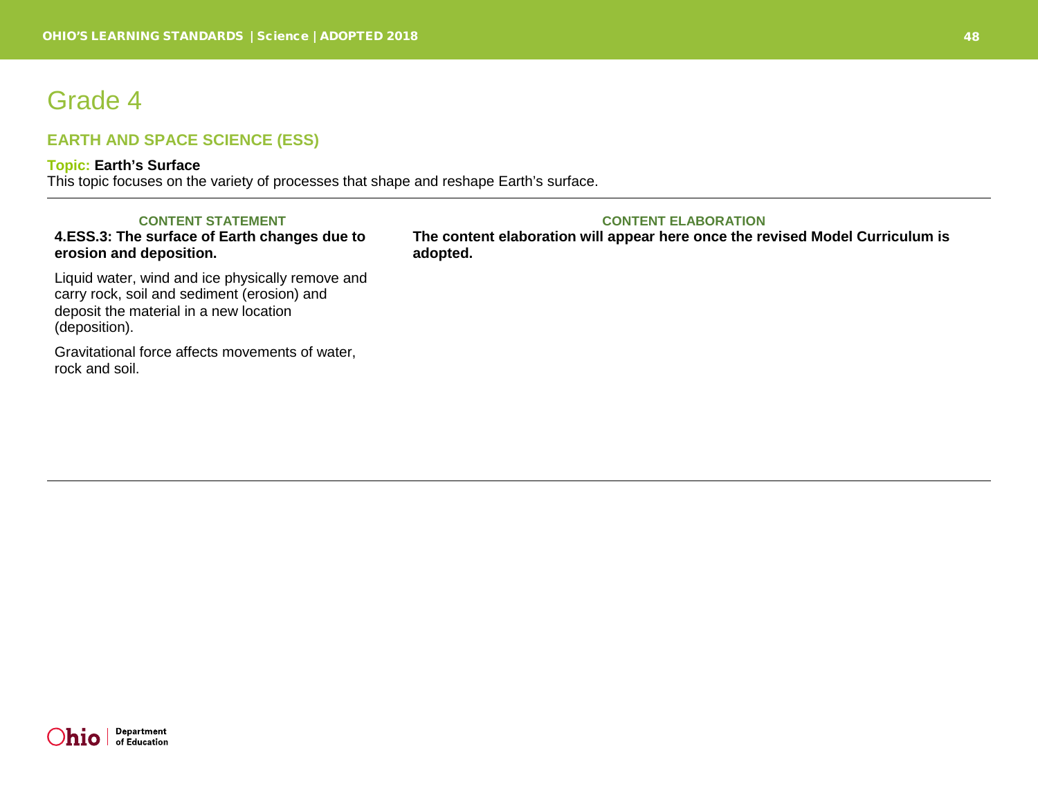# Grade 4

## EARTH AND SPACE SCIENCE (ESS)

**Topic: Earth's Surface**

This topic focuses on the variety of processes that shape and reshape Earth's surface.

| CONTENT STATEMENT | CONTENT ELABORATION |
| --- | --- |
| **4.ESS.3: The surface of Earth changes due to erosion and deposition.**<br><br>Liquid water, wind and ice physically remove and carry rock, soil and sediment (erosion) and deposit the material in a new location (deposition).<br><br>Gravitational force affects movements of water, rock and soil. | **The content elaboration will appear here once the revised Model Curriculum is adopted.** |

Ohio Department of Education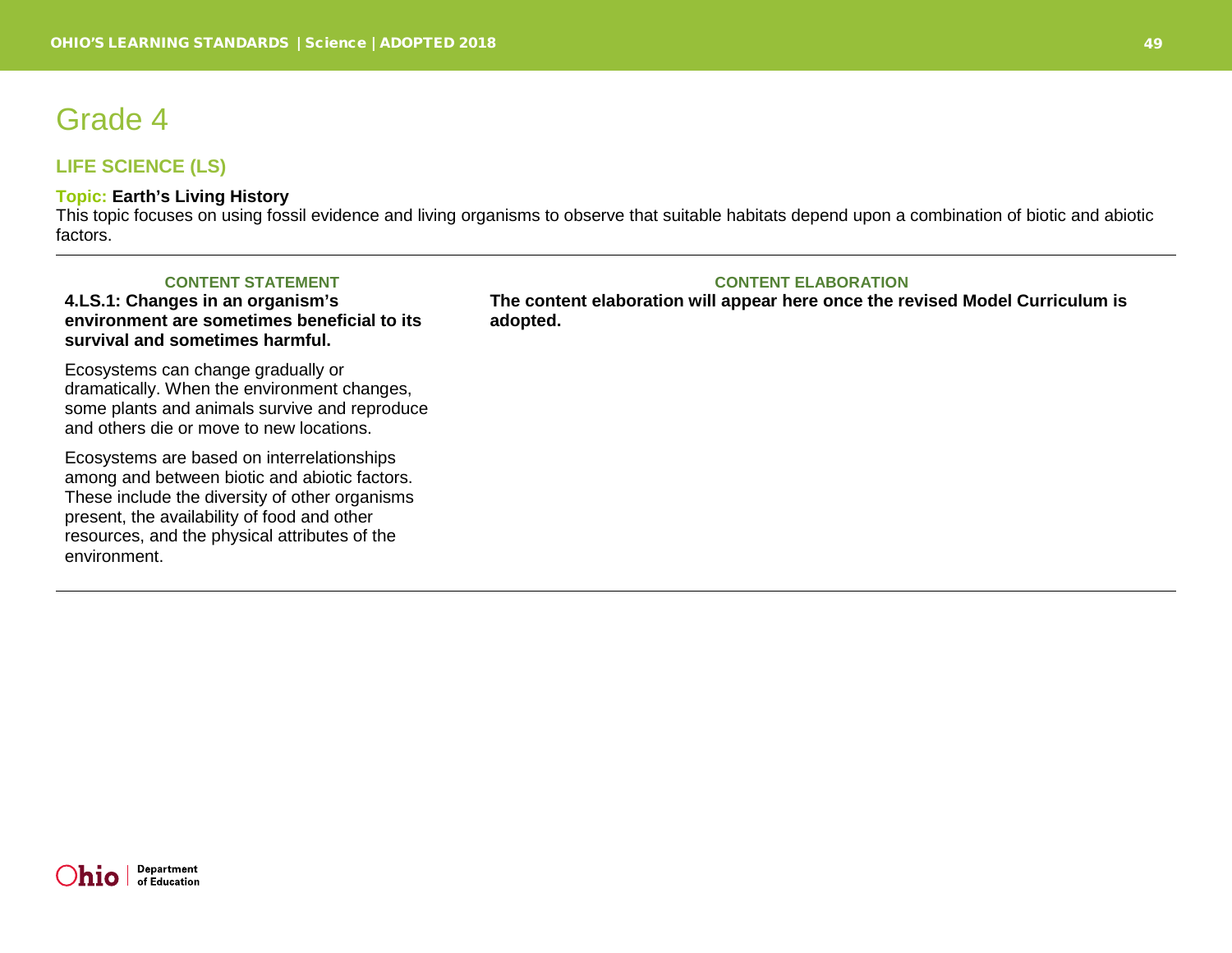# Grade 4

## LIFE SCIENCE (LS)

**Topic: Earth's Living History**

This topic focuses on using fossil evidence and living organisms to observe that suitable habitats depend upon a combination of biotic and abiotic factors.

### CONTENT STATEMENT

**4.LS.1: Changes in an organism's environment are sometimes beneficial to its survival and sometimes harmful.**

Ecosystems can change gradually or dramatically. When the environment changes, some plants and animals survive and reproduce and others die or move to new locations.

Ecosystems are based on interrelationships among and between biotic and abiotic factors. These include the diversity of other organisms present, the availability of food and other resources, and the physical attributes of the environment.

### CONTENT ELABORATION

**The content elaboration will appear here once the revised Model Curriculum is adopted.**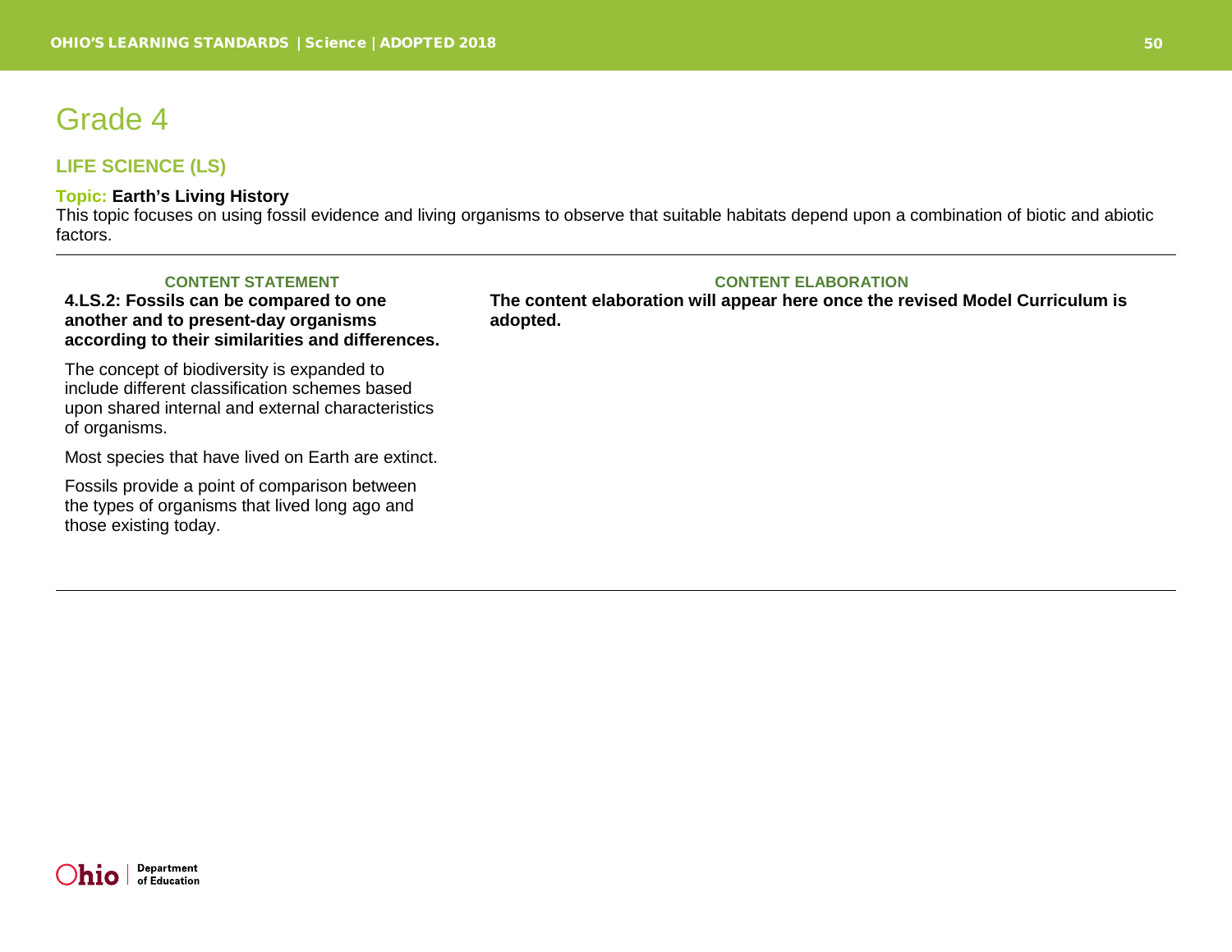# Grade 4

## LIFE SCIENCE (LS)

**Topic: Earth's Living History**

This topic focuses on using fossil evidence and living organisms to observe that suitable habitats depend upon a combination of biotic and abiotic factors.

| CONTENT STATEMENT | CONTENT ELABORATION |
| --- | --- |
| **4.LS.2: Fossils can be compared to one another and to present-day organisms according to their similarities and differences.**<br><br>The concept of biodiversity is expanded to include different classification schemes based upon shared internal and external characteristics of organisms.<br><br>Most species that have lived on Earth are extinct.<br><br>Fossils provide a point of comparison between the types of organisms that lived long ago and those existing today. | **The content elaboration will appear here once the revised Model Curriculum is adopted.** |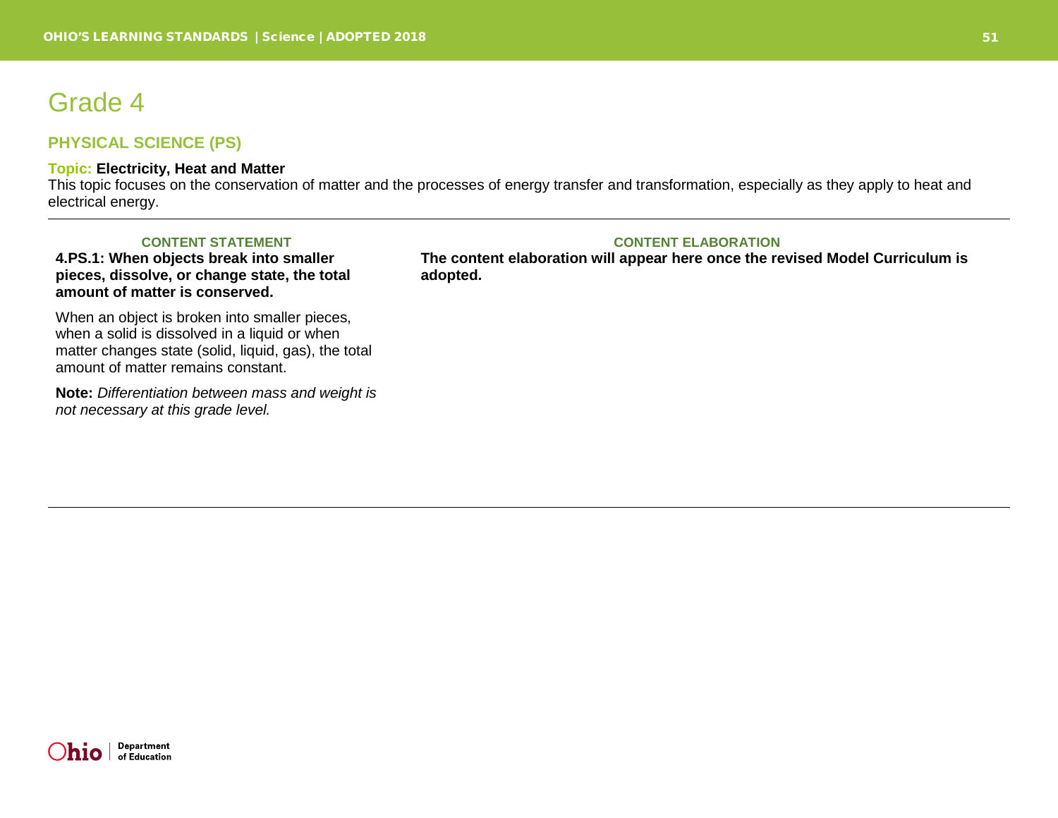# Grade 4

## PHYSICAL SCIENCE (PS)

**Topic: Electricity, Heat and Matter**

This topic focuses on the conservation of matter and the processes of energy transfer and transformation, especially as they apply to heat and electrical energy.

| CONTENT STATEMENT | CONTENT ELABORATION |
|---|---|
| **4.PS.1: When objects break into smaller pieces, dissolve, or change state, the total amount of matter is conserved.**<br><br>When an object is broken into smaller pieces, when a solid is dissolved in a liquid or when matter changes state (solid, liquid, gas), the total amount of matter remains constant.<br><br>**Note:** *Differentiation between mass and weight is not necessary at this grade level.* | **The content elaboration will appear here once the revised Model Curriculum is adopted.** |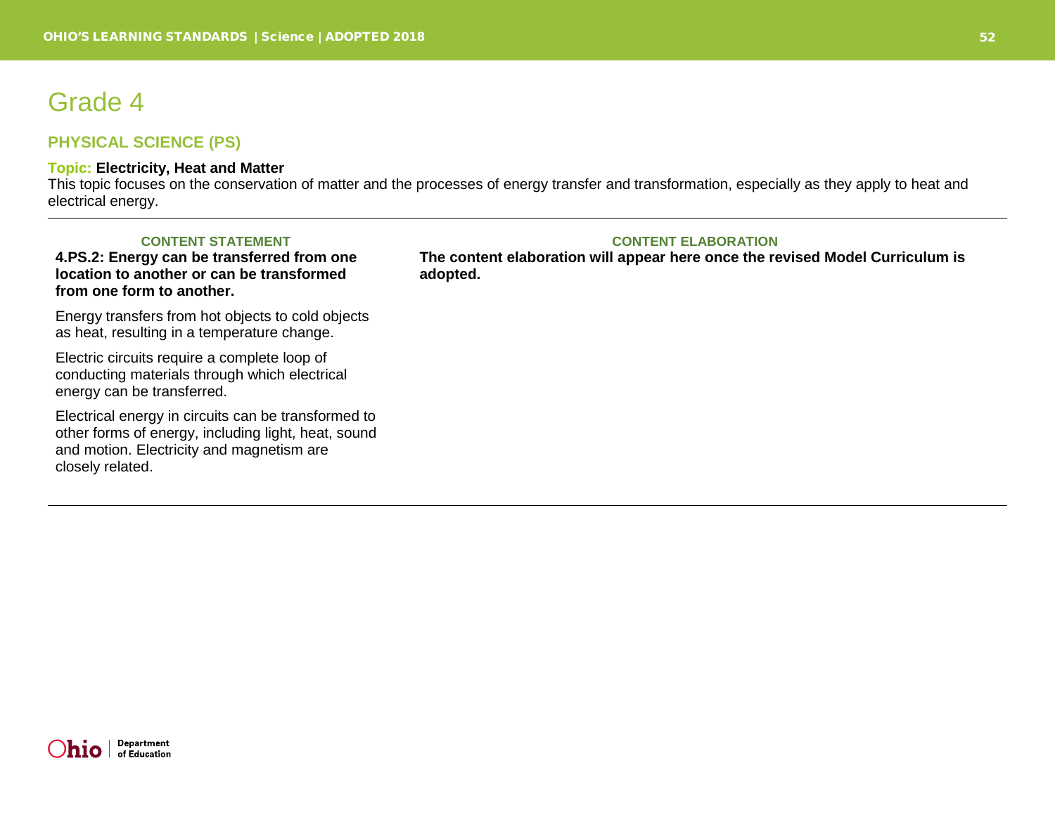# Grade 4

## PHYSICAL SCIENCE (PS)

**Topic: Electricity, Heat and Matter**

This topic focuses on the conservation of matter and the processes of energy transfer and transformation, especially as they apply to heat and electrical energy.

| CONTENT STATEMENT | CONTENT ELABORATION |
| --- | --- |
| **4.PS.2: Energy can be transferred from one location to another or can be transformed from one form to another.**<br><br>Energy transfers from hot objects to cold objects as heat, resulting in a temperature change.<br><br>Electric circuits require a complete loop of conducting materials through which electrical energy can be transferred.<br><br>Electrical energy in circuits can be transformed to other forms of energy, including light, heat, sound and motion. Electricity and magnetism are closely related. | **The content elaboration will appear here once the revised Model Curriculum is adopted.** |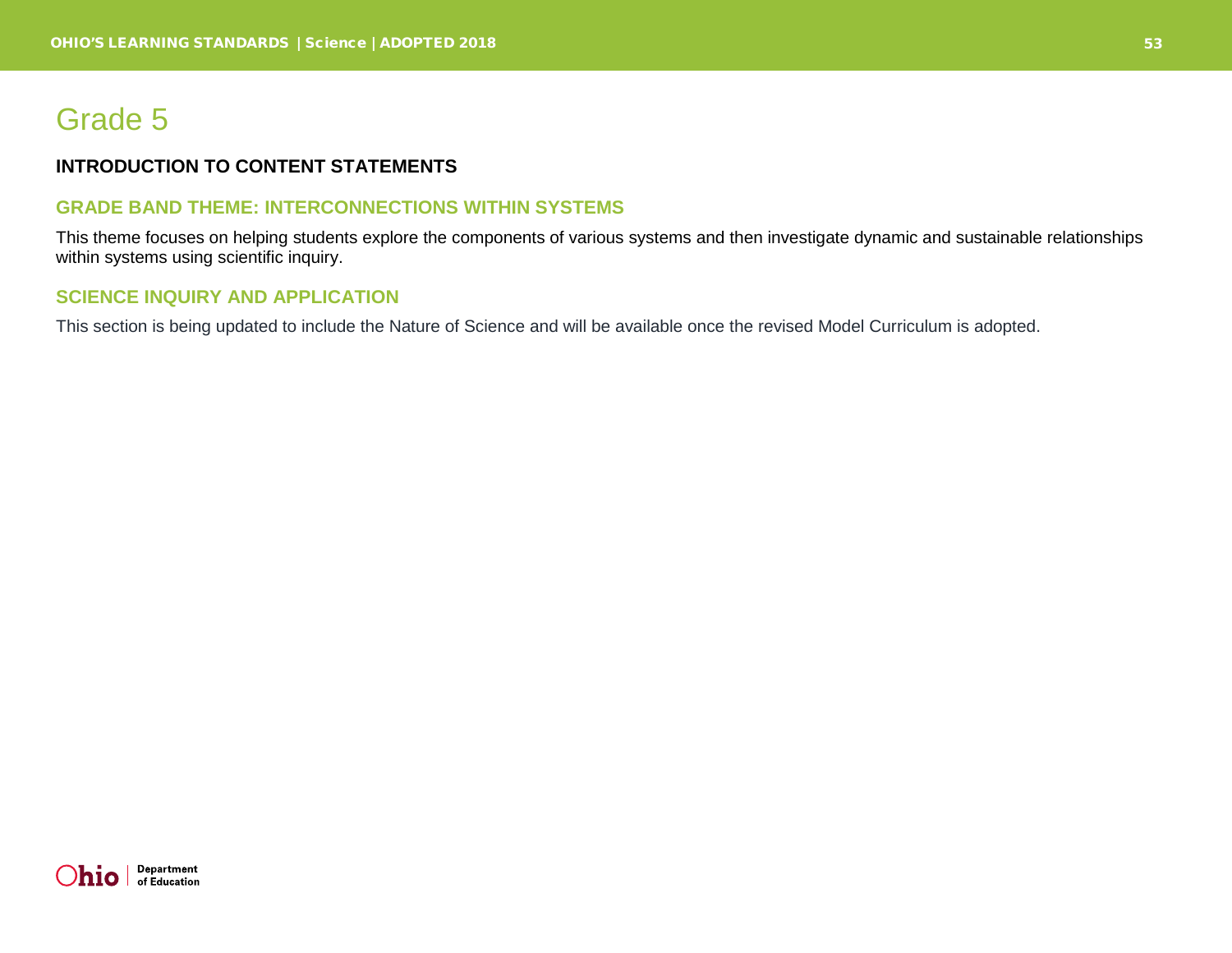# Grade 5

## INTRODUCTION TO CONTENT STATEMENTS

### GRADE BAND THEME: INTERCONNECTIONS WITHIN SYSTEMS

This theme focuses on helping students explore the components of various systems and then investigate dynamic and sustainable relationships within systems using scientific inquiry.

### SCIENCE INQUIRY AND APPLICATION

This section is being updated to include the Nature of Science and will be available once the revised Model Curriculum is adopted.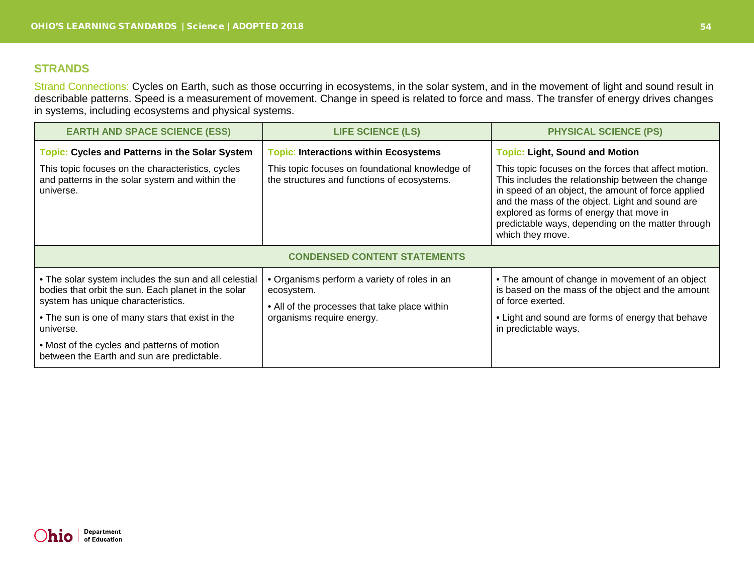## STRANDS

Strand Connections: Cycles on Earth, such as those occurring in ecosystems, in the solar system, and in the movement of light and sound result in describable patterns. Speed is a measurement of movement. Change in speed is related to force and mass. The transfer of energy drives changes in systems, including ecosystems and physical systems.

| EARTH AND SPACE SCIENCE (ESS) | LIFE SCIENCE (LS) | PHYSICAL SCIENCE (PS) |
|---|---|---|
| Topic: **Cycles and Patterns in the Solar System**<br><br>This topic focuses on the characteristics, cycles and patterns in the solar system and within the universe. | Topic: **Interactions within Ecosystems**<br><br>This topic focuses on foundational knowledge of the structures and functions of ecosystems. | Topic: **Light, Sound and Motion**<br><br>This topic focuses on the forces that affect motion. This includes the relationship between the change in speed of an object, the amount of force applied and the mass of the object. Light and sound are explored as forms of energy that move in predictable ways, depending on the matter through which they move. |
| **CONDENSED CONTENT STATEMENTS** | | |
| • The solar system includes the sun and all celestial bodies that orbit the sun. Each planet in the solar system has unique characteristics.<br><br>• The sun is one of many stars that exist in the universe.<br><br>• Most of the cycles and patterns of motion between the Earth and sun are predictable. | • Organisms perform a variety of roles in an ecosystem.<br><br>• All of the processes that take place within organisms require energy. | • The amount of change in movement of an object is based on the mass of the object and the amount of force exerted.<br><br>• Light and sound are forms of energy that behave in predictable ways. |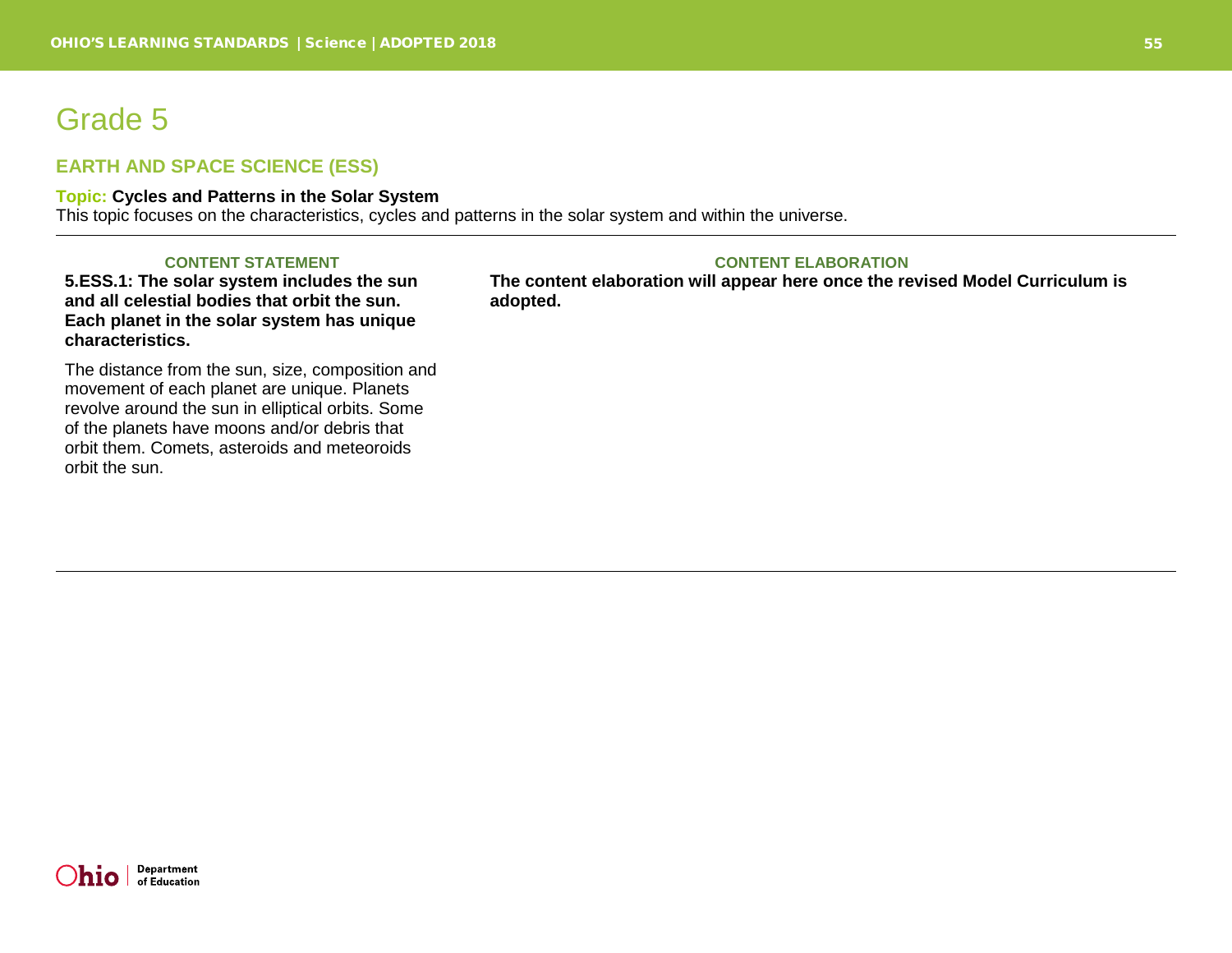# Grade 5

## EARTH AND SPACE SCIENCE (ESS)

**Topic: Cycles and Patterns in the Solar System**

This topic focuses on the characteristics, cycles and patterns in the solar system and within the universe.

### CONTENT STATEMENT

**5.ESS.1: The solar system includes the sun and all celestial bodies that orbit the sun. Each planet in the solar system has unique characteristics.**

The distance from the sun, size, composition and movement of each planet are unique. Planets revolve around the sun in elliptical orbits. Some of the planets have moons and/or debris that orbit them. Comets, asteroids and meteoroids orbit the sun.

### CONTENT ELABORATION

**The content elaboration will appear here once the revised Model Curriculum is adopted.**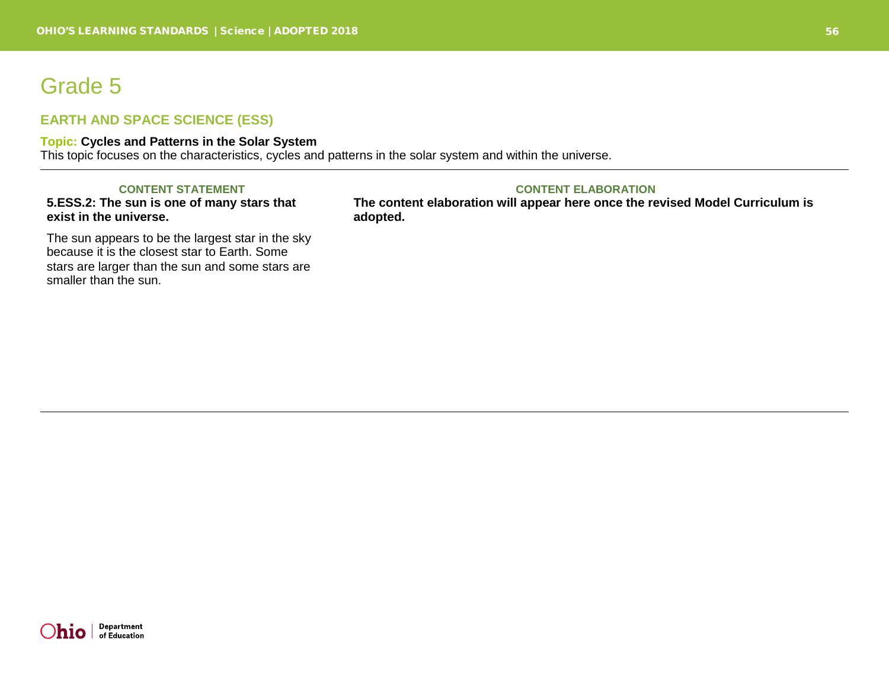# Grade 5

## EARTH AND SPACE SCIENCE (ESS)

**Topic: Cycles and Patterns in the Solar System**
This topic focuses on the characteristics, cycles and patterns in the solar system and within the universe.

| CONTENT STATEMENT | CONTENT ELABORATION |
| --- | --- |
| **5.ESS.2: The sun is one of many stars that exist in the universe.**<br><br>The sun appears to be the largest star in the sky because it is the closest star to Earth. Some stars are larger than the sun and some stars are smaller than the sun. | **The content elaboration will appear here once the revised Model Curriculum is adopted.** |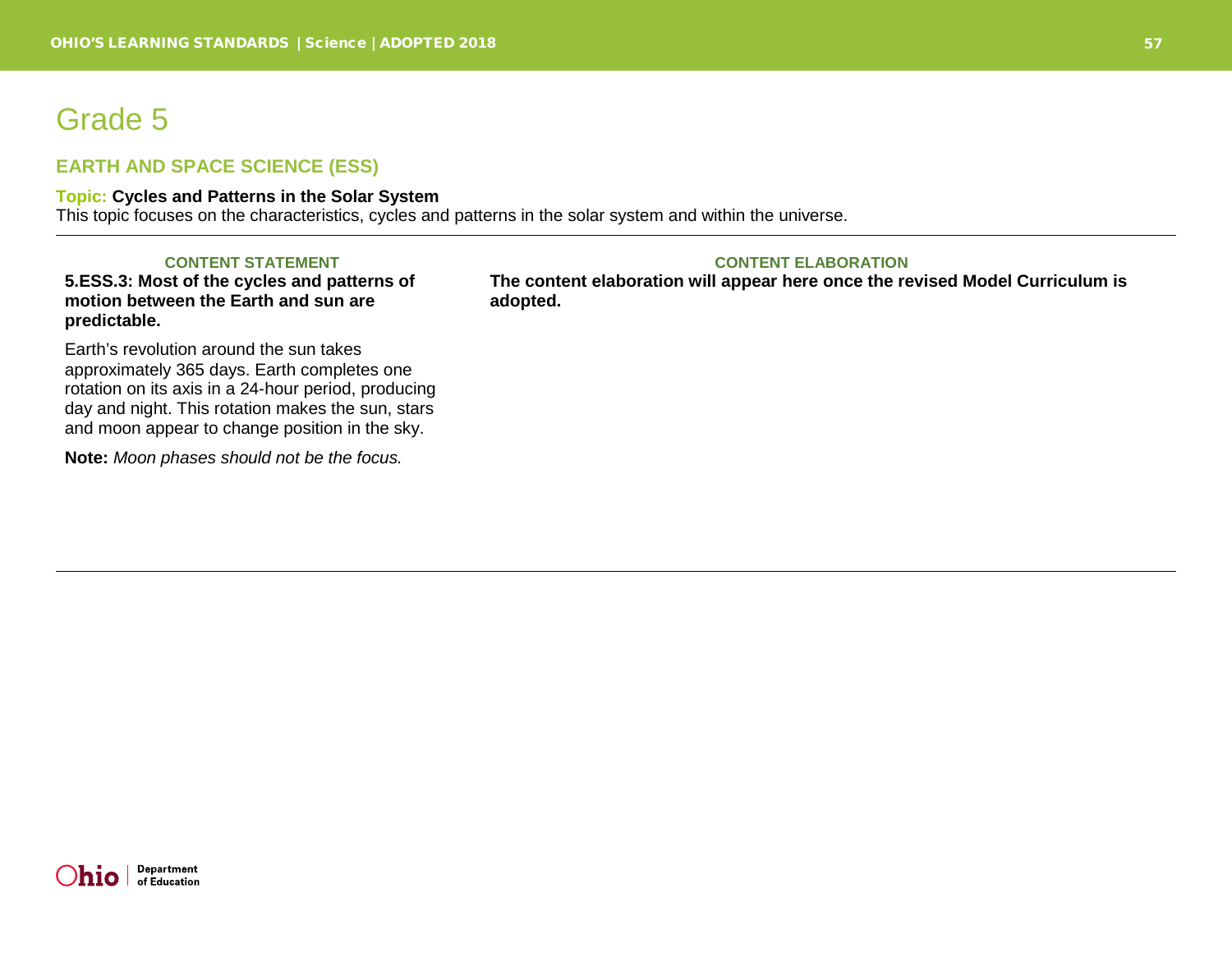# Grade 5

## EARTH AND SPACE SCIENCE (ESS)

**Topic: Cycles and Patterns in the Solar System**
This topic focuses on the characteristics, cycles and patterns in the solar system and within the universe.

| CONTENT STATEMENT | CONTENT ELABORATION |
|---|---|
| **5.ESS.3: Most of the cycles and patterns of motion between the Earth and sun are predictable.**<br><br>Earth's revolution around the sun takes approximately 365 days. Earth completes one rotation on its axis in a 24-hour period, producing day and night. This rotation makes the sun, stars and moon appear to change position in the sky.<br><br>**Note:** *Moon phases should not be the focus.* | **The content elaboration will appear here once the revised Model Curriculum is adopted.** |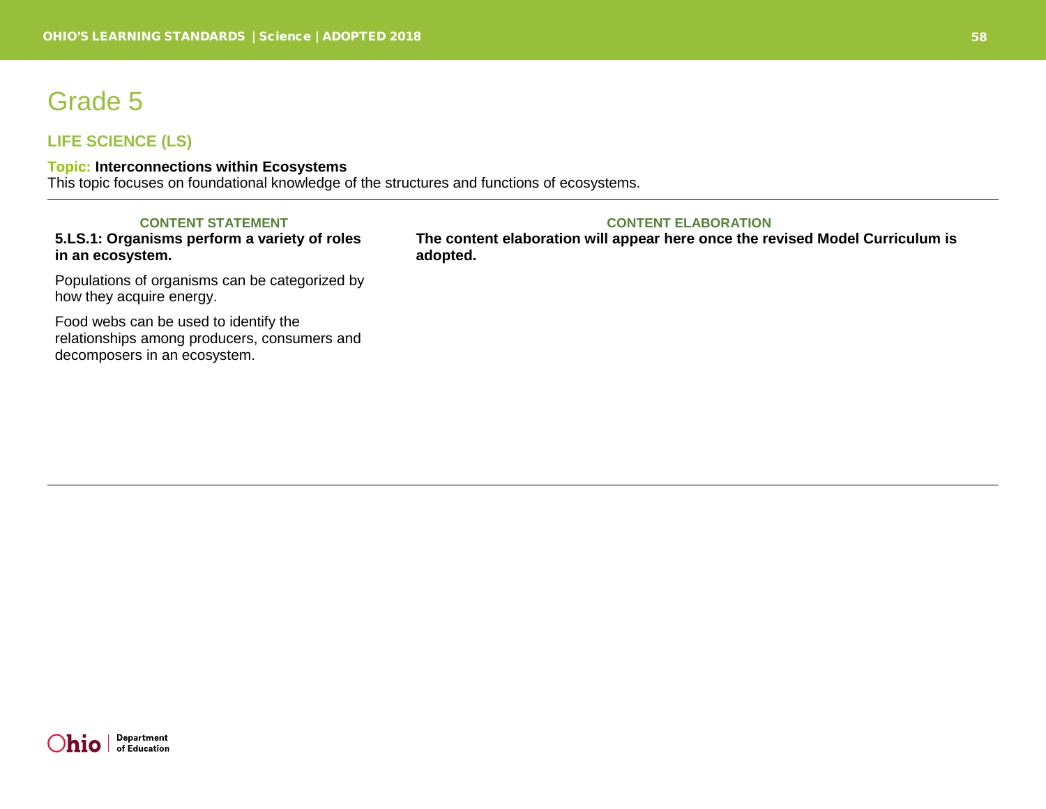# Grade 5

## LIFE SCIENCE (LS)

**Topic: Interconnections within Ecosystems**
This topic focuses on foundational knowledge of the structures and functions of ecosystems.

| CONTENT STATEMENT | CONTENT ELABORATION |
| --- | --- |
| **5.LS.1: Organisms perform a variety of roles in an ecosystem.**<br><br>Populations of organisms can be categorized by how they acquire energy.<br><br>Food webs can be used to identify the relationships among producers, consumers and decomposers in an ecosystem. | **The content elaboration will appear here once the revised Model Curriculum is adopted.** |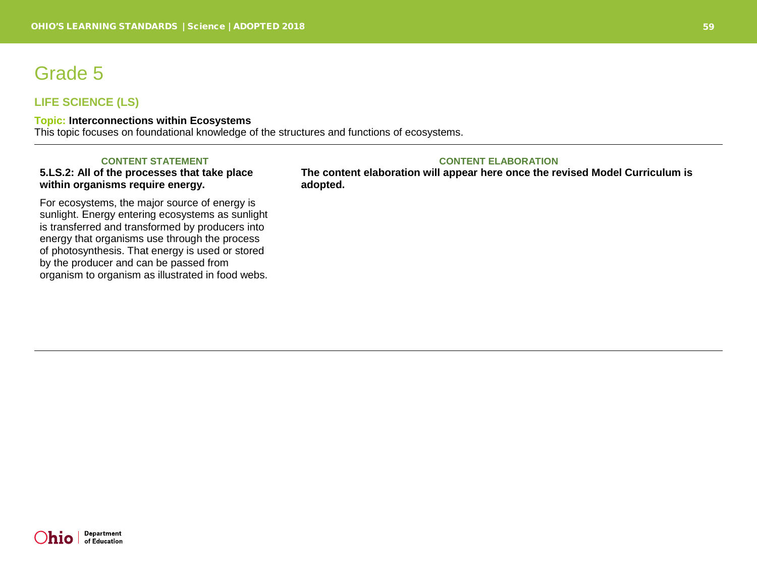# Grade 5

## LIFE SCIENCE (LS)

**Topic: Interconnections within Ecosystems**
This topic focuses on foundational knowledge of the structures and functions of ecosystems.

### CONTENT STATEMENT

**5.LS.2: All of the processes that take place within organisms require energy.**

For ecosystems, the major source of energy is sunlight. Energy entering ecosystems as sunlight is transferred and transformed by producers into energy that organisms use through the process of photosynthesis. That energy is used or stored by the producer and can be passed from organism to organism as illustrated in food webs.

### CONTENT ELABORATION

**The content elaboration will appear here once the revised Model Curriculum is adopted.**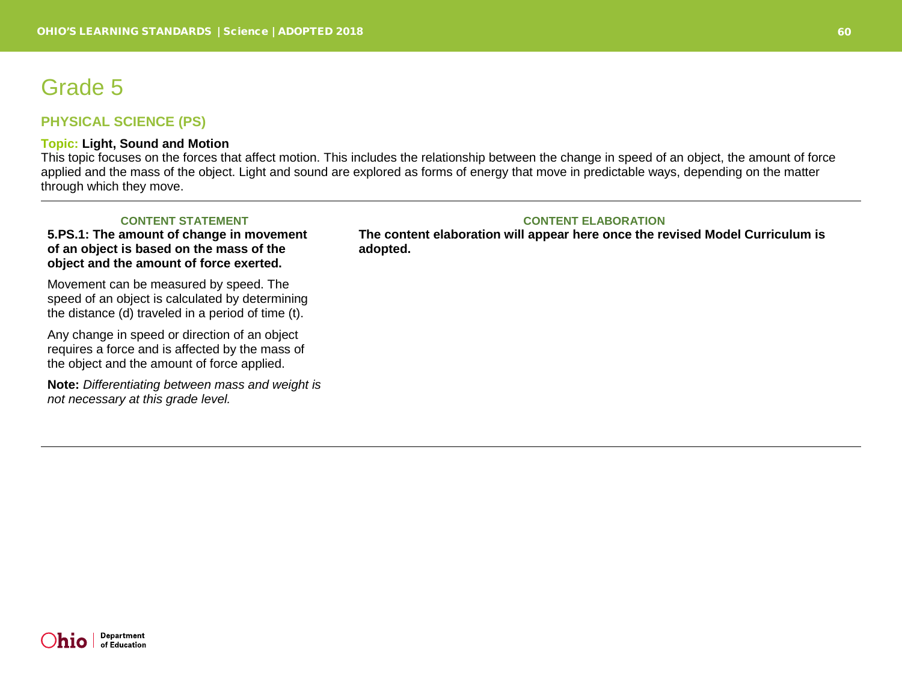# Grade 5

## PHYSICAL SCIENCE (PS)

**Topic: Light, Sound and Motion**

This topic focuses on the forces that affect motion. This includes the relationship between the change in speed of an object, the amount of force applied and the mass of the object. Light and sound are explored as forms of energy that move in predictable ways, depending on the matter through which they move.

---

**CONTENT STATEMENT**

**5.PS.1: The amount of change in movement of an object is based on the mass of the object and the amount of force exerted.**

Movement can be measured by speed. The speed of an object is calculated by determining the distance (d) traveled in a period of time (t).

Any change in speed or direction of an object requires a force and is affected by the mass of the object and the amount of force applied.

**Note:** *Differentiating between mass and weight is not necessary at this grade level.*

**CONTENT ELABORATION**

**The content elaboration will appear here once the revised Model Curriculum is adopted.**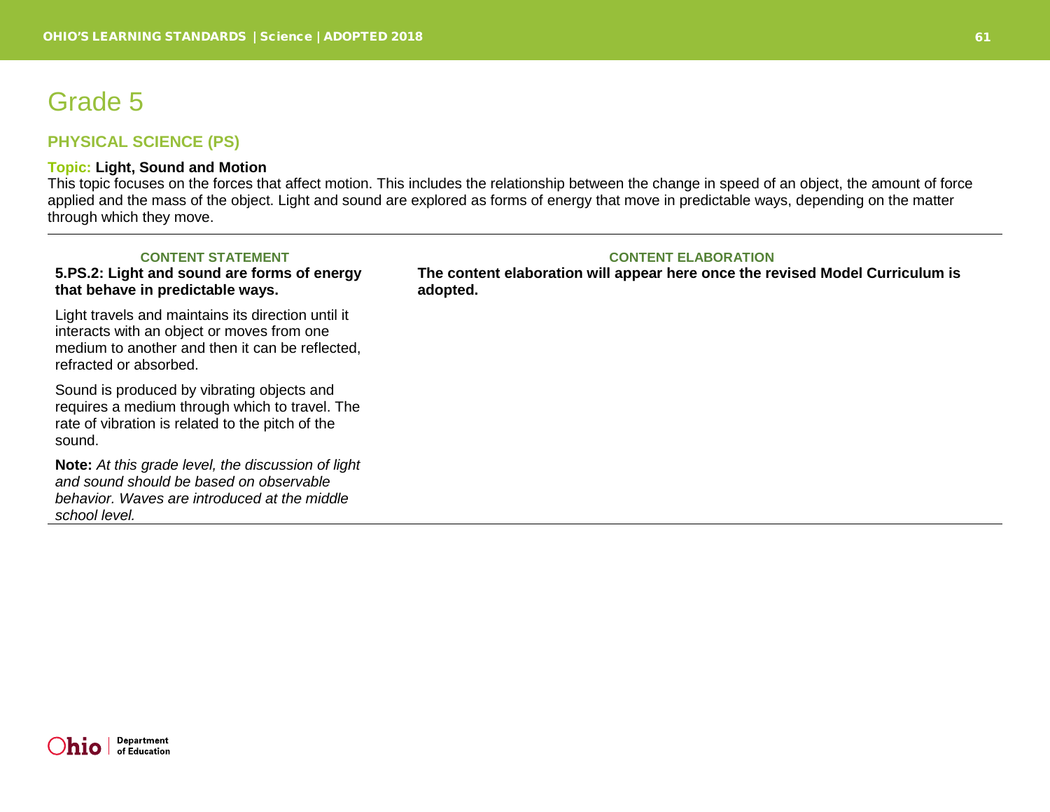# Grade 5

## PHYSICAL SCIENCE (PS)

**Topic: Light, Sound and Motion**

This topic focuses on the forces that affect motion. This includes the relationship between the change in speed of an object, the amount of force applied and the mass of the object. Light and sound are explored as forms of energy that move in predictable ways, depending on the matter through which they move.

| CONTENT STATEMENT | CONTENT ELABORATION |
| --- | --- |
| **5.PS.2: Light and sound are forms of energy that behave in predictable ways.**<br><br>Light travels and maintains its direction until it interacts with an object or moves from one medium to another and then it can be reflected, refracted or absorbed.<br><br>Sound is produced by vibrating objects and requires a medium through which to travel. The rate of vibration is related to the pitch of the sound.<br><br>**Note:** *At this grade level, the discussion of light and sound should be based on observable behavior. Waves are introduced at the middle school level.* | **The content elaboration will appear here once the revised Model Curriculum is adopted.** |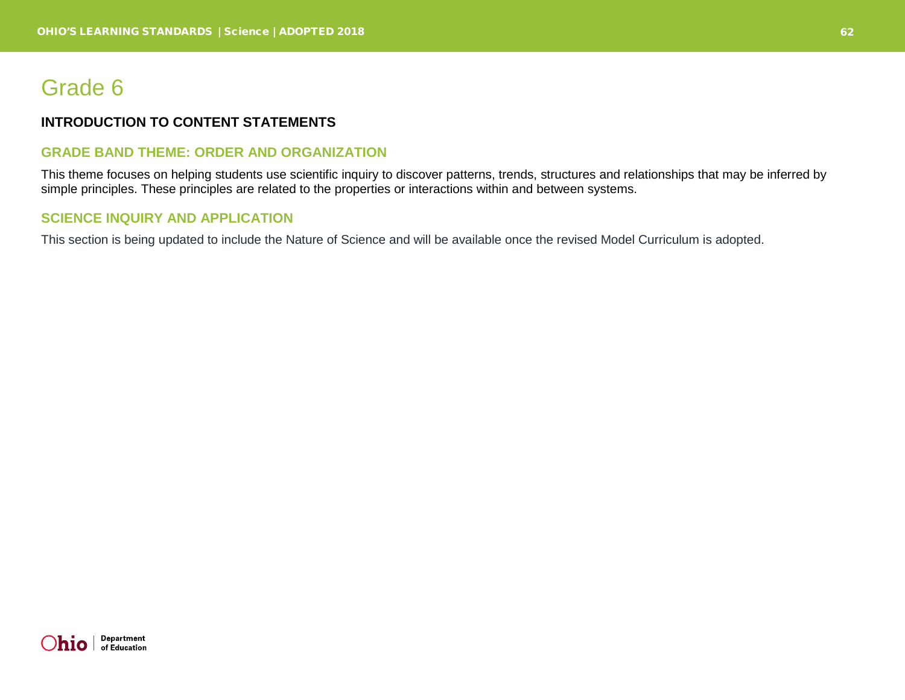# Grade 6

## INTRODUCTION TO CONTENT STATEMENTS

### GRADE BAND THEME: ORDER AND ORGANIZATION

This theme focuses on helping students use scientific inquiry to discover patterns, trends, structures and relationships that may be inferred by simple principles. These principles are related to the properties or interactions within and between systems.

### SCIENCE INQUIRY AND APPLICATION

This section is being updated to include the Nature of Science and will be available once the revised Model Curriculum is adopted.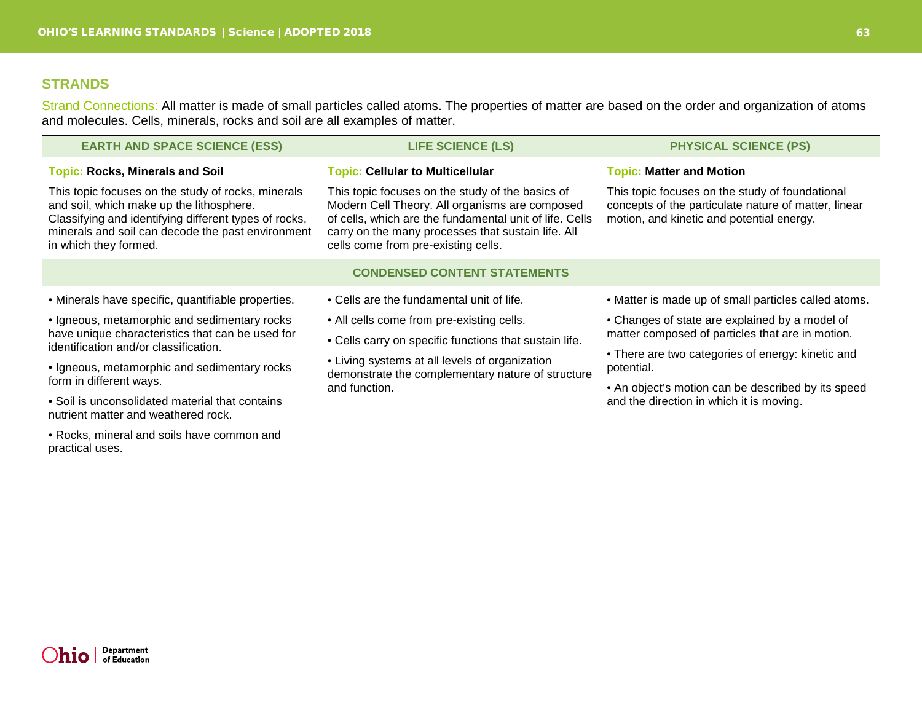## STRANDS

Strand Connections: All matter is made of small particles called atoms. The properties of matter are based on the order and organization of atoms and molecules. Cells, minerals, rocks and soil are all examples of matter.

| EARTH AND SPACE SCIENCE (ESS) | LIFE SCIENCE (LS) | PHYSICAL SCIENCE (PS) |
|---|---|---|
| Topic: **Rocks, Minerals and Soil**<br><br>This topic focuses on the study of rocks, minerals and soil, which make up the lithosphere. Classifying and identifying different types of rocks, minerals and soil can decode the past environment in which they formed. | Topic: **Cellular to Multicellular**<br><br>This topic focuses on the study of the basics of Modern Cell Theory. All organisms are composed of cells, which are the fundamental unit of life. Cells carry on the many processes that sustain life. All cells come from pre-existing cells. | Topic: **Matter and Motion**<br><br>This topic focuses on the study of foundational concepts of the particulate nature of matter, linear motion, and kinetic and potential energy. |
| **CONDENSED CONTENT STATEMENTS** | | |
| • Minerals have specific, quantifiable properties.<br>• Igneous, metamorphic and sedimentary rocks have unique characteristics that can be used for identification and/or classification.<br>• Igneous, metamorphic and sedimentary rocks form in different ways.<br>• Soil is unconsolidated material that contains nutrient matter and weathered rock.<br>• Rocks, mineral and soils have common and practical uses. | • Cells are the fundamental unit of life.<br>• All cells come from pre-existing cells.<br>• Cells carry on specific functions that sustain life.<br>• Living systems at all levels of organization demonstrate the complementary nature of structure and function. | • Matter is made up of small particles called atoms.<br>• Changes of state are explained by a model of matter composed of particles that are in motion.<br>• There are two categories of energy: kinetic and potential.<br>• An object's motion can be described by its speed and the direction in which it is moving. |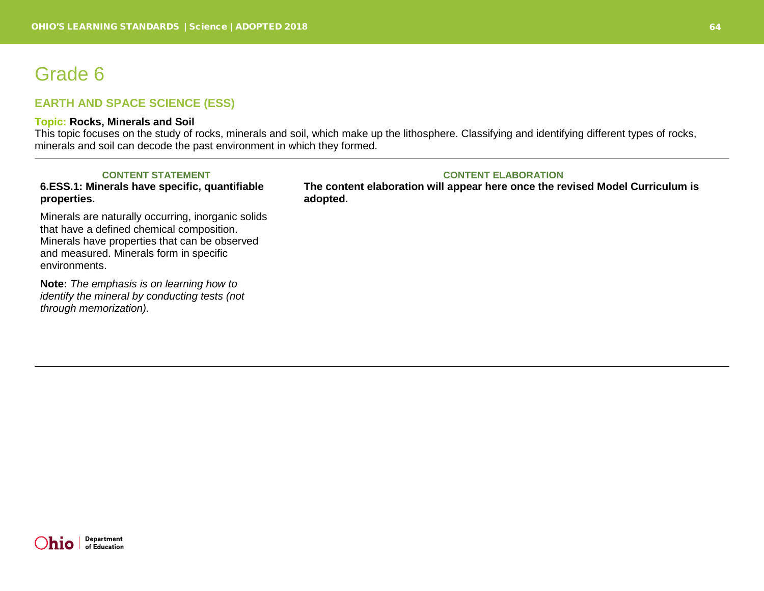# Grade 6

## EARTH AND SPACE SCIENCE (ESS)

**Topic: Rocks, Minerals and Soil**

This topic focuses on the study of rocks, minerals and soil, which make up the lithosphere. Classifying and identifying different types of rocks, minerals and soil can decode the past environment in which they formed.

| CONTENT STATEMENT | CONTENT ELABORATION |
|---|---|
| **6.ESS.1: Minerals have specific, quantifiable properties.**<br><br>Minerals are naturally occurring, inorganic solids that have a defined chemical composition. Minerals have properties that can be observed and measured. Minerals form in specific environments.<br><br>**Note:** *The emphasis is on learning how to identify the mineral by conducting tests (not through memorization).* | **The content elaboration will appear here once the revised Model Curriculum is adopted.** |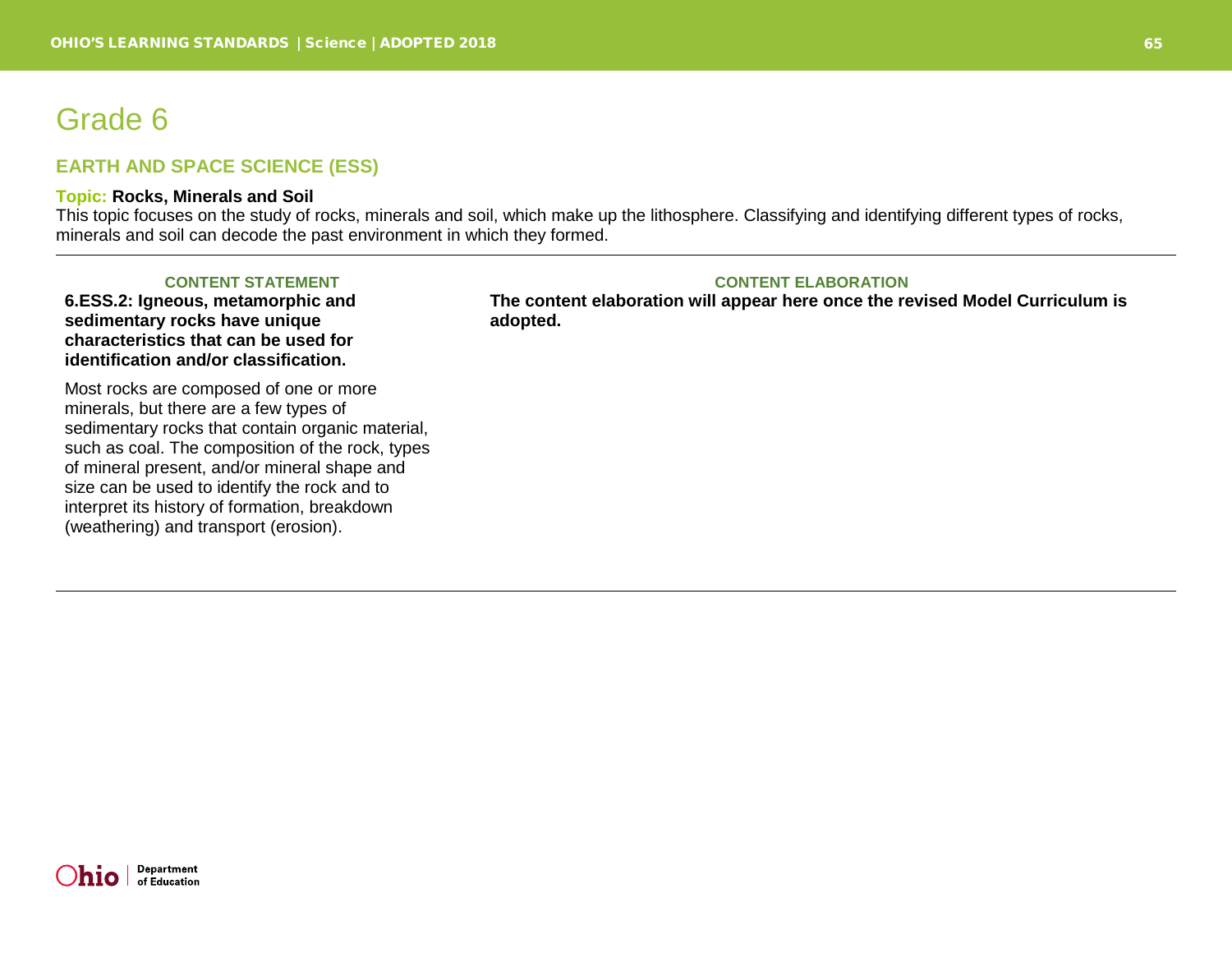# Grade 6

## EARTH AND SPACE SCIENCE (ESS)

**Topic: Rocks, Minerals and Soil**

This topic focuses on the study of rocks, minerals and soil, which make up the lithosphere. Classifying and identifying different types of rocks, minerals and soil can decode the past environment in which they formed.

| CONTENT STATEMENT | CONTENT ELABORATION |
| --- | --- |
| **6.ESS.2: Igneous, metamorphic and sedimentary rocks have unique characteristics that can be used for identification and/or classification.**<br><br>Most rocks are composed of one or more minerals, but there are a few types of sedimentary rocks that contain organic material, such as coal. The composition of the rock, types of mineral present, and/or mineral shape and size can be used to identify the rock and to interpret its history of formation, breakdown (weathering) and transport (erosion). | **The content elaboration will appear here once the revised Model Curriculum is adopted.** |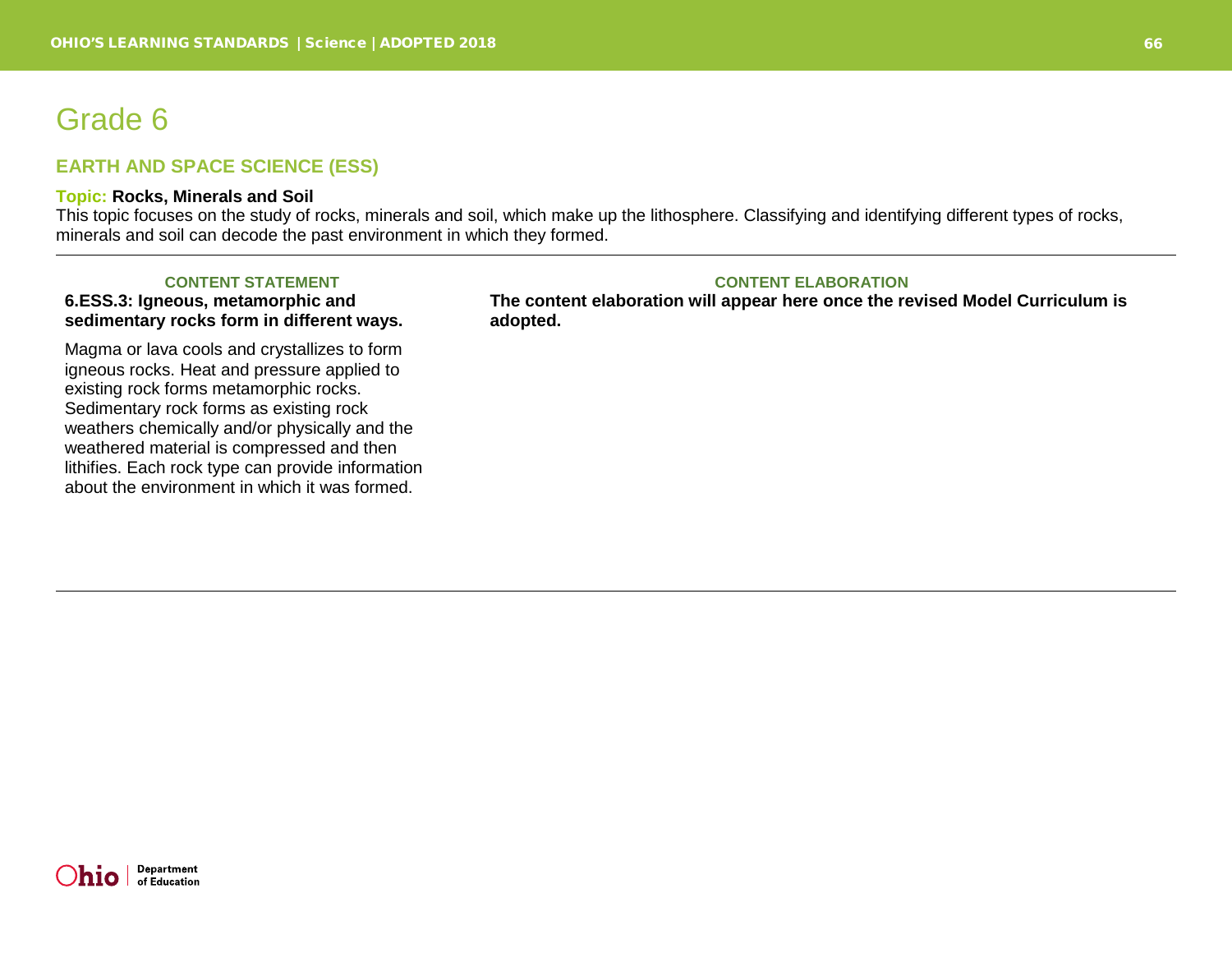# Grade 6

## EARTH AND SPACE SCIENCE (ESS)

**Topic: Rocks, Minerals and Soil**

This topic focuses on the study of rocks, minerals and soil, which make up the lithosphere. Classifying and identifying different types of rocks, minerals and soil can decode the past environment in which they formed.

### CONTENT STATEMENT

**6.ESS.3: Igneous, metamorphic and sedimentary rocks form in different ways.**

Magma or lava cools and crystallizes to form igneous rocks. Heat and pressure applied to existing rock forms metamorphic rocks. Sedimentary rock forms as existing rock weathers chemically and/or physically and the weathered material is compressed and then lithifies. Each rock type can provide information about the environment in which it was formed.

### CONTENT ELABORATION

**The content elaboration will appear here once the revised Model Curriculum is adopted.**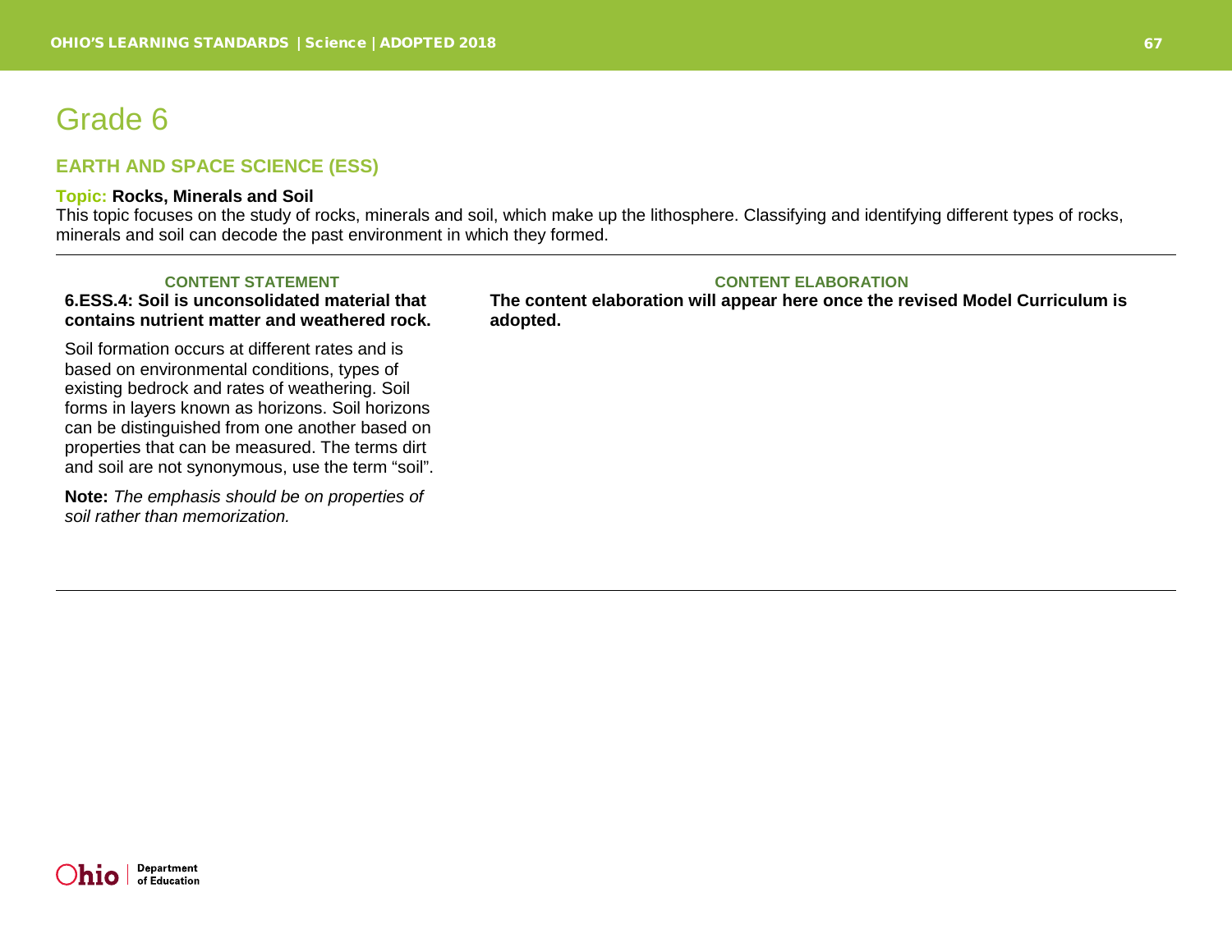# Grade 6

## EARTH AND SPACE SCIENCE (ESS)

**Topic: Rocks, Minerals and Soil**

This topic focuses on the study of rocks, minerals and soil, which make up the lithosphere. Classifying and identifying different types of rocks, minerals and soil can decode the past environment in which they formed.

### CONTENT STATEMENT

**6.ESS.4: Soil is unconsolidated material that contains nutrient matter and weathered rock.**

Soil formation occurs at different rates and is based on environmental conditions, types of existing bedrock and rates of weathering. Soil forms in layers known as horizons. Soil horizons can be distinguished from one another based on properties that can be measured. The terms dirt and soil are not synonymous, use the term "soil".

**Note:** *The emphasis should be on properties of soil rather than memorization.*

### CONTENT ELABORATION

**The content elaboration will appear here once the revised Model Curriculum is adopted.**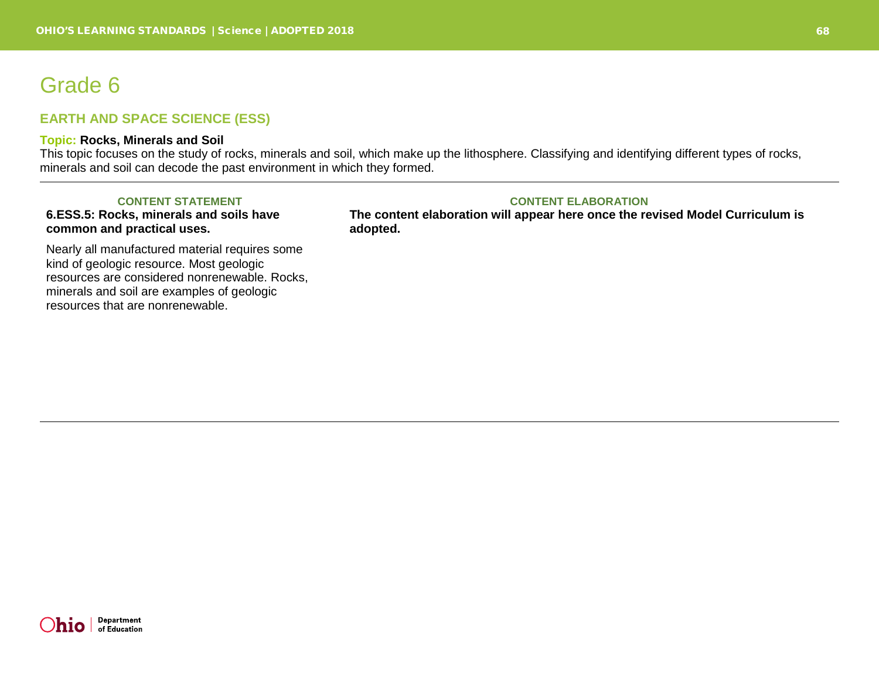# Grade 6

## EARTH AND SPACE SCIENCE (ESS)

**Topic: Rocks, Minerals and Soil**

This topic focuses on the study of rocks, minerals and soil, which make up the lithosphere. Classifying and identifying different types of rocks, minerals and soil can decode the past environment in which they formed.

### CONTENT STATEMENT

**6.ESS.5: Rocks, minerals and soils have common and practical uses.**

Nearly all manufactured material requires some kind of geologic resource. Most geologic resources are considered nonrenewable. Rocks, minerals and soil are examples of geologic resources that are nonrenewable.

### CONTENT ELABORATION

**The content elaboration will appear here once the revised Model Curriculum is adopted.**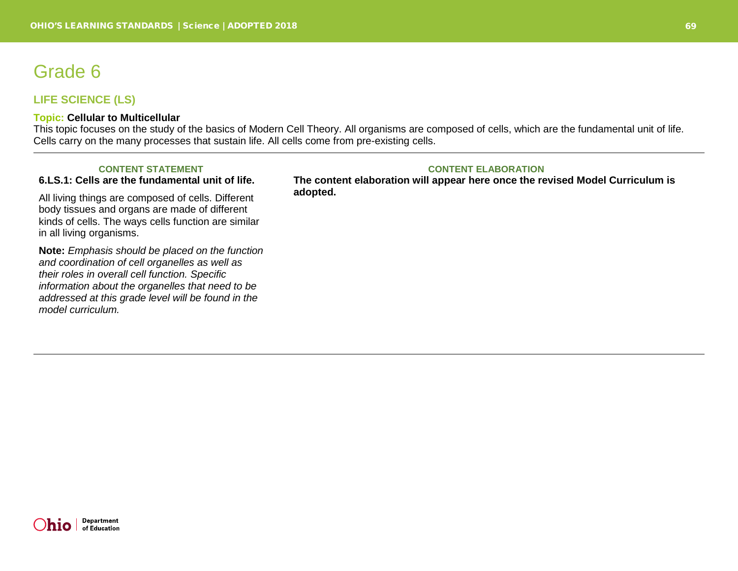# Grade 6

## LIFE SCIENCE (LS)

**Topic: Cellular to Multicellular**

This topic focuses on the study of the basics of Modern Cell Theory. All organisms are composed of cells, which are the fundamental unit of life. Cells carry on the many processes that sustain life. All cells come from pre-existing cells.

---

#### CONTENT STATEMENT

**6.LS.1: Cells are the fundamental unit of life.**

All living things are composed of cells. Different body tissues and organs are made of different kinds of cells. The ways cells function are similar in all living organisms.

**Note:** *Emphasis should be placed on the function and coordination of cell organelles as well as their roles in overall cell function. Specific information about the organelles that need to be addressed at this grade level will be found in the model curriculum.*

#### CONTENT ELABORATION

**The content elaboration will appear here once the revised Model Curriculum is adopted.**

---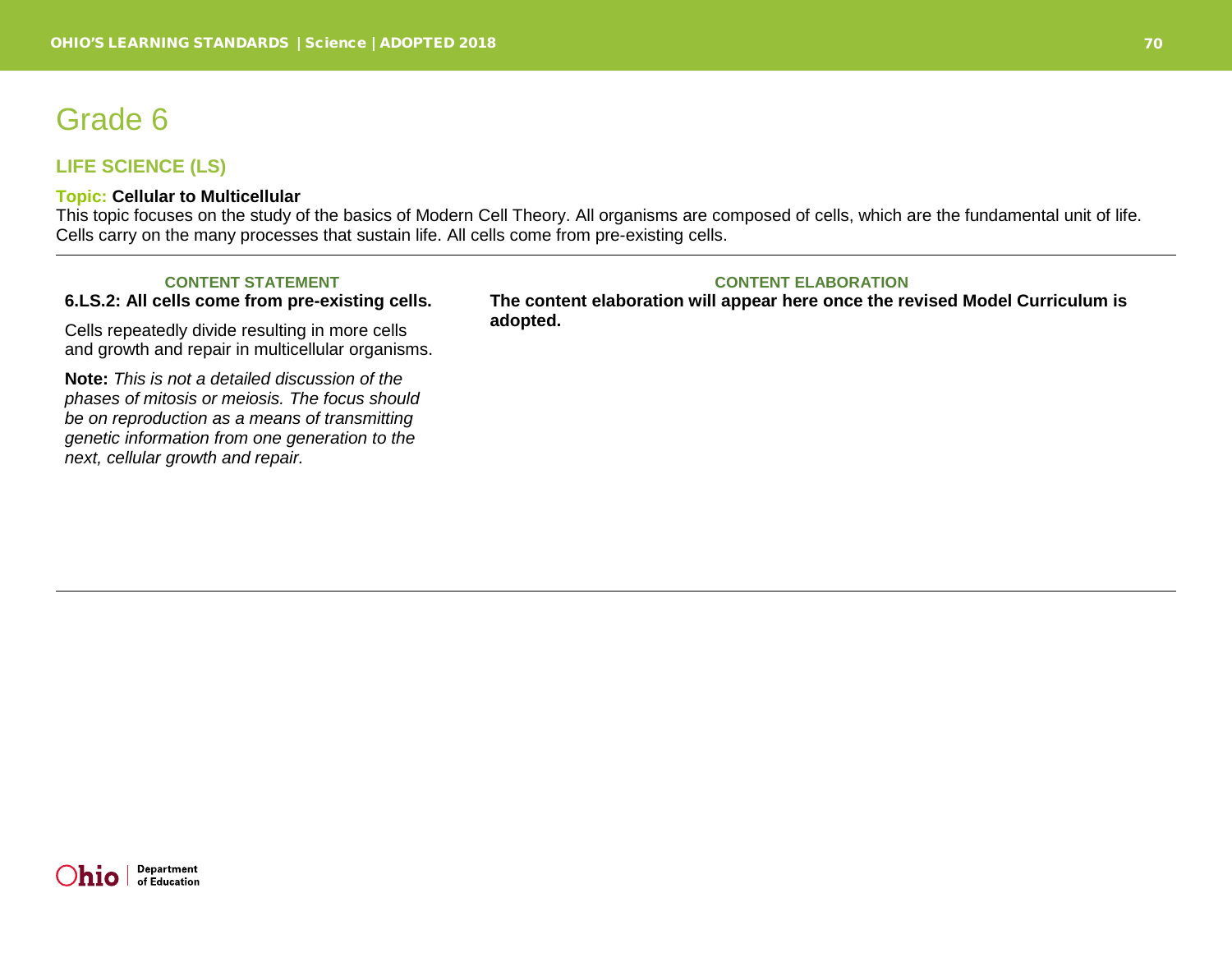# Grade 6

## LIFE SCIENCE (LS)

**Topic: Cellular to Multicellular**

This topic focuses on the study of the basics of Modern Cell Theory. All organisms are composed of cells, which are the fundamental unit of life. Cells carry on the many processes that sustain life. All cells come from pre-existing cells.

| CONTENT STATEMENT | CONTENT ELABORATION |
| --- | --- |
| **6.LS.2: All cells come from pre-existing cells.**<br><br>Cells repeatedly divide resulting in more cells and growth and repair in multicellular organisms.<br><br>**Note:** *This is not a detailed discussion of the phases of mitosis or meiosis. The focus should be on reproduction as a means of transmitting genetic information from one generation to the next, cellular growth and repair.* | **The content elaboration will appear here once the revised Model Curriculum is adopted.** |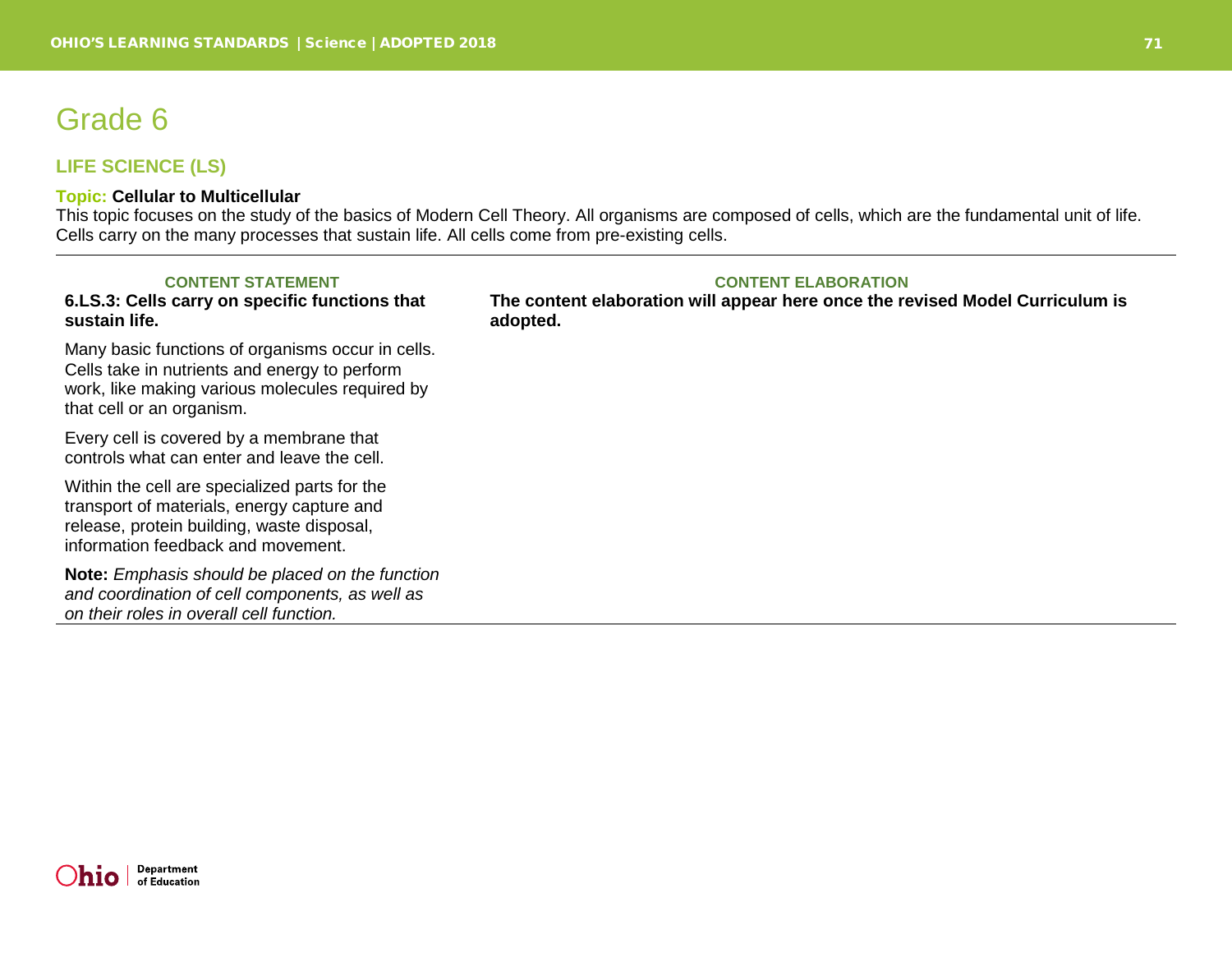# Grade 6

## LIFE SCIENCE (LS)

**Topic: Cellular to Multicellular**

This topic focuses on the study of the basics of Modern Cell Theory. All organisms are composed of cells, which are the fundamental unit of life. Cells carry on the many processes that sustain life. All cells come from pre-existing cells.

---

**CONTENT STATEMENT**

**6.LS.3: Cells carry on specific functions that sustain life.**

Many basic functions of organisms occur in cells. Cells take in nutrients and energy to perform work, like making various molecules required by that cell or an organism.

Every cell is covered by a membrane that controls what can enter and leave the cell.

Within the cell are specialized parts for the transport of materials, energy capture and release, protein building, waste disposal, information feedback and movement.

**Note:** *Emphasis should be placed on the function and coordination of cell components, as well as on their roles in overall cell function.*

**CONTENT ELABORATION**

**The content elaboration will appear here once the revised Model Curriculum is adopted.**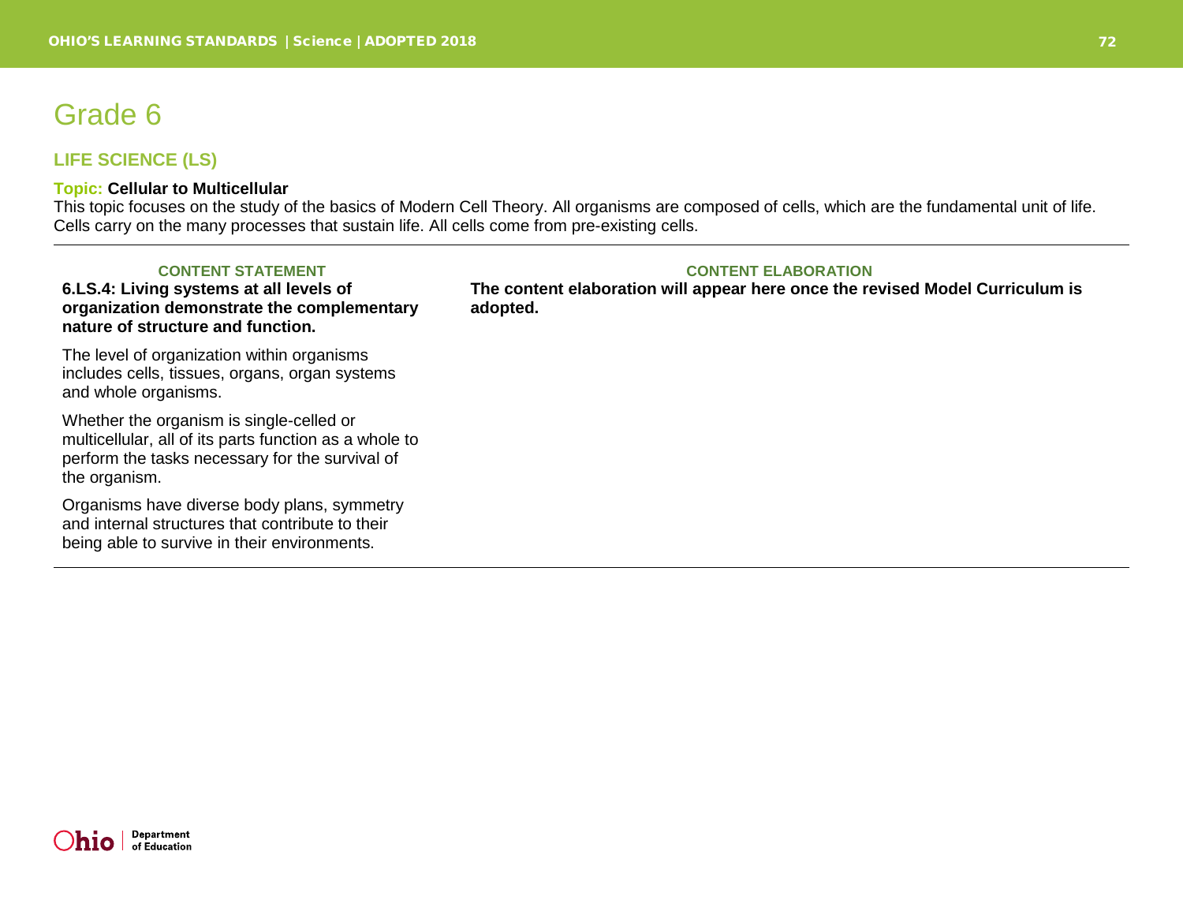# Grade 6

## LIFE SCIENCE (LS)

**Topic: Cellular to Multicellular**

This topic focuses on the study of the basics of Modern Cell Theory. All organisms are composed of cells, which are the fundamental unit of life. Cells carry on the many processes that sustain life. All cells come from pre-existing cells.

| CONTENT STATEMENT | CONTENT ELABORATION |
| --- | --- |
| **6.LS.4: Living systems at all levels of organization demonstrate the complementary nature of structure and function.**<br><br>The level of organization within organisms includes cells, tissues, organs, organ systems and whole organisms.<br><br>Whether the organism is single-celled or multicellular, all of its parts function as a whole to perform the tasks necessary for the survival of the organism.<br><br>Organisms have diverse body plans, symmetry and internal structures that contribute to their being able to survive in their environments. | **The content elaboration will appear here once the revised Model Curriculum is adopted.** |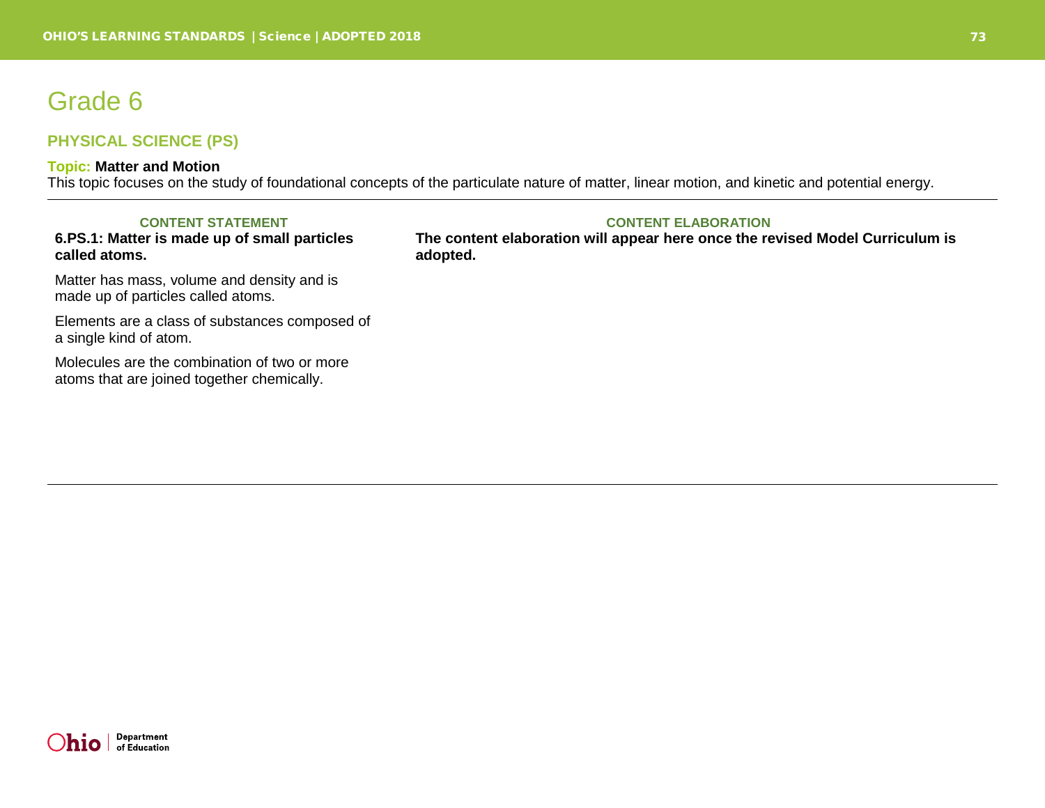# Grade 6

## PHYSICAL SCIENCE (PS)

**Topic: Matter and Motion**

This topic focuses on the study of foundational concepts of the particulate nature of matter, linear motion, and kinetic and potential energy.

| CONTENT STATEMENT | CONTENT ELABORATION |
| --- | --- |
| **6.PS.1: Matter is made up of small particles called atoms.**<br><br>Matter has mass, volume and density and is made up of particles called atoms.<br><br>Elements are a class of substances composed of a single kind of atom.<br><br>Molecules are the combination of two or more atoms that are joined together chemically. | **The content elaboration will appear here once the revised Model Curriculum is adopted.** |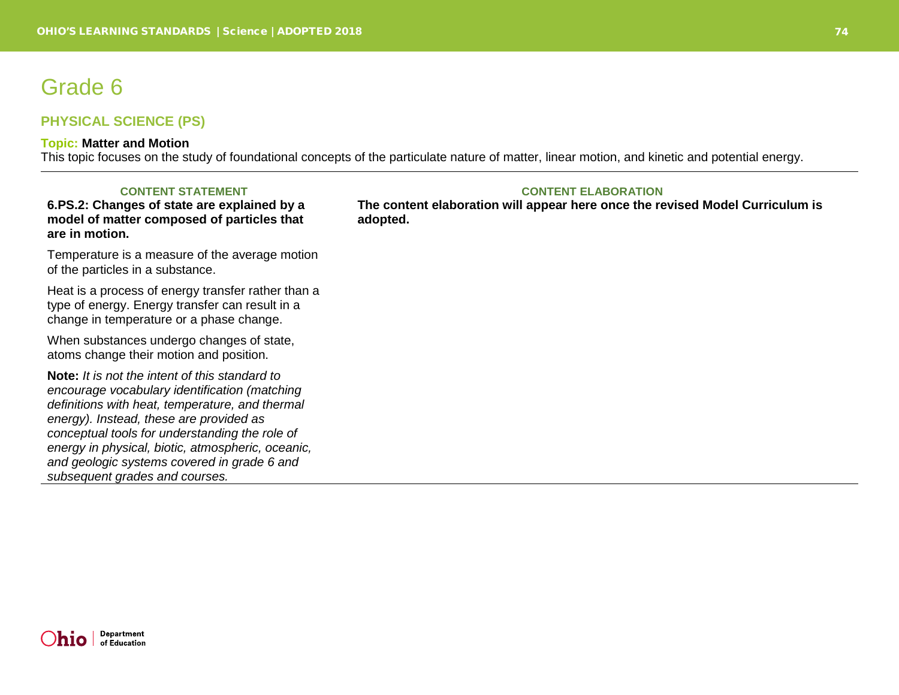# Grade 6

## PHYSICAL SCIENCE (PS)

**Topic: Matter and Motion**

This topic focuses on the study of foundational concepts of the particulate nature of matter, linear motion, and kinetic and potential energy.

| CONTENT STATEMENT | CONTENT ELABORATION |
|---|---|
| **6.PS.2: Changes of state are explained by a model of matter composed of particles that are in motion.**<br><br>Temperature is a measure of the average motion of the particles in a substance.<br><br>Heat is a process of energy transfer rather than a type of energy. Energy transfer can result in a change in temperature or a phase change.<br><br>When substances undergo changes of state, atoms change their motion and position.<br><br>**Note:** *It is not the intent of this standard to encourage vocabulary identification (matching definitions with heat, temperature, and thermal energy). Instead, these are provided as conceptual tools for understanding the role of energy in physical, biotic, atmospheric, oceanic, and geologic systems covered in grade 6 and subsequent grades and courses.* | **The content elaboration will appear here once the revised Model Curriculum is adopted.** |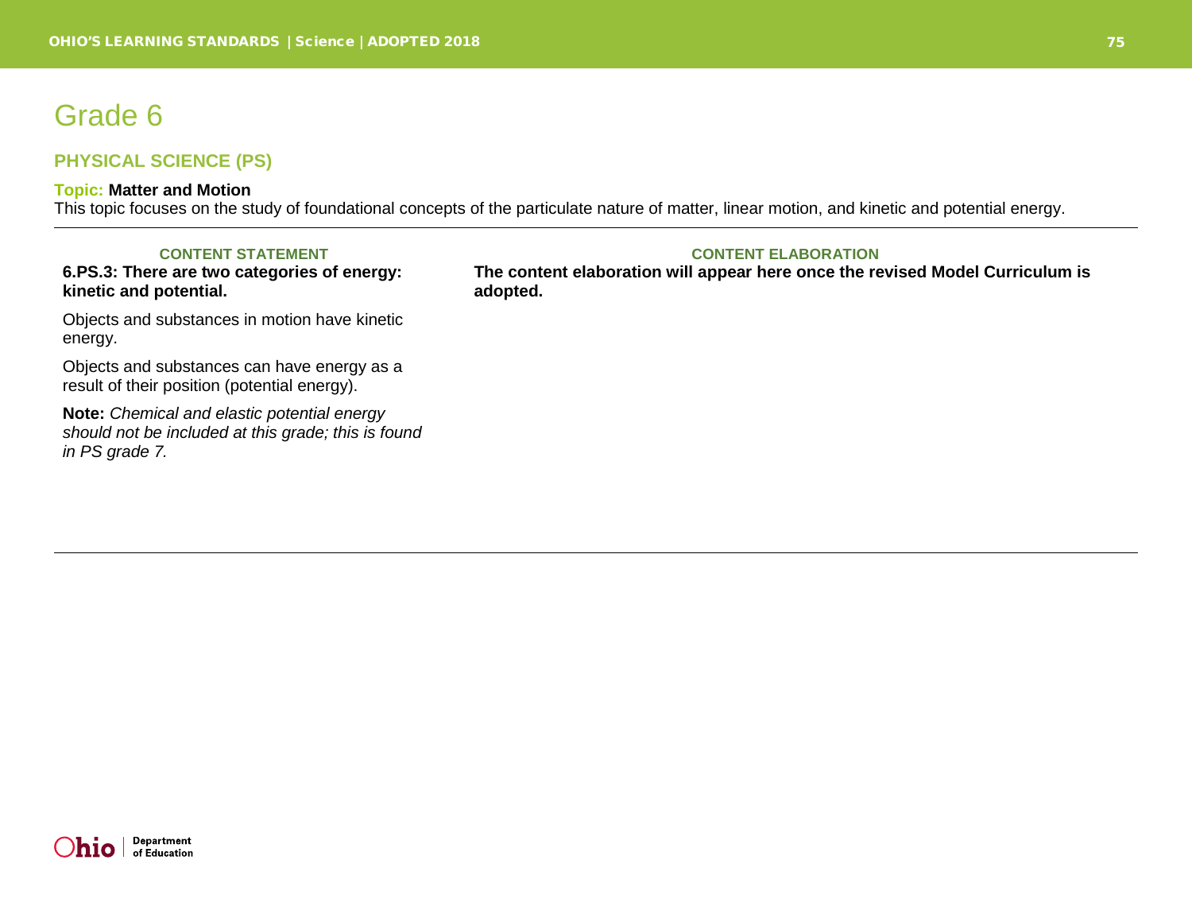# Grade 6

## PHYSICAL SCIENCE (PS)

**Topic: Matter and Motion**

This topic focuses on the study of foundational concepts of the particulate nature of matter, linear motion, and kinetic and potential energy.

### CONTENT STATEMENT

**6.PS.3: There are two categories of energy: kinetic and potential.**

Objects and substances in motion have kinetic energy.

Objects and substances can have energy as a result of their position (potential energy).

**Note:** *Chemical and elastic potential energy should not be included at this grade; this is found in PS grade 7.*

### CONTENT ELABORATION

**The content elaboration will appear here once the revised Model Curriculum is adopted.**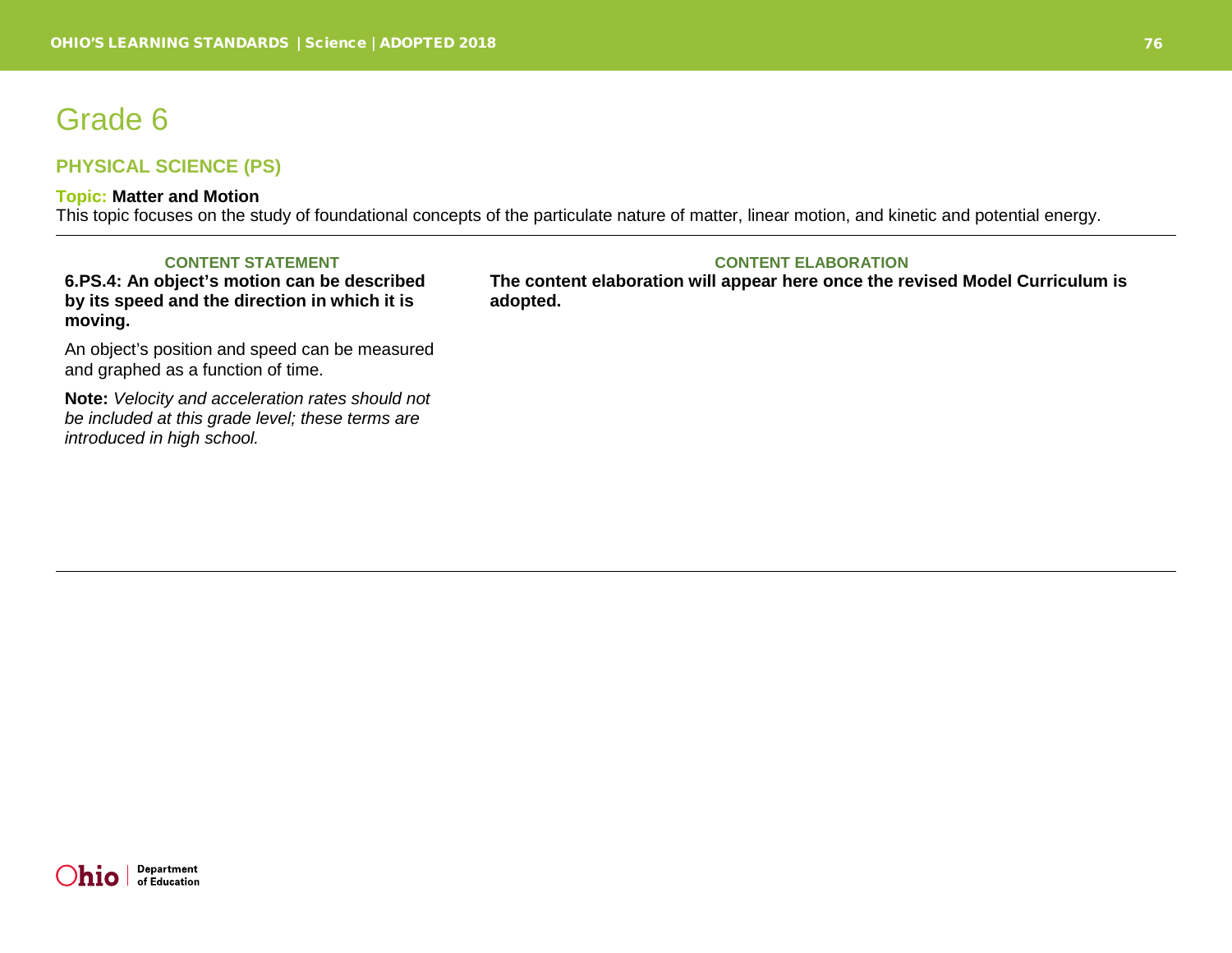# Grade 6

## PHYSICAL SCIENCE (PS)

**Topic: Matter and Motion**

This topic focuses on the study of foundational concepts of the particulate nature of matter, linear motion, and kinetic and potential energy.

| CONTENT STATEMENT | CONTENT ELABORATION |
|---|---|
| **6.PS.4: An object's motion can be described by its speed and the direction in which it is moving.**<br><br>An object's position and speed can be measured and graphed as a function of time.<br><br>**Note:** *Velocity and acceleration rates should not be included at this grade level; these terms are introduced in high school.* | **The content elaboration will appear here once the revised Model Curriculum is adopted.** |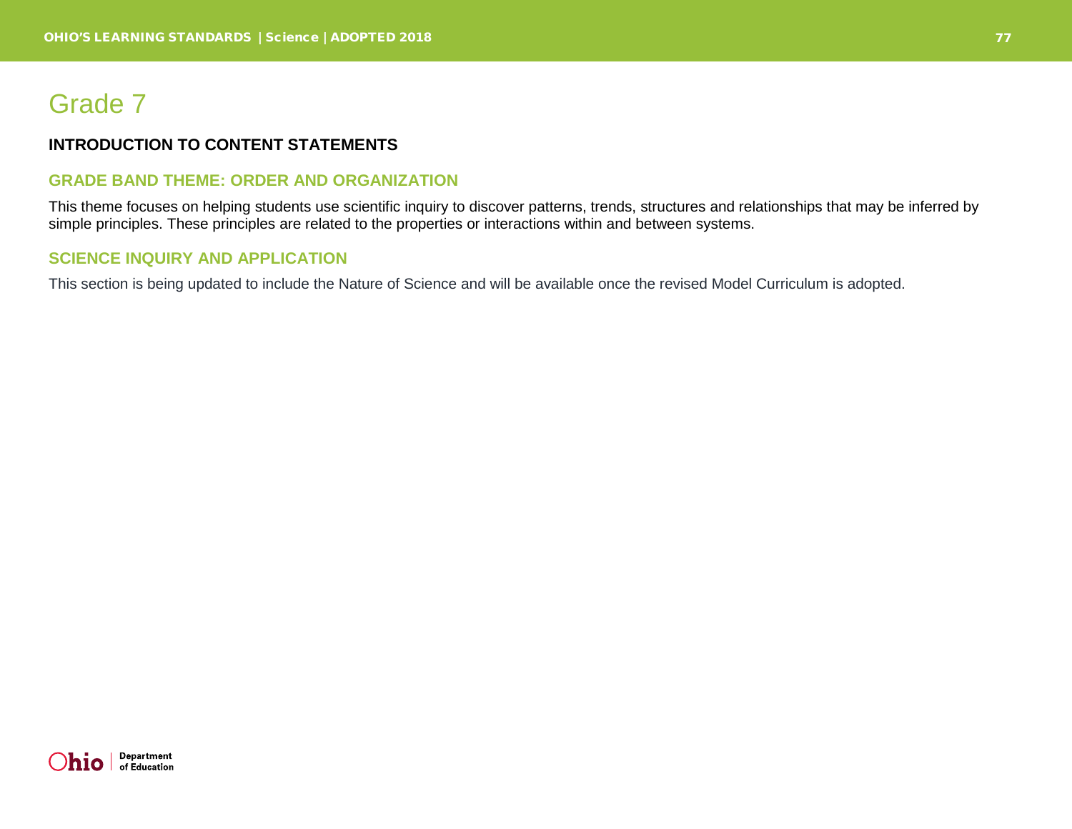# Grade 7

## INTRODUCTION TO CONTENT STATEMENTS

### GRADE BAND THEME: ORDER AND ORGANIZATION

This theme focuses on helping students use scientific inquiry to discover patterns, trends, structures and relationships that may be inferred by simple principles. These principles are related to the properties or interactions within and between systems.

### SCIENCE INQUIRY AND APPLICATION

This section is being updated to include the Nature of Science and will be available once the revised Model Curriculum is adopted.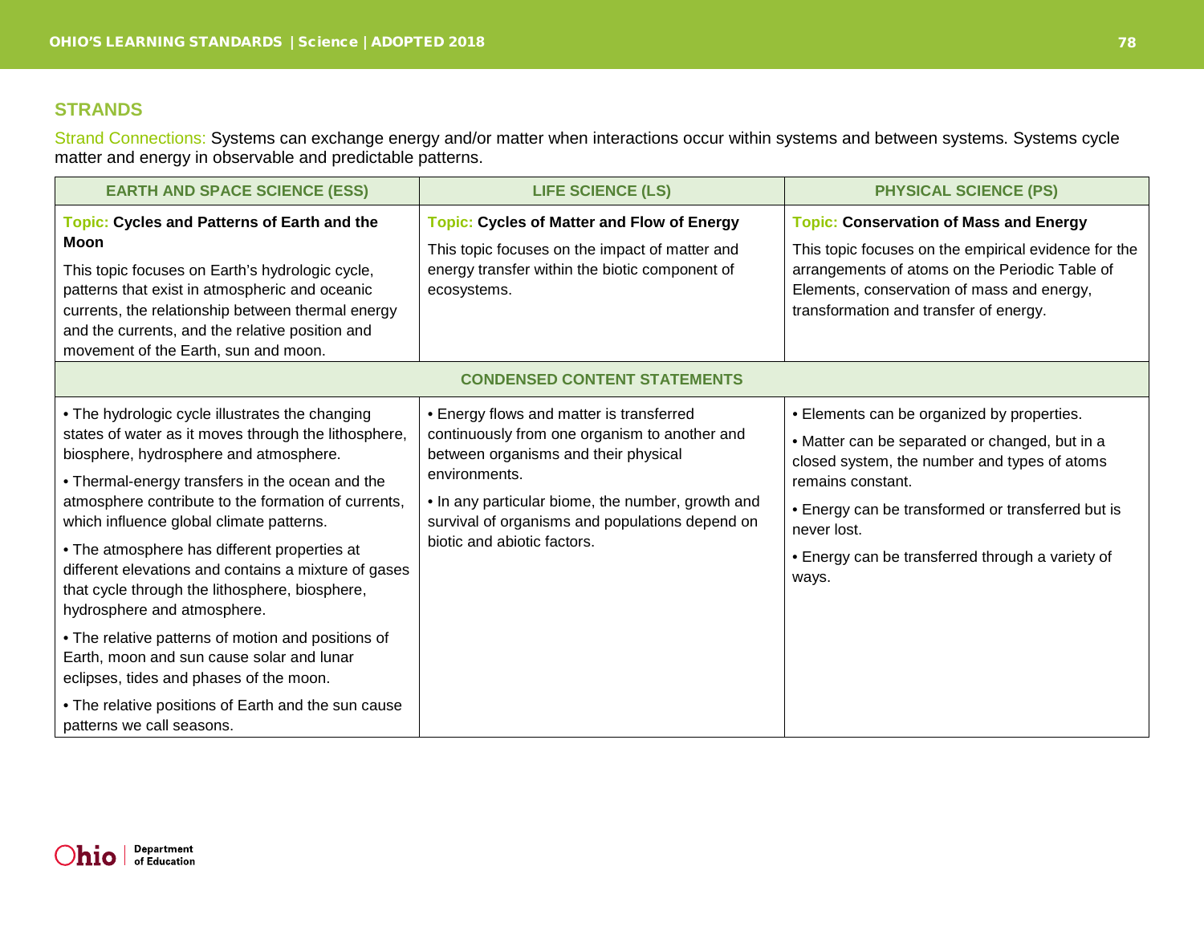## STRANDS

Strand Connections: Systems can exchange energy and/or matter when interactions occur within systems and between systems. Systems cycle matter and energy in observable and predictable patterns.

| EARTH AND SPACE SCIENCE (ESS) | LIFE SCIENCE (LS) | PHYSICAL SCIENCE (PS) |
|---|---|---|
| **Topic: Cycles and Patterns of Earth and the Moon**<br><br>This topic focuses on Earth's hydrologic cycle, patterns that exist in atmospheric and oceanic currents, the relationship between thermal energy and the currents, and the relative position and movement of the Earth, sun and moon. | **Topic: Cycles of Matter and Flow of Energy**<br><br>This topic focuses on the impact of matter and energy transfer within the biotic component of ecosystems. | **Topic: Conservation of Mass and Energy**<br><br>This topic focuses on the empirical evidence for the arrangements of atoms on the Periodic Table of Elements, conservation of mass and energy, transformation and transfer of energy. |
| **CONDENSED CONTENT STATEMENTS** | | |
| • The hydrologic cycle illustrates the changing states of water as it moves through the lithosphere, biosphere, hydrosphere and atmosphere.<br><br>• Thermal-energy transfers in the ocean and the atmosphere contribute to the formation of currents, which influence global climate patterns.<br><br>• The atmosphere has different properties at different elevations and contains a mixture of gases that cycle through the lithosphere, biosphere, hydrosphere and atmosphere.<br><br>• The relative patterns of motion and positions of Earth, moon and sun cause solar and lunar eclipses, tides and phases of the moon.<br><br>• The relative positions of Earth and the sun cause patterns we call seasons. | • Energy flows and matter is transferred continuously from one organism to another and between organisms and their physical environments.<br><br>• In any particular biome, the number, growth and survival of organisms and populations depend on biotic and abiotic factors. | • Elements can be organized by properties.<br><br>• Matter can be separated or changed, but in a closed system, the number and types of atoms remains constant.<br><br>• Energy can be transformed or transferred but is never lost.<br><br>• Energy can be transferred through a variety of ways. |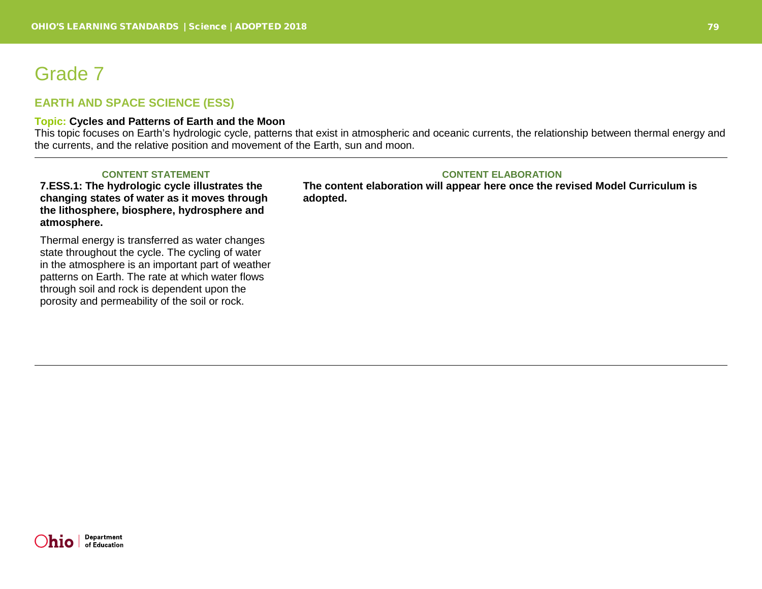# Grade 7

## EARTH AND SPACE SCIENCE (ESS)

**Topic: Cycles and Patterns of Earth and the Moon**

This topic focuses on Earth's hydrologic cycle, patterns that exist in atmospheric and oceanic currents, the relationship between thermal energy and the currents, and the relative position and movement of the Earth, sun and moon.

| CONTENT STATEMENT | CONTENT ELABORATION |
|---|---|
| **7.ESS.1: The hydrologic cycle illustrates the changing states of water as it moves through the lithosphere, biosphere, hydrosphere and atmosphere.**<br><br>Thermal energy is transferred as water changes state throughout the cycle. The cycling of water in the atmosphere is an important part of weather patterns on Earth. The rate at which water flows through soil and rock is dependent upon the porosity and permeability of the soil or rock. | **The content elaboration will appear here once the revised Model Curriculum is adopted.** |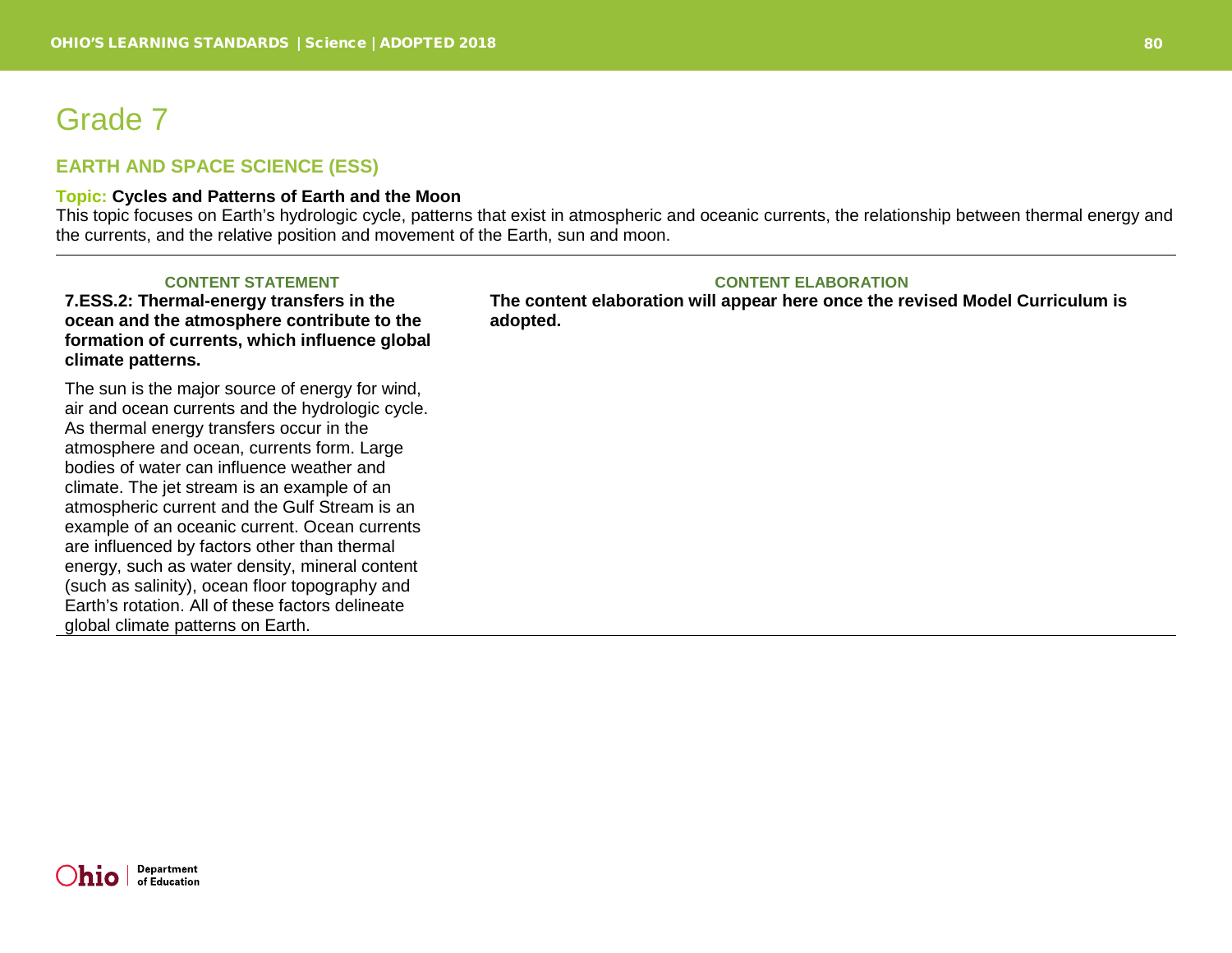# Grade 7

## EARTH AND SPACE SCIENCE (ESS)

**Topic: Cycles and Patterns of Earth and the Moon**

This topic focuses on Earth's hydrologic cycle, patterns that exist in atmospheric and oceanic currents, the relationship between thermal energy and the currents, and the relative position and movement of the Earth, sun and moon.

| CONTENT STATEMENT | CONTENT ELABORATION |
|---|---|
| **7.ESS.2: Thermal-energy transfers in the ocean and the atmosphere contribute to the formation of currents, which influence global climate patterns.**<br><br>The sun is the major source of energy for wind, air and ocean currents and the hydrologic cycle. As thermal energy transfers occur in the atmosphere and ocean, currents form. Large bodies of water can influence weather and climate. The jet stream is an example of an atmospheric current and the Gulf Stream is an example of an oceanic current. Ocean currents are influenced by factors other than thermal energy, such as water density, mineral content (such as salinity), ocean floor topography and Earth's rotation. All of these factors delineate global climate patterns on Earth. | **The content elaboration will appear here once the revised Model Curriculum is adopted.** |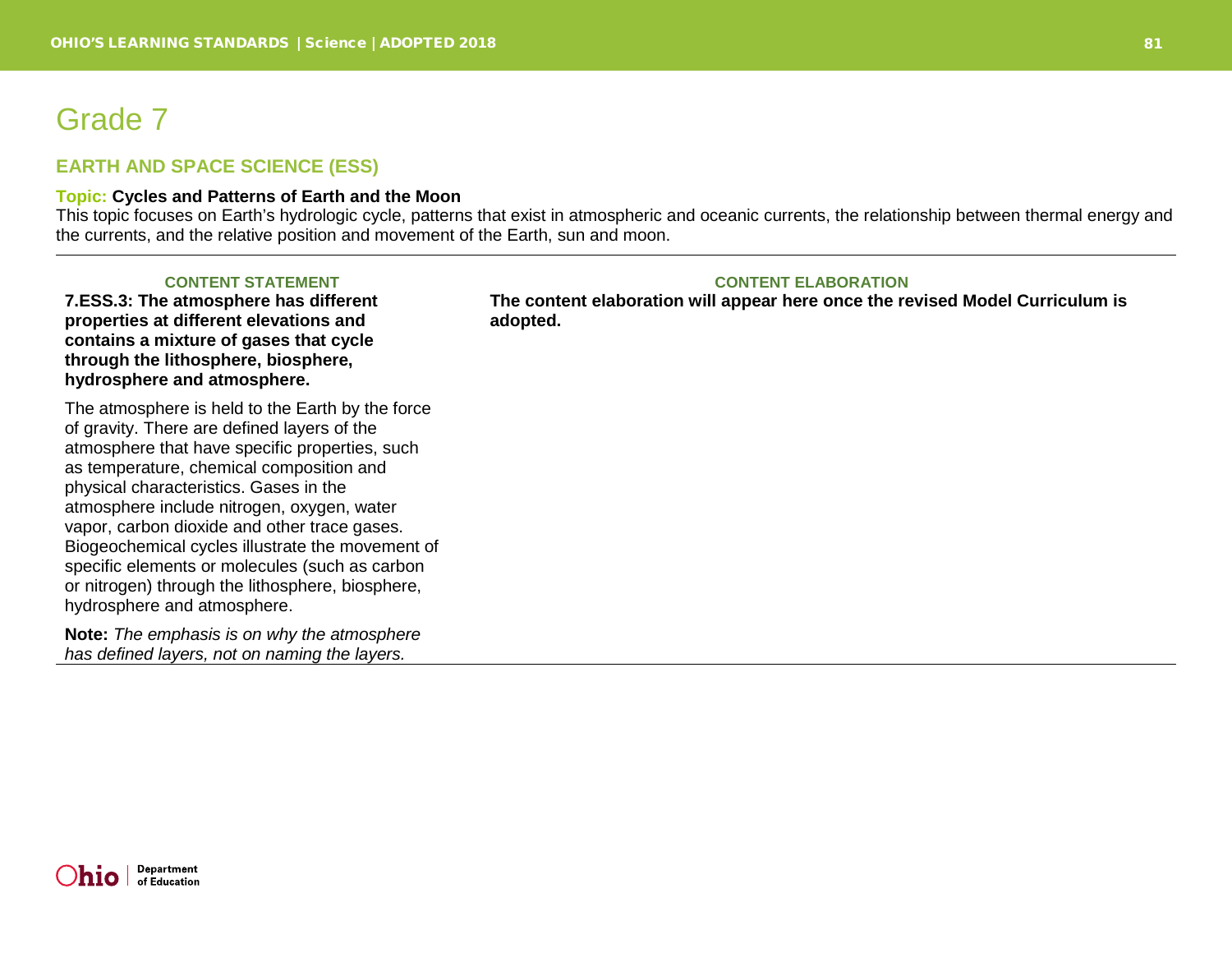# Grade 7

## EARTH AND SPACE SCIENCE (ESS)

**Topic: Cycles and Patterns of Earth and the Moon**

This topic focuses on Earth's hydrologic cycle, patterns that exist in atmospheric and oceanic currents, the relationship between thermal energy and the currents, and the relative position and movement of the Earth, sun and moon.

| CONTENT STATEMENT | CONTENT ELABORATION |
|---|---|
| **7.ESS.3: The atmosphere has different properties at different elevations and contains a mixture of gases that cycle through the lithosphere, biosphere, hydrosphere and atmosphere.**<br><br>The atmosphere is held to the Earth by the force of gravity. There are defined layers of the atmosphere that have specific properties, such as temperature, chemical composition and physical characteristics. Gases in the atmosphere include nitrogen, oxygen, water vapor, carbon dioxide and other trace gases. Biogeochemical cycles illustrate the movement of specific elements or molecules (such as carbon or nitrogen) through the lithosphere, biosphere, hydrosphere and atmosphere.<br><br>**Note:** *The emphasis is on why the atmosphere has defined layers, not on naming the layers.* | **The content elaboration will appear here once the revised Model Curriculum is adopted.** |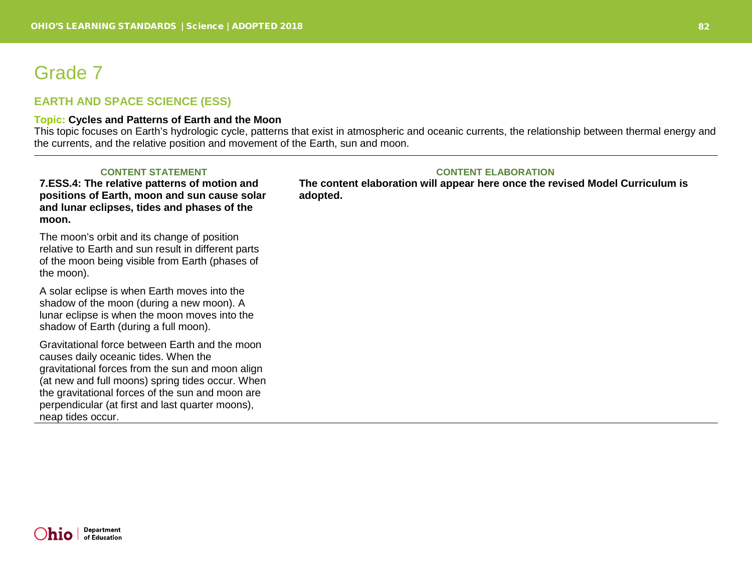# Grade 7

## EARTH AND SPACE SCIENCE (ESS)

**Topic: Cycles and Patterns of Earth and the Moon**

This topic focuses on Earth's hydrologic cycle, patterns that exist in atmospheric and oceanic currents, the relationship between thermal energy and the currents, and the relative position and movement of the Earth, sun and moon.

| CONTENT STATEMENT | CONTENT ELABORATION |
| --- | --- |
| **7.ESS.4: The relative patterns of motion and positions of Earth, moon and sun cause solar and lunar eclipses, tides and phases of the moon.**<br><br>The moon's orbit and its change of position relative to Earth and sun result in different parts of the moon being visible from Earth (phases of the moon).<br><br>A solar eclipse is when Earth moves into the shadow of the moon (during a new moon). A lunar eclipse is when the moon moves into the shadow of Earth (during a full moon).<br><br>Gravitational force between Earth and the moon causes daily oceanic tides. When the gravitational forces from the sun and moon align (at new and full moons) spring tides occur. When the gravitational forces of the sun and moon are perpendicular (at first and last quarter moons), neap tides occur. | **The content elaboration will appear here once the revised Model Curriculum is adopted.** |

Ohio Department of Education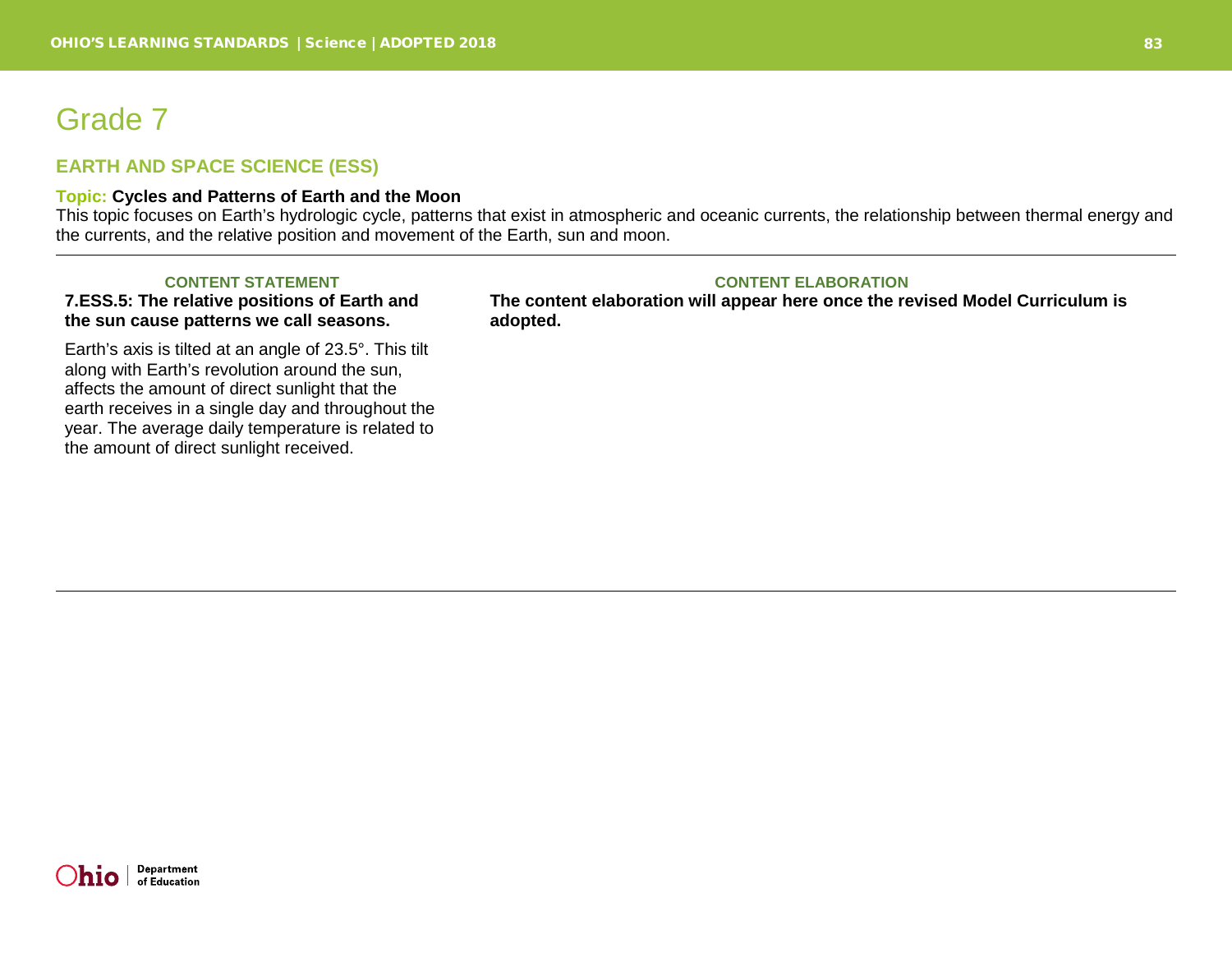# Grade 7

## EARTH AND SPACE SCIENCE (ESS)

**Topic: Cycles and Patterns of Earth and the Moon**

This topic focuses on Earth's hydrologic cycle, patterns that exist in atmospheric and oceanic currents, the relationship between thermal energy and the currents, and the relative position and movement of the Earth, sun and moon.

| CONTENT STATEMENT | CONTENT ELABORATION |
|---|---|
| **7.ESS.5: The relative positions of Earth and the sun cause patterns we call seasons.**<br><br>Earth's axis is tilted at an angle of 23.5°. This tilt along with Earth's revolution around the sun, affects the amount of direct sunlight that the earth receives in a single day and throughout the year. The average daily temperature is related to the amount of direct sunlight received. | **The content elaboration will appear here once the revised Model Curriculum is adopted.** |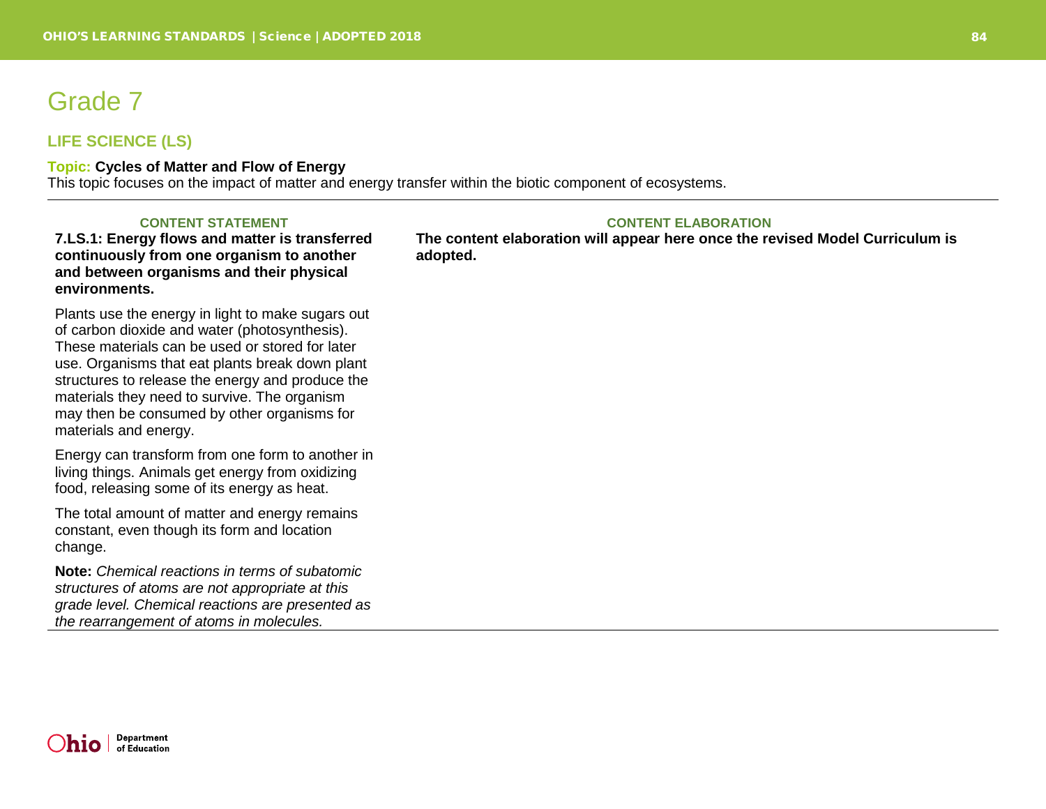# Grade 7

## LIFE SCIENCE (LS)

**Topic: Cycles of Matter and Flow of Energy**
This topic focuses on the impact of matter and energy transfer within the biotic component of ecosystems.

| CONTENT STATEMENT | CONTENT ELABORATION |
| --- | --- |
| **7.LS.1: Energy flows and matter is transferred continuously from one organism to another and between organisms and their physical environments.**<br><br>Plants use the energy in light to make sugars out of carbon dioxide and water (photosynthesis). These materials can be used or stored for later use. Organisms that eat plants break down plant structures to release the energy and produce the materials they need to survive. The organism may then be consumed by other organisms for materials and energy.<br><br>Energy can transform from one form to another in living things. Animals get energy from oxidizing food, releasing some of its energy as heat.<br><br>The total amount of matter and energy remains constant, even though its form and location change.<br><br>**Note:** *Chemical reactions in terms of subatomic structures of atoms are not appropriate at this grade level. Chemical reactions are presented as the rearrangement of atoms in molecules.* | **The content elaboration will appear here once the revised Model Curriculum is adopted.** |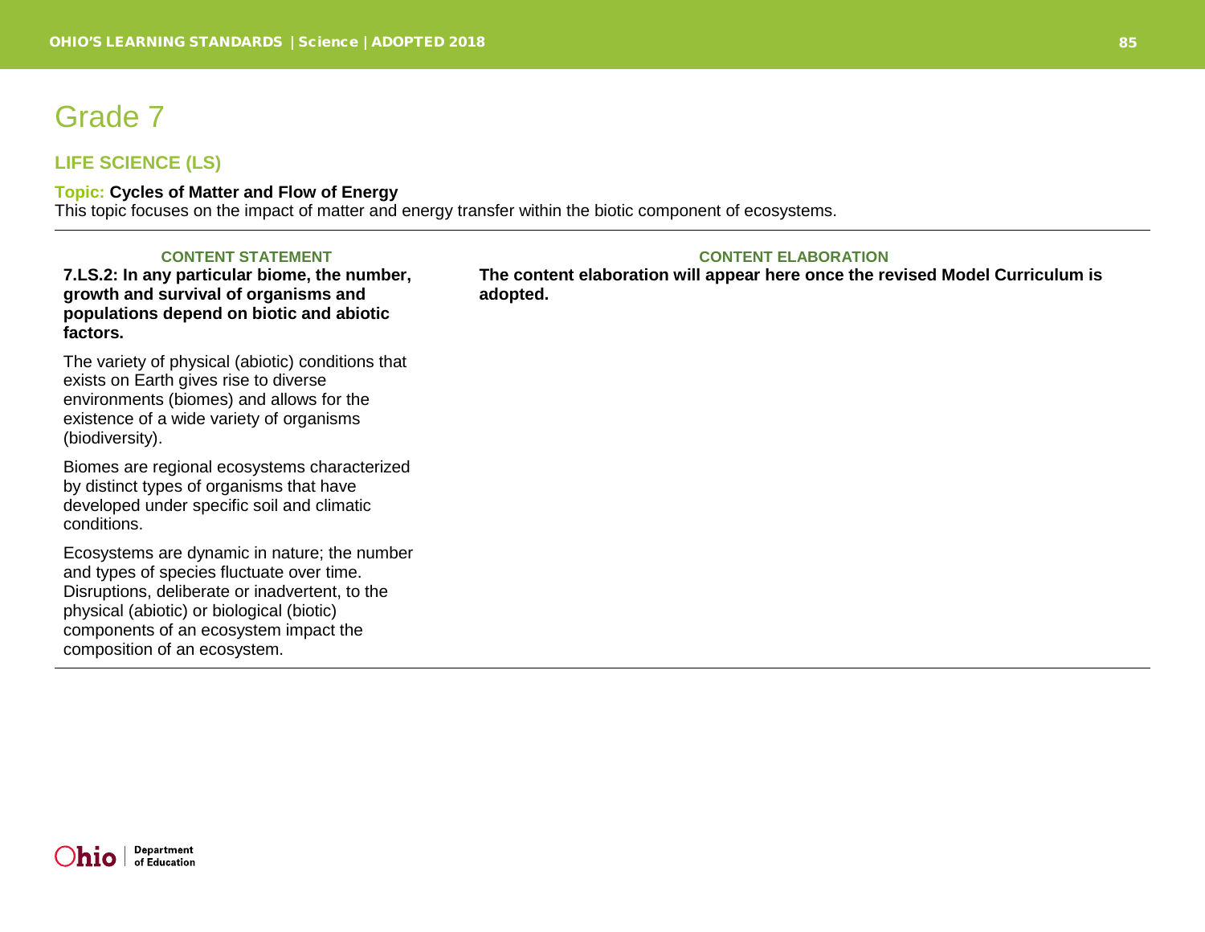# Grade 7

## LIFE SCIENCE (LS)

**Topic: Cycles of Matter and Flow of Energy**

This topic focuses on the impact of matter and energy transfer within the biotic component of ecosystems.

| CONTENT STATEMENT | CONTENT ELABORATION |
| --- | --- |
| **7.LS.2: In any particular biome, the number, growth and survival of organisms and populations depend on biotic and abiotic factors.**<br><br>The variety of physical (abiotic) conditions that exists on Earth gives rise to diverse environments (biomes) and allows for the existence of a wide variety of organisms (biodiversity).<br><br>Biomes are regional ecosystems characterized by distinct types of organisms that have developed under specific soil and climatic conditions.<br><br>Ecosystems are dynamic in nature; the number and types of species fluctuate over time. Disruptions, deliberate or inadvertent, to the physical (abiotic) or biological (biotic) components of an ecosystem impact the composition of an ecosystem. | **The content elaboration will appear here once the revised Model Curriculum is adopted.** |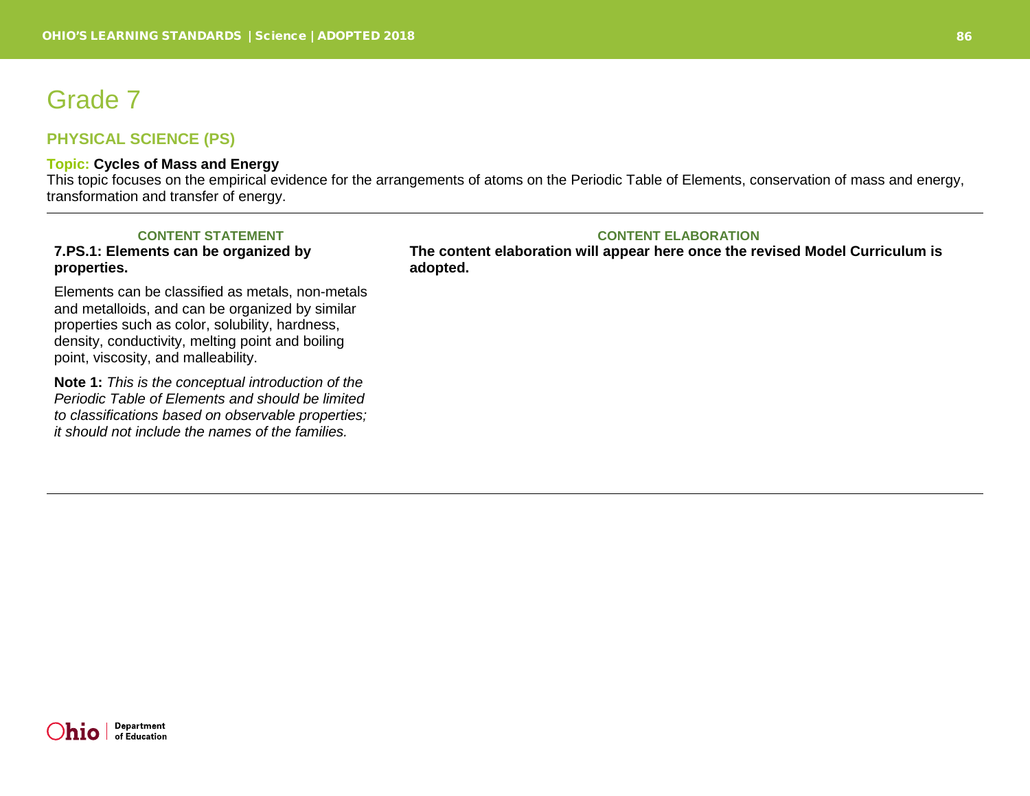# Grade 7

## PHYSICAL SCIENCE (PS)

**Topic: Cycles of Mass and Energy**

This topic focuses on the empirical evidence for the arrangements of atoms on the Periodic Table of Elements, conservation of mass and energy, transformation and transfer of energy.

---

### CONTENT STATEMENT

**7.PS.1: Elements can be organized by properties.**

Elements can be classified as metals, non-metals and metalloids, and can be organized by similar properties such as color, solubility, hardness, density, conductivity, melting point and boiling point, viscosity, and malleability.

**Note 1:** *This is the conceptual introduction of the Periodic Table of Elements and should be limited to classifications based on observable properties; it should not include the names of the families.*

### CONTENT ELABORATION

**The content elaboration will appear here once the revised Model Curriculum is adopted.**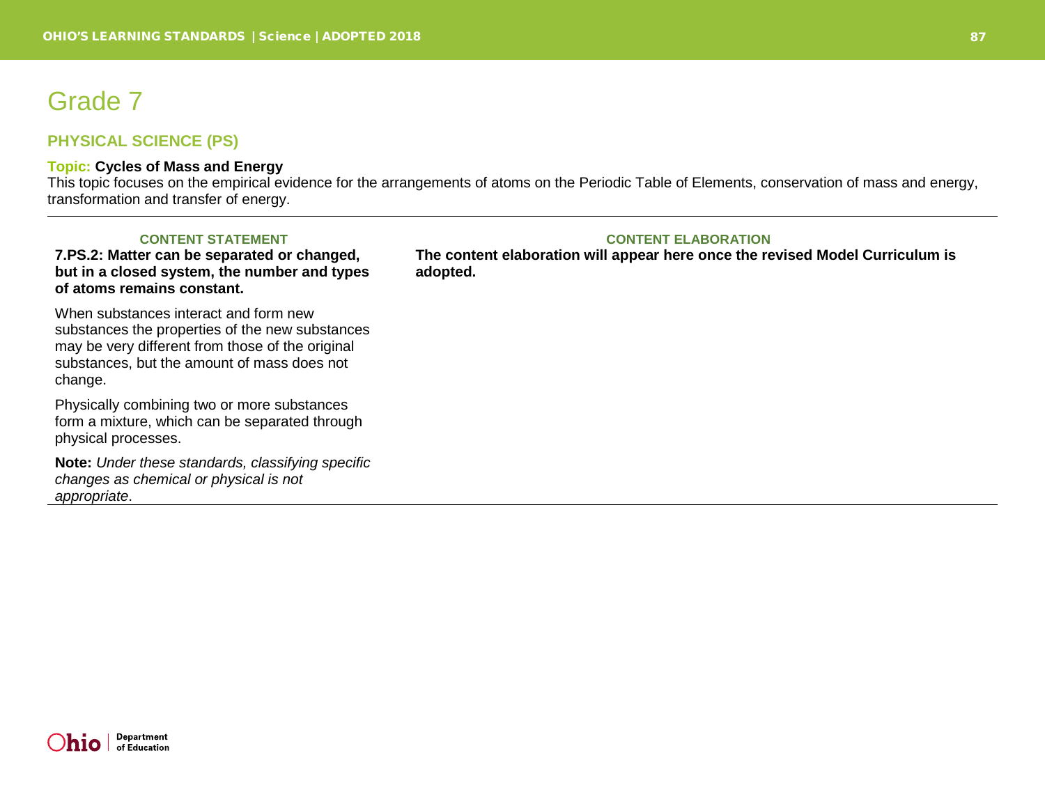# Grade 7

## PHYSICAL SCIENCE (PS)

**Topic: Cycles of Mass and Energy**

This topic focuses on the empirical evidence for the arrangements of atoms on the Periodic Table of Elements, conservation of mass and energy, transformation and transfer of energy.

| CONTENT STATEMENT | CONTENT ELABORATION |
| --- | --- |
| **7.PS.2: Matter can be separated or changed, but in a closed system, the number and types of atoms remains constant.**<br><br>When substances interact and form new substances the properties of the new substances may be very different from those of the original substances, but the amount of mass does not change.<br><br>Physically combining two or more substances form a mixture, which can be separated through physical processes.<br><br>**Note:** *Under these standards, classifying specific changes as chemical or physical is not appropriate*. | **The content elaboration will appear here once the revised Model Curriculum is adopted.** |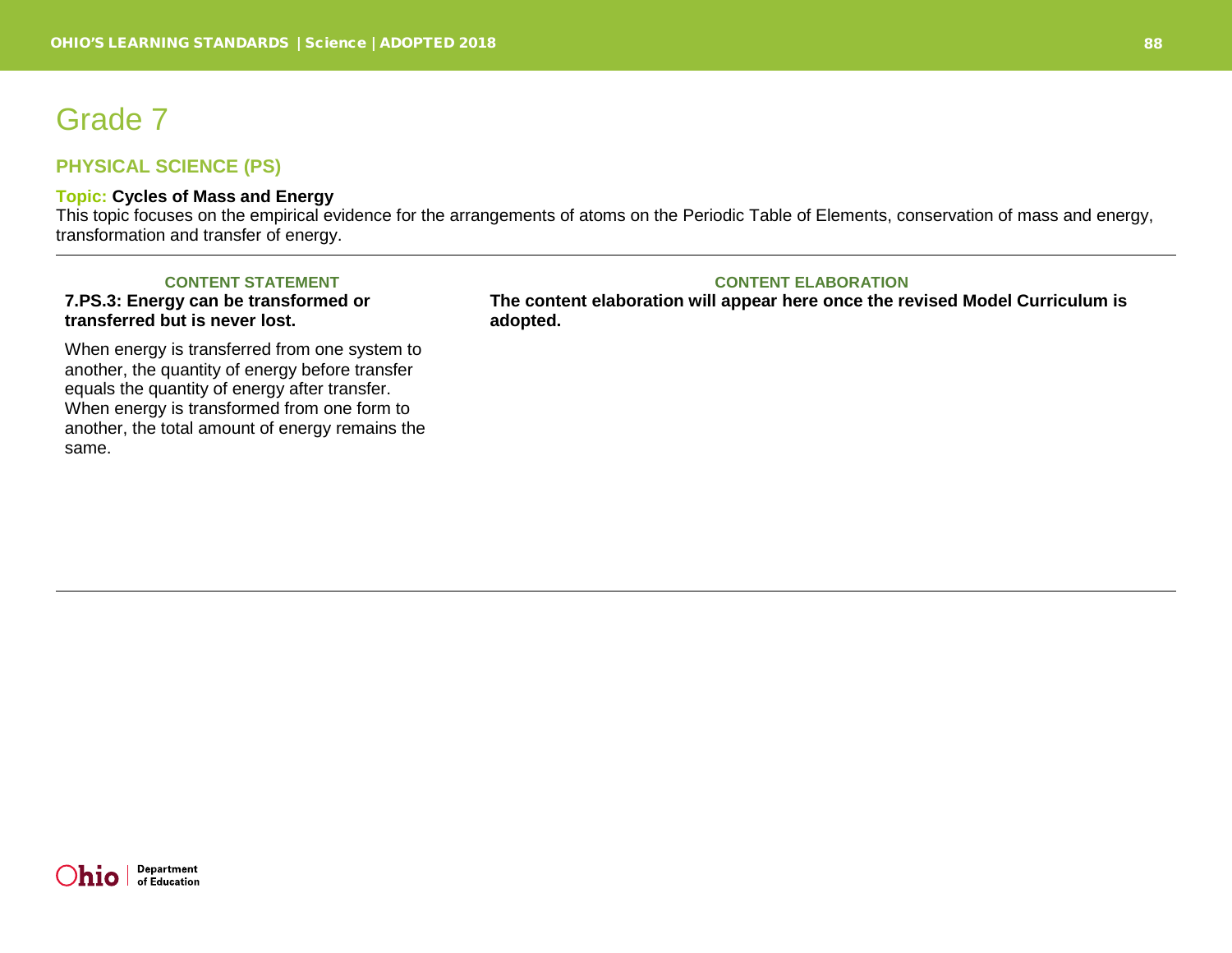# Grade 7

## PHYSICAL SCIENCE (PS)

**Topic: Cycles of Mass and Energy**

This topic focuses on the empirical evidence for the arrangements of atoms on the Periodic Table of Elements, conservation of mass and energy, transformation and transfer of energy.

### CONTENT STATEMENT

**7.PS.3: Energy can be transformed or transferred but is never lost.**

When energy is transferred from one system to another, the quantity of energy before transfer equals the quantity of energy after transfer. When energy is transformed from one form to another, the total amount of energy remains the same.

### CONTENT ELABORATION

**The content elaboration will appear here once the revised Model Curriculum is adopted.**

Ohio | Department of Education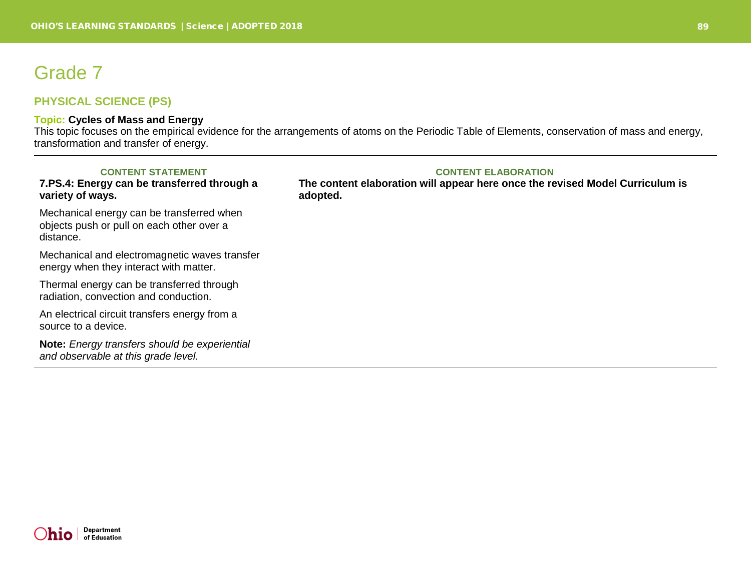# Grade 7

## PHYSICAL SCIENCE (PS)

**Topic: Cycles of Mass and Energy**

This topic focuses on the empirical evidence for the arrangements of atoms on the Periodic Table of Elements, conservation of mass and energy, transformation and transfer of energy.

| CONTENT STATEMENT | CONTENT ELABORATION |
|---|---|
| **7.PS.4: Energy can be transferred through a variety of ways.**<br><br>Mechanical energy can be transferred when objects push or pull on each other over a distance.<br><br>Mechanical and electromagnetic waves transfer energy when they interact with matter.<br><br>Thermal energy can be transferred through radiation, convection and conduction.<br><br>An electrical circuit transfers energy from a source to a device.<br><br>**Note:** *Energy transfers should be experiential and observable at this grade level.* | **The content elaboration will appear here once the revised Model Curriculum is adopted.** |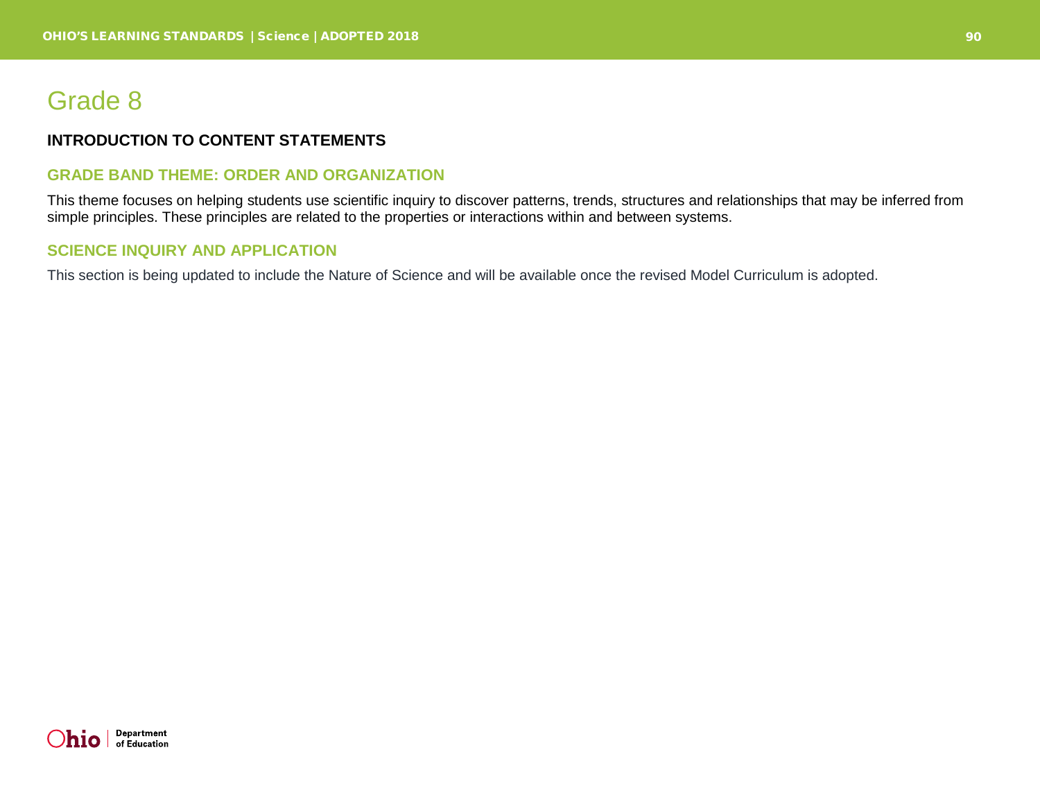# Grade 8

**INTRODUCTION TO CONTENT STATEMENTS**

## GRADE BAND THEME: ORDER AND ORGANIZATION

This theme focuses on helping students use scientific inquiry to discover patterns, trends, structures and relationships that may be inferred from simple principles. These principles are related to the properties or interactions within and between systems.

## SCIENCE INQUIRY AND APPLICATION

This section is being updated to include the Nature of Science and will be available once the revised Model Curriculum is adopted.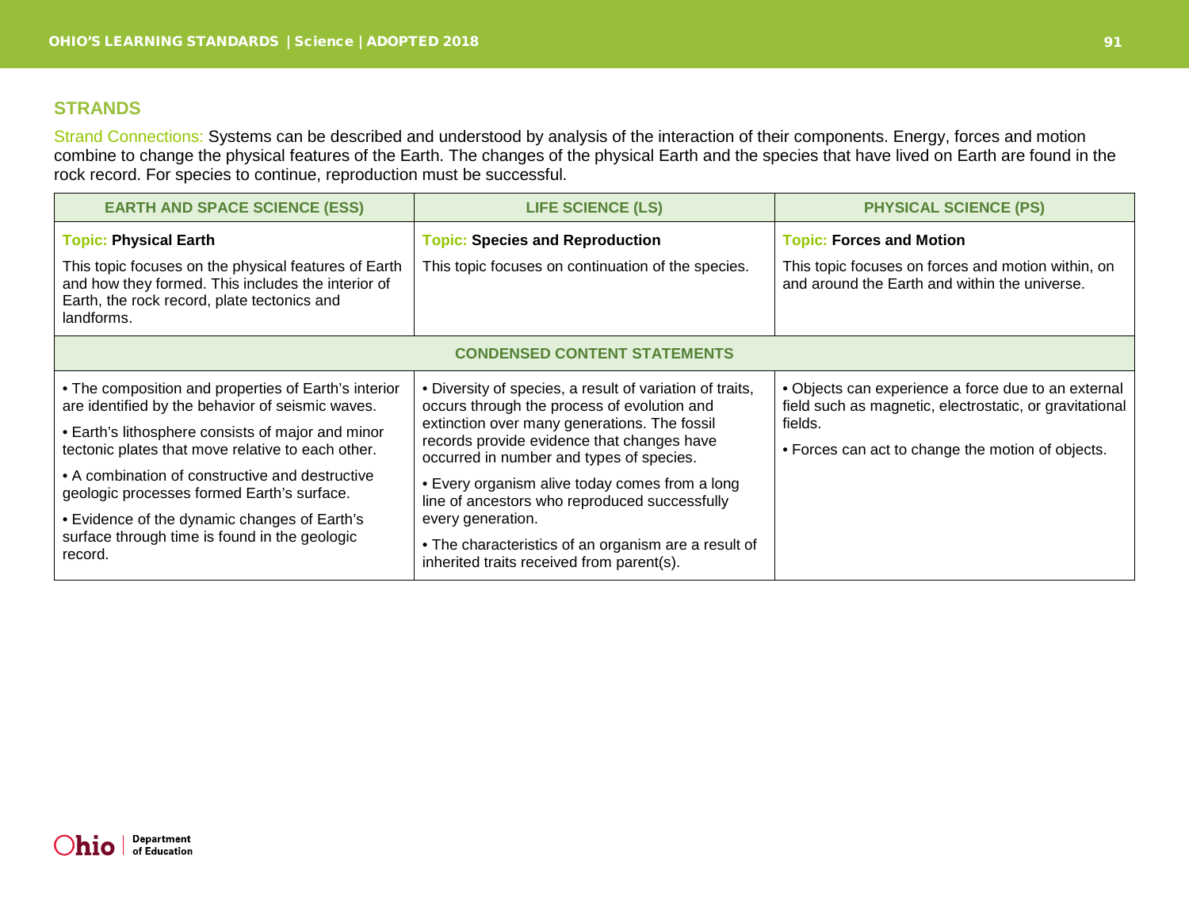## STRANDS

Strand Connections: Systems can be described and understood by analysis of the interaction of their components. Energy, forces and motion combine to change the physical features of the Earth. The changes of the physical Earth and the species that have lived on Earth are found in the rock record. For species to continue, reproduction must be successful.

| EARTH AND SPACE SCIENCE (ESS) | LIFE SCIENCE (LS) | PHYSICAL SCIENCE (PS) |
|---|---|---|
| Topic: **Physical Earth**<br><br>This topic focuses on the physical features of Earth and how they formed. This includes the interior of Earth, the rock record, plate tectonics and landforms. | Topic: **Species and Reproduction**<br><br>This topic focuses on continuation of the species. | Topic: **Forces and Motion**<br><br>This topic focuses on forces and motion within, on and around the Earth and within the universe. |
| **CONDENSED CONTENT STATEMENTS** | | |
| • The composition and properties of Earth's interior are identified by the behavior of seismic waves.<br><br>• Earth's lithosphere consists of major and minor tectonic plates that move relative to each other.<br><br>• A combination of constructive and destructive geologic processes formed Earth's surface.<br><br>• Evidence of the dynamic changes of Earth's surface through time is found in the geologic record. | • Diversity of species, a result of variation of traits, occurs through the process of evolution and extinction over many generations. The fossil records provide evidence that changes have occurred in number and types of species.<br><br>• Every organism alive today comes from a long line of ancestors who reproduced successfully every generation.<br><br>• The characteristics of an organism are a result of inherited traits received from parent(s). | • Objects can experience a force due to an external field such as magnetic, electrostatic, or gravitational fields.<br><br>• Forces can act to change the motion of objects. |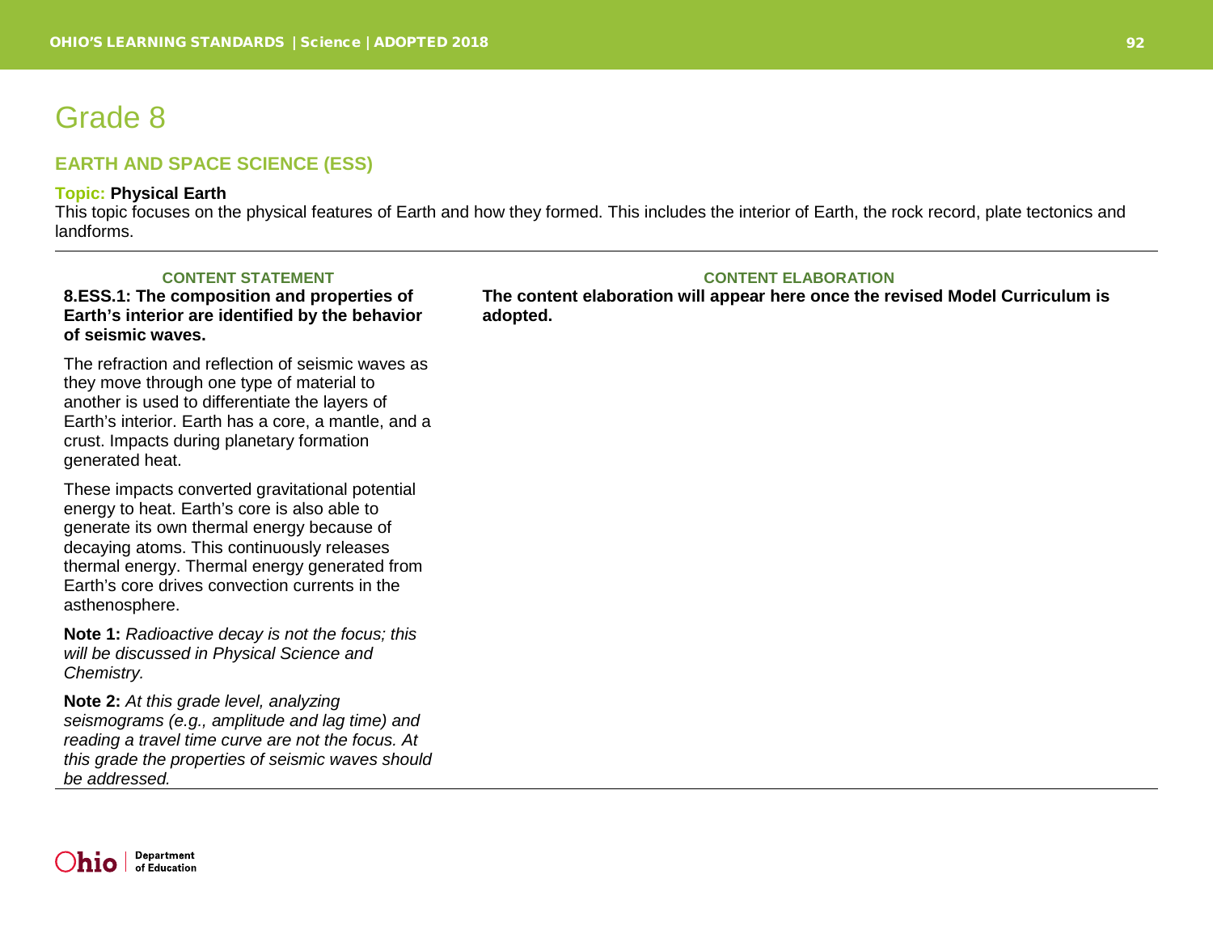# Grade 8

## EARTH AND SPACE SCIENCE (ESS)

**Topic: Physical Earth**

This topic focuses on the physical features of Earth and how they formed. This includes the interior of Earth, the rock record, plate tectonics and landforms.

| CONTENT STATEMENT | CONTENT ELABORATION |
| --- | --- |
| **8.ESS.1: The composition and properties of Earth's interior are identified by the behavior of seismic waves.**<br><br>The refraction and reflection of seismic waves as they move through one type of material to another is used to differentiate the layers of Earth's interior. Earth has a core, a mantle, and a crust. Impacts during planetary formation generated heat.<br><br>These impacts converted gravitational potential energy to heat. Earth's core is also able to generate its own thermal energy because of decaying atoms. This continuously releases thermal energy. Thermal energy generated from Earth's core drives convection currents in the asthenosphere.<br><br>**Note 1:** *Radioactive decay is not the focus; this will be discussed in Physical Science and Chemistry.*<br><br>**Note 2:** *At this grade level, analyzing seismograms (e.g., amplitude and lag time) and reading a travel time curve are not the focus. At this grade the properties of seismic waves should be addressed.* | **The content elaboration will appear here once the revised Model Curriculum is adopted.** |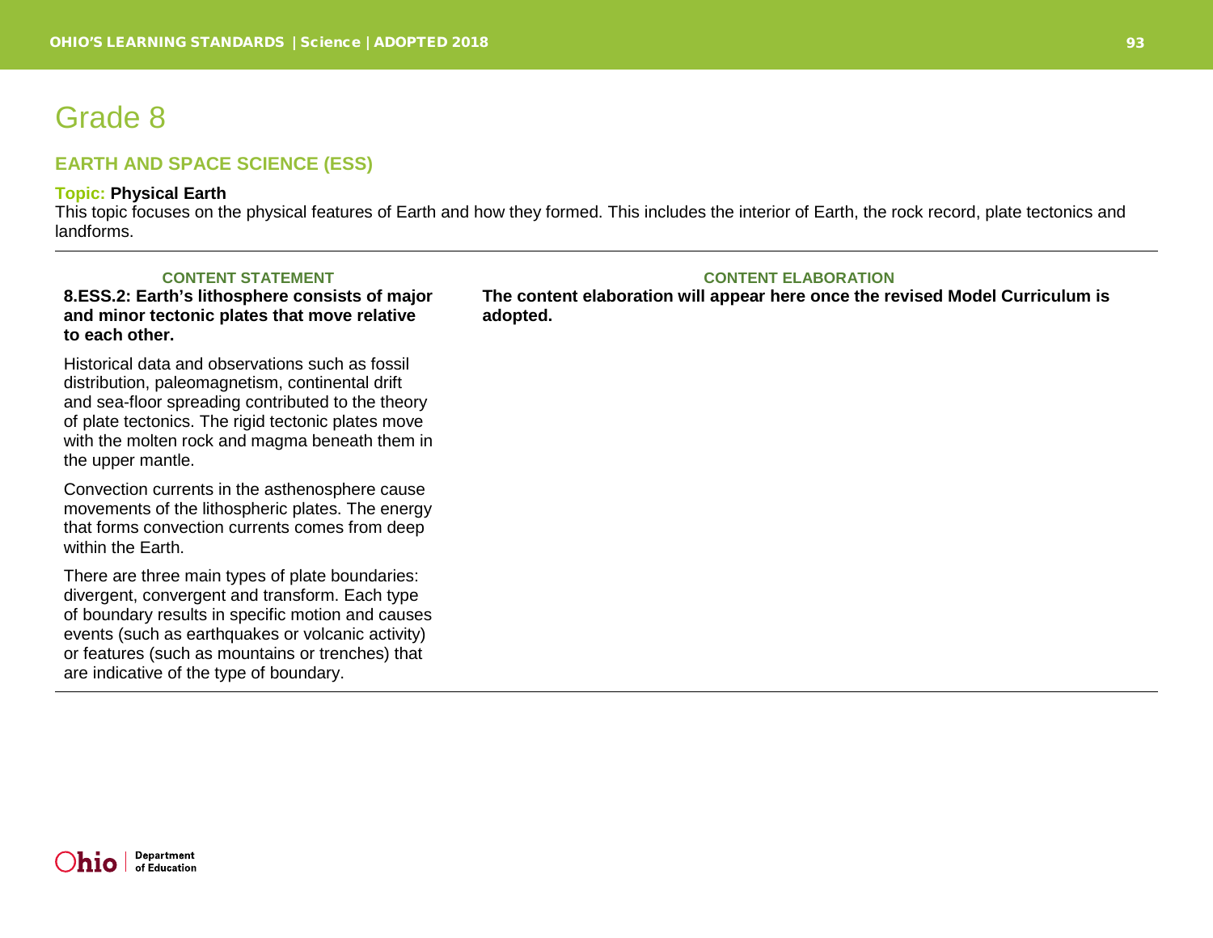# Grade 8

## EARTH AND SPACE SCIENCE (ESS)

**Topic: Physical Earth**

This topic focuses on the physical features of Earth and how they formed. This includes the interior of Earth, the rock record, plate tectonics and landforms.

| CONTENT STATEMENT | CONTENT ELABORATION |
| --- | --- |
| **8.ESS.2: Earth's lithosphere consists of major and minor tectonic plates that move relative to each other.**<br><br>Historical data and observations such as fossil distribution, paleomagnetism, continental drift and sea-floor spreading contributed to the theory of plate tectonics. The rigid tectonic plates move with the molten rock and magma beneath them in the upper mantle.<br><br>Convection currents in the asthenosphere cause movements of the lithospheric plates. The energy that forms convection currents comes from deep within the Earth.<br><br>There are three main types of plate boundaries: divergent, convergent and transform. Each type of boundary results in specific motion and causes events (such as earthquakes or volcanic activity) or features (such as mountains or trenches) that are indicative of the type of boundary. | **The content elaboration will appear here once the revised Model Curriculum is adopted.** |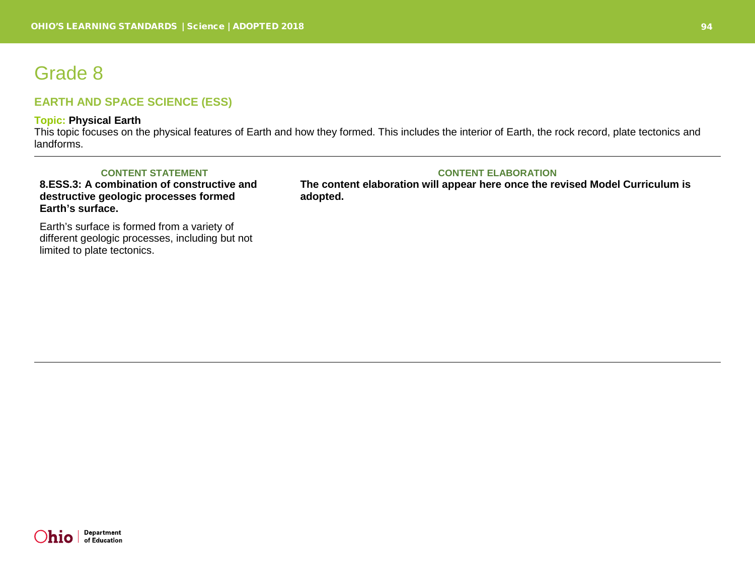# Grade 8

## EARTH AND SPACE SCIENCE (ESS)

**Topic: Physical Earth**

This topic focuses on the physical features of Earth and how they formed. This includes the interior of Earth, the rock record, plate tectonics and landforms.

| CONTENT STATEMENT | CONTENT ELABORATION |
| --- | --- |
| **8.ESS.3: A combination of constructive and destructive geologic processes formed Earth's surface.**<br><br>Earth's surface is formed from a variety of different geologic processes, including but not limited to plate tectonics. | **The content elaboration will appear here once the revised Model Curriculum is adopted.** |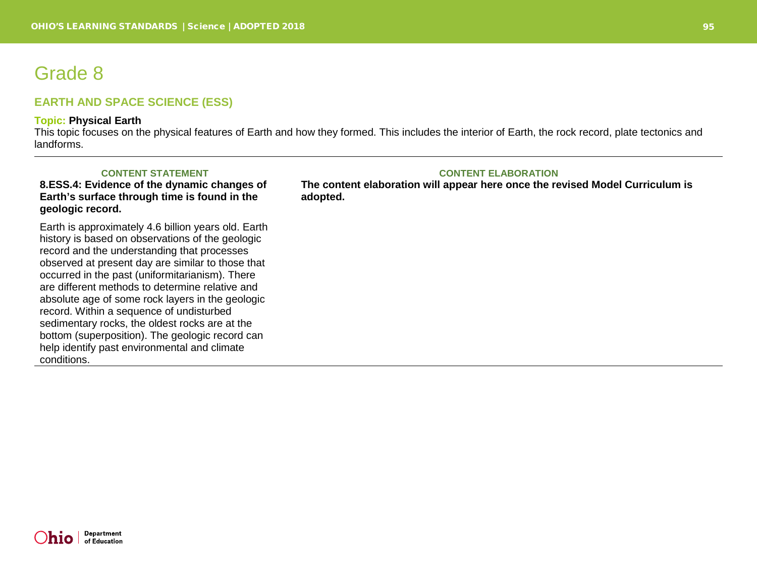# Grade 8

## EARTH AND SPACE SCIENCE (ESS)

**Topic: Physical Earth**

This topic focuses on the physical features of Earth and how they formed. This includes the interior of Earth, the rock record, plate tectonics and landforms.

| CONTENT STATEMENT | CONTENT ELABORATION |
|---|---|
| **8.ESS.4: Evidence of the dynamic changes of Earth's surface through time is found in the geologic record.**<br><br>Earth is approximately 4.6 billion years old. Earth history is based on observations of the geologic record and the understanding that processes observed at present day are similar to those that occurred in the past (uniformitarianism). There are different methods to determine relative and absolute age of some rock layers in the geologic record. Within a sequence of undisturbed sedimentary rocks, the oldest rocks are at the bottom (superposition). The geologic record can help identify past environmental and climate conditions. | **The content elaboration will appear here once the revised Model Curriculum is adopted.** |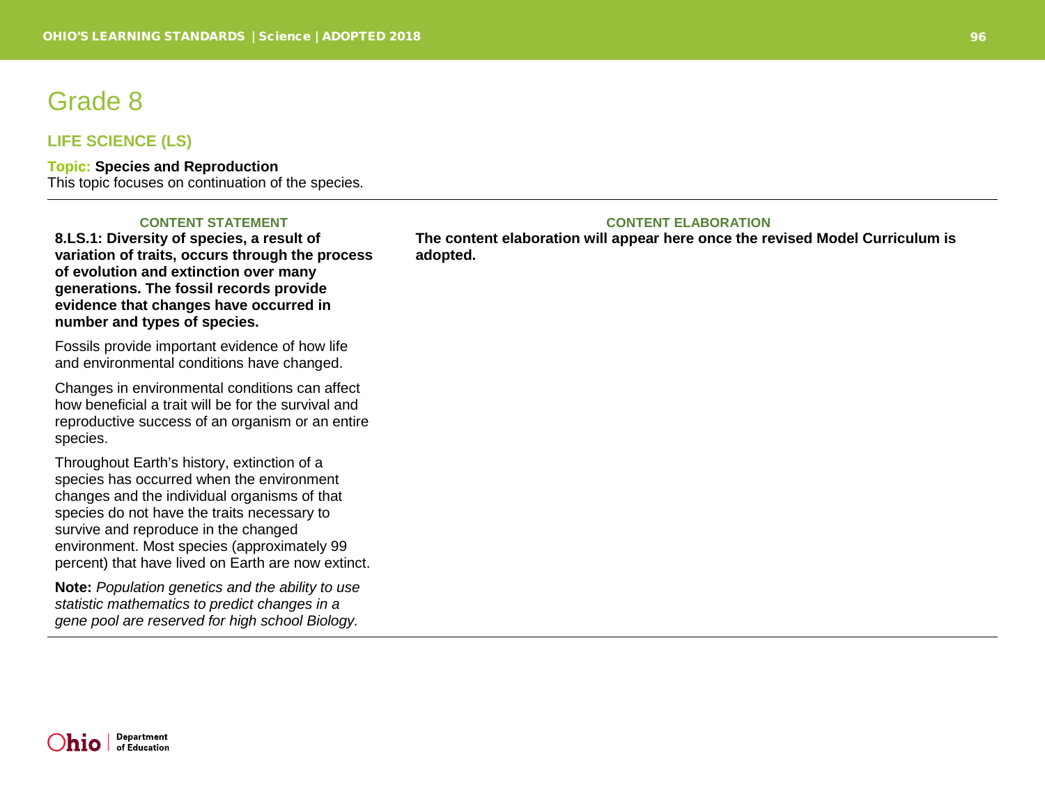# Grade 8

## LIFE SCIENCE (LS)

**Topic:** **Species and Reproduction**
This topic focuses on continuation of the species.

| CONTENT STATEMENT | CONTENT ELABORATION |
| --- | --- |
| **8.LS.1: Diversity of species, a result of variation of traits, occurs through the process of evolution and extinction over many generations. The fossil records provide evidence that changes have occurred in number and types of species.**<br><br>Fossils provide important evidence of how life and environmental conditions have changed.<br><br>Changes in environmental conditions can affect how beneficial a trait will be for the survival and reproductive success of an organism or an entire species.<br><br>Throughout Earth's history, extinction of a species has occurred when the environment changes and the individual organisms of that species do not have the traits necessary to survive and reproduce in the changed environment. Most species (approximately 99 percent) that have lived on Earth are now extinct.<br><br>**Note:** *Population genetics and the ability to use statistic mathematics to predict changes in a gene pool are reserved for high school Biology.* | **The content elaboration will appear here once the revised Model Curriculum is adopted.** |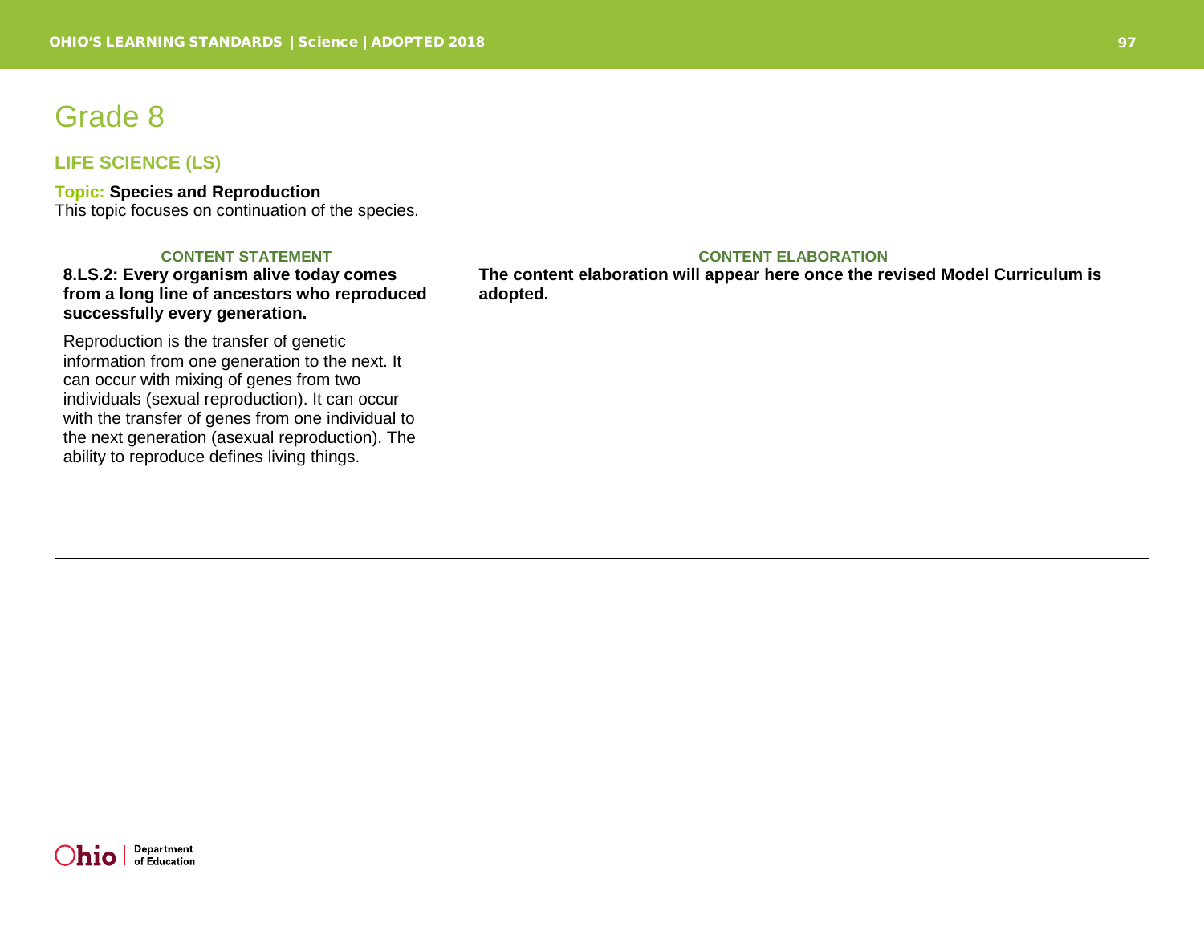# Grade 8

## LIFE SCIENCE (LS)

**Topic: Species and Reproduction**
This topic focuses on continuation of the species.

### CONTENT STATEMENT

**8.LS.2: Every organism alive today comes from a long line of ancestors who reproduced successfully every generation.**

Reproduction is the transfer of genetic information from one generation to the next. It can occur with mixing of genes from two individuals (sexual reproduction). It can occur with the transfer of genes from one individual to the next generation (asexual reproduction). The ability to reproduce defines living things.

### CONTENT ELABORATION

**The content elaboration will appear here once the revised Model Curriculum is adopted.**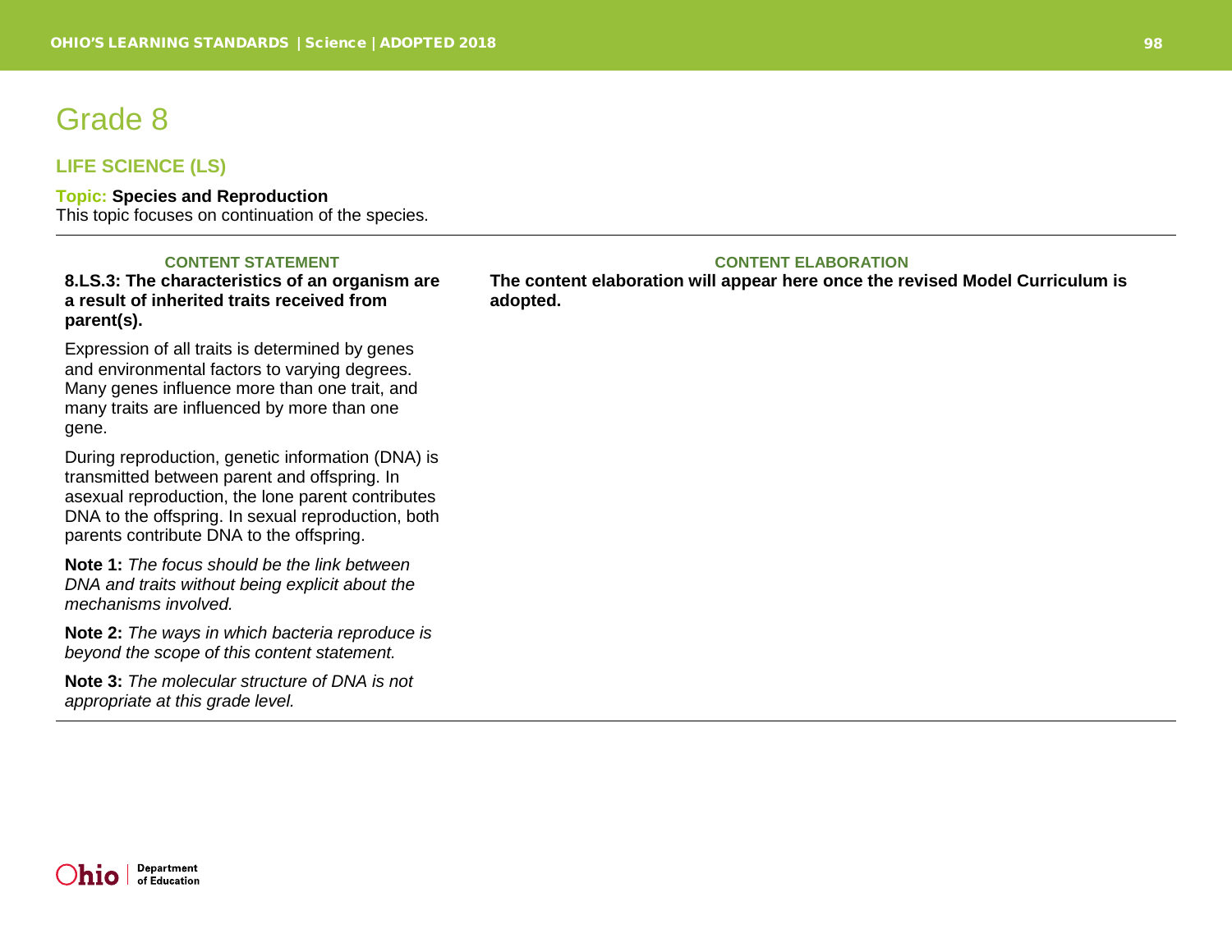# Grade 8

## LIFE SCIENCE (LS)

**Topic: Species and Reproduction**
This topic focuses on continuation of the species.

| CONTENT STATEMENT | CONTENT ELABORATION |
| --- | --- |
| **8.LS.3: The characteristics of an organism are a result of inherited traits received from parent(s).**<br><br>Expression of all traits is determined by genes and environmental factors to varying degrees. Many genes influence more than one trait, and many traits are influenced by more than one gene.<br><br>During reproduction, genetic information (DNA) is transmitted between parent and offspring. In asexual reproduction, the lone parent contributes DNA to the offspring. In sexual reproduction, both parents contribute DNA to the offspring.<br><br>**Note 1:** *The focus should be the link between DNA and traits without being explicit about the mechanisms involved.*<br><br>**Note 2:** *The ways in which bacteria reproduce is beyond the scope of this content statement.*<br><br>**Note 3:** *The molecular structure of DNA is not appropriate at this grade level.* | **The content elaboration will appear here once the revised Model Curriculum is adopted.** |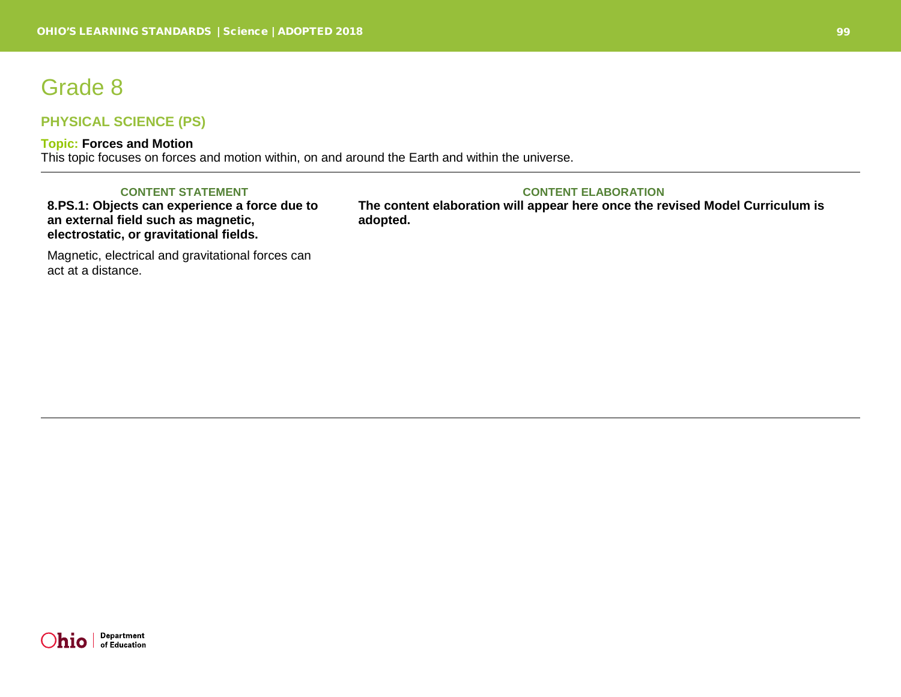# Grade 8

## PHYSICAL SCIENCE (PS)

**Topic: Forces and Motion**
This topic focuses on forces and motion within, on and around the Earth and within the universe.

| CONTENT STATEMENT | CONTENT ELABORATION |
|---|---|
| **8.PS.1: Objects can experience a force due to an external field such as magnetic, electrostatic, or gravitational fields.**<br><br>Magnetic, electrical and gravitational forces can act at a distance. | **The content elaboration will appear here once the revised Model Curriculum is adopted.** |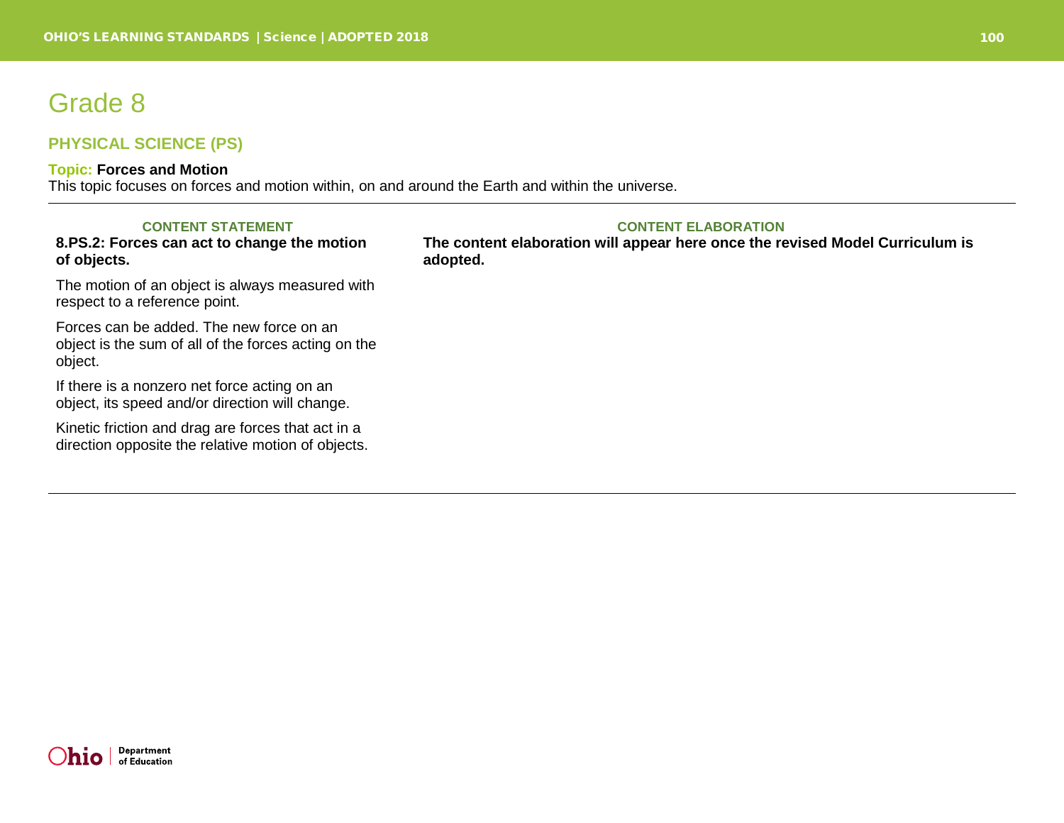# Grade 8

## PHYSICAL SCIENCE (PS)

**Topic: Forces and Motion**
This topic focuses on forces and motion within, on and around the Earth and within the universe.

| CONTENT STATEMENT | CONTENT ELABORATION |
| --- | --- |
| **8.PS.2: Forces can act to change the motion of objects.**<br><br>The motion of an object is always measured with respect to a reference point.<br><br>Forces can be added. The new force on an object is the sum of all of the forces acting on the object.<br><br>If there is a nonzero net force acting on an object, its speed and/or direction will change.<br><br>Kinetic friction and drag are forces that act in a direction opposite the relative motion of objects. | **The content elaboration will appear here once the revised Model Curriculum is adopted.** |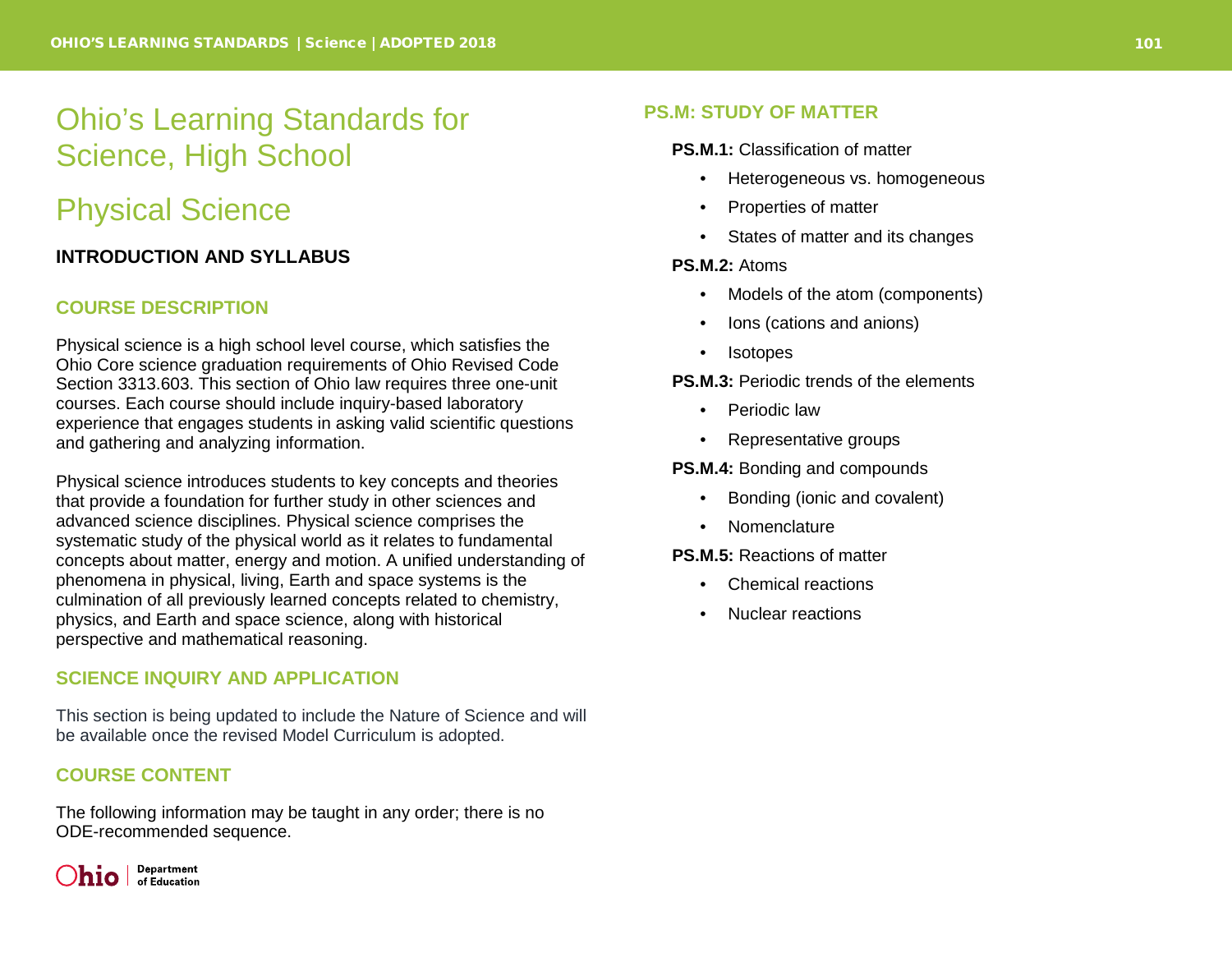# Ohio's Learning Standards for Science, High School

# Physical Science

## INTRODUCTION AND SYLLABUS

### COURSE DESCRIPTION

Physical science is a high school level course, which satisfies the Ohio Core science graduation requirements of Ohio Revised Code Section 3313.603. This section of Ohio law requires three one-unit courses. Each course should include inquiry-based laboratory experience that engages students in asking valid scientific questions and gathering and analyzing information.

Physical science introduces students to key concepts and theories that provide a foundation for further study in other sciences and advanced science disciplines. Physical science comprises the systematic study of the physical world as it relates to fundamental concepts about matter, energy and motion. A unified understanding of phenomena in physical, living, Earth and space systems is the culmination of all previously learned concepts related to chemistry, physics, and Earth and space science, along with historical perspective and mathematical reasoning.

### SCIENCE INQUIRY AND APPLICATION

This section is being updated to include the Nature of Science and will be available once the revised Model Curriculum is adopted.

### COURSE CONTENT

The following information may be taught in any order; there is no ODE-recommended sequence.

### PS.M: STUDY OF MATTER

**PS.M.1:** Classification of matter

- Heterogeneous vs. homogeneous
- Properties of matter
- States of matter and its changes

**PS.M.2:** Atoms

- Models of the atom (components)
- Ions (cations and anions)
- Isotopes

**PS.M.3:** Periodic trends of the elements

- Periodic law
- Representative groups

**PS.M.4:** Bonding and compounds

- Bonding (ionic and covalent)
- Nomenclature

**PS.M.5:** Reactions of matter

- Chemical reactions
- Nuclear reactions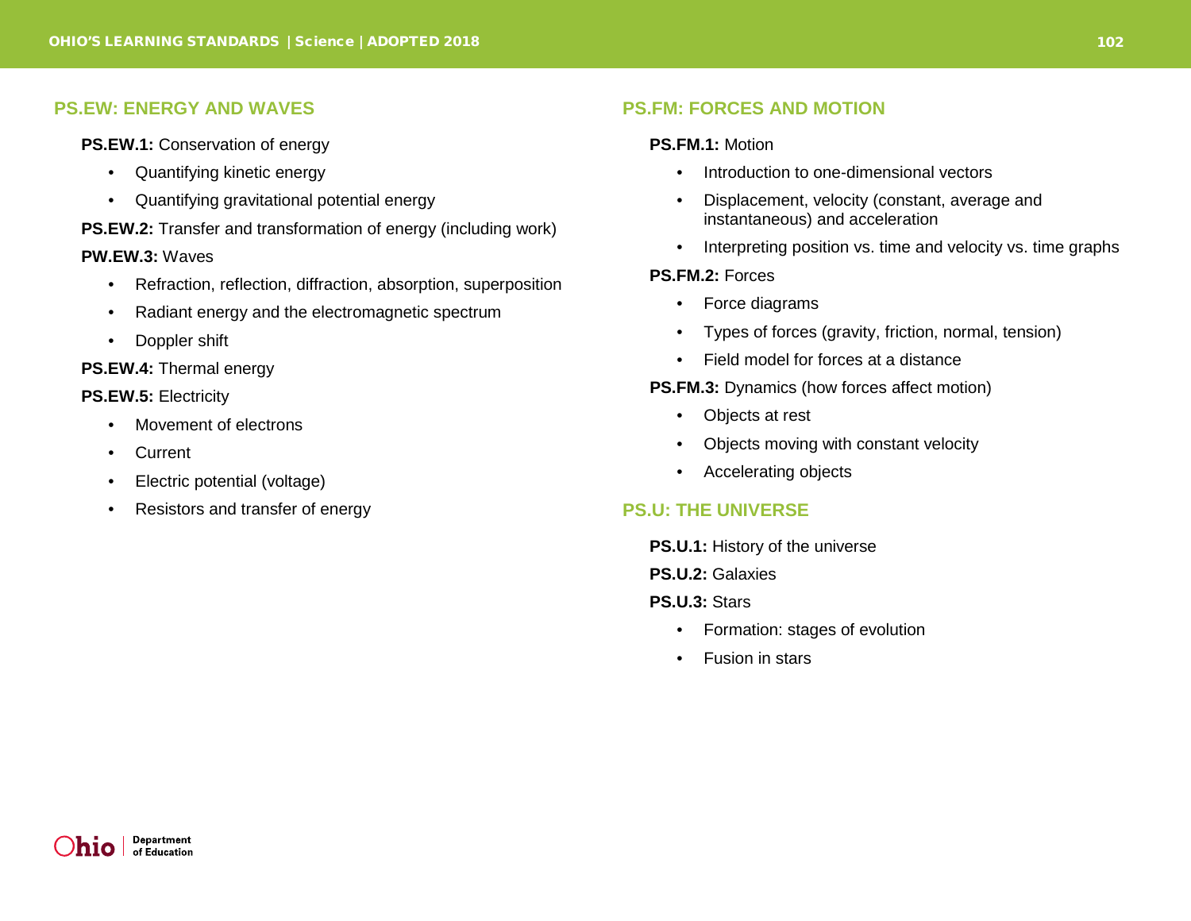## PS.EW: ENERGY AND WAVES

**PS.EW.1:** Conservation of energy

- Quantifying kinetic energy
- Quantifying gravitational potential energy

**PS.EW.2:** Transfer and transformation of energy (including work)

**PW.EW.3:** Waves

- Refraction, reflection, diffraction, absorption, superposition
- Radiant energy and the electromagnetic spectrum
- Doppler shift

**PS.EW.4:** Thermal energy

**PS.EW.5:** Electricity

- Movement of electrons
- Current
- Electric potential (voltage)
- Resistors and transfer of energy

## PS.FM: FORCES AND MOTION

**PS.FM.1:** Motion

- Introduction to one-dimensional vectors
- Displacement, velocity (constant, average and instantaneous) and acceleration
- Interpreting position vs. time and velocity vs. time graphs

**PS.FM.2:** Forces

- Force diagrams
- Types of forces (gravity, friction, normal, tension)
- Field model for forces at a distance

**PS.FM.3:** Dynamics (how forces affect motion)

- Objects at rest
- Objects moving with constant velocity
- Accelerating objects

## PS.U: THE UNIVERSE

**PS.U.1:** History of the universe

**PS.U.2:** Galaxies

**PS.U.3:** Stars

- Formation: stages of evolution
- Fusion in stars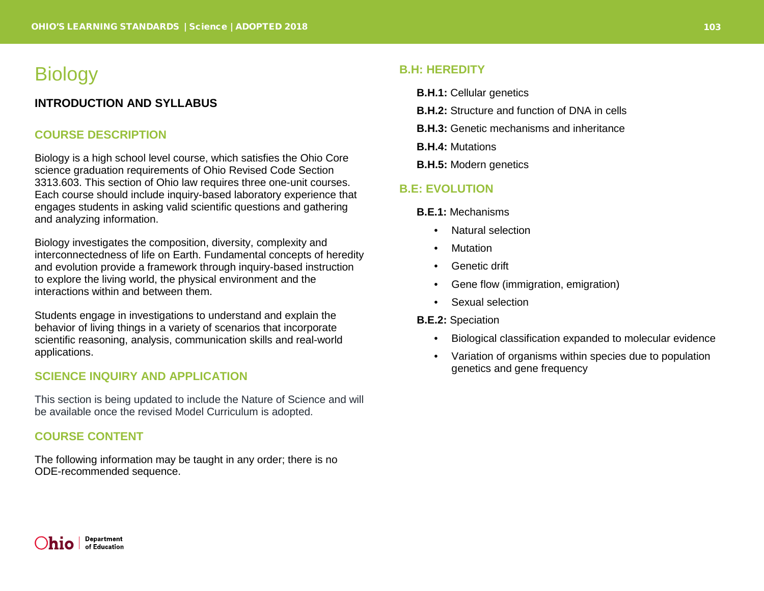# Biology

## INTRODUCTION AND SYLLABUS

### COURSE DESCRIPTION

Biology is a high school level course, which satisfies the Ohio Core science graduation requirements of Ohio Revised Code Section 3313.603. This section of Ohio law requires three one-unit courses. Each course should include inquiry-based laboratory experience that engages students in asking valid scientific questions and gathering and analyzing information.

Biology investigates the composition, diversity, complexity and interconnectedness of life on Earth. Fundamental concepts of heredity and evolution provide a framework through inquiry-based instruction to explore the living world, the physical environment and the interactions within and between them.

Students engage in investigations to understand and explain the behavior of living things in a variety of scenarios that incorporate scientific reasoning, analysis, communication skills and real-world applications.

### SCIENCE INQUIRY AND APPLICATION

This section is being updated to include the Nature of Science and will be available once the revised Model Curriculum is adopted.

### COURSE CONTENT

The following information may be taught in any order; there is no ODE-recommended sequence.

### B.H: HEREDITY

**B.H.1:** Cellular genetics

**B.H.2:** Structure and function of DNA in cells

**B.H.3:** Genetic mechanisms and inheritance

**B.H.4:** Mutations

**B.H.5:** Modern genetics

### B.E: EVOLUTION

**B.E.1:** Mechanisms

- Natural selection
- Mutation
- Genetic drift
- Gene flow (immigration, emigration)
- Sexual selection

**B.E.2:** Speciation

- Biological classification expanded to molecular evidence
- Variation of organisms within species due to population genetics and gene frequency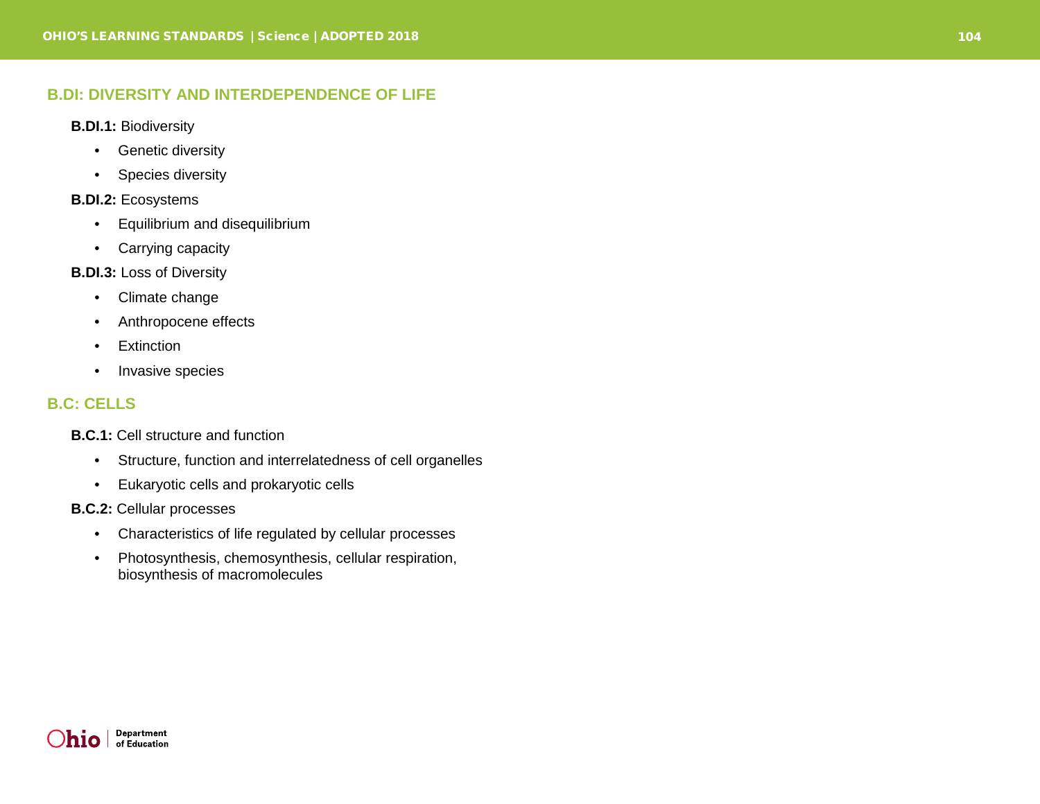## B.DI: DIVERSITY AND INTERDEPENDENCE OF LIFE

**B.DI.1:** Biodiversity

- Genetic diversity
- Species diversity

**B.DI.2:** Ecosystems

- Equilibrium and disequilibrium
- Carrying capacity

**B.DI.3:** Loss of Diversity

- Climate change
- Anthropocene effects
- Extinction
- Invasive species

## B.C: CELLS

**B.C.1:** Cell structure and function

- Structure, function and interrelatedness of cell organelles
- Eukaryotic cells and prokaryotic cells

**B.C.2:** Cellular processes

- Characteristics of life regulated by cellular processes
- Photosynthesis, chemosynthesis, cellular respiration, biosynthesis of macromolecules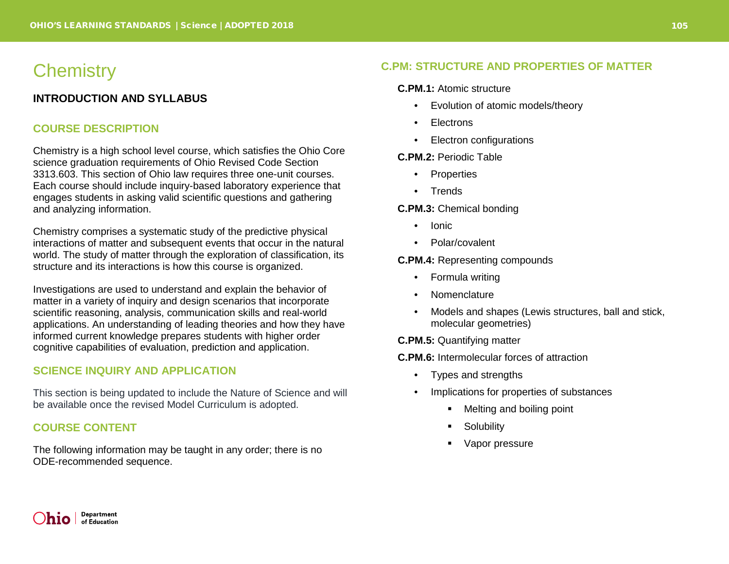# Chemistry

## INTRODUCTION AND SYLLABUS

### COURSE DESCRIPTION

Chemistry is a high school level course, which satisfies the Ohio Core science graduation requirements of Ohio Revised Code Section 3313.603. This section of Ohio law requires three one-unit courses. Each course should include inquiry-based laboratory experience that engages students in asking valid scientific questions and gathering and analyzing information.

Chemistry comprises a systematic study of the predictive physical interactions of matter and subsequent events that occur in the natural world. The study of matter through the exploration of classification, its structure and its interactions is how this course is organized.

Investigations are used to understand and explain the behavior of matter in a variety of inquiry and design scenarios that incorporate scientific reasoning, analysis, communication skills and real-world applications. An understanding of leading theories and how they have informed current knowledge prepares students with higher order cognitive capabilities of evaluation, prediction and application.

### SCIENCE INQUIRY AND APPLICATION

This section is being updated to include the Nature of Science and will be available once the revised Model Curriculum is adopted.

### COURSE CONTENT

The following information may be taught in any order; there is no ODE-recommended sequence.

### C.PM: STRUCTURE AND PROPERTIES OF MATTER

**C.PM.1:** Atomic structure

- Evolution of atomic models/theory
- Electrons
- Electron configurations

**C.PM.2:** Periodic Table

- Properties
- Trends

**C.PM.3:** Chemical bonding

- Ionic
- Polar/covalent

**C.PM.4:** Representing compounds

- Formula writing
- Nomenclature
- Models and shapes (Lewis structures, ball and stick, molecular geometries)

**C.PM.5:** Quantifying matter

**C.PM.6:** Intermolecular forces of attraction

- Types and strengths
- Implications for properties of substances
  - Melting and boiling point
  - Solubility
  - Vapor pressure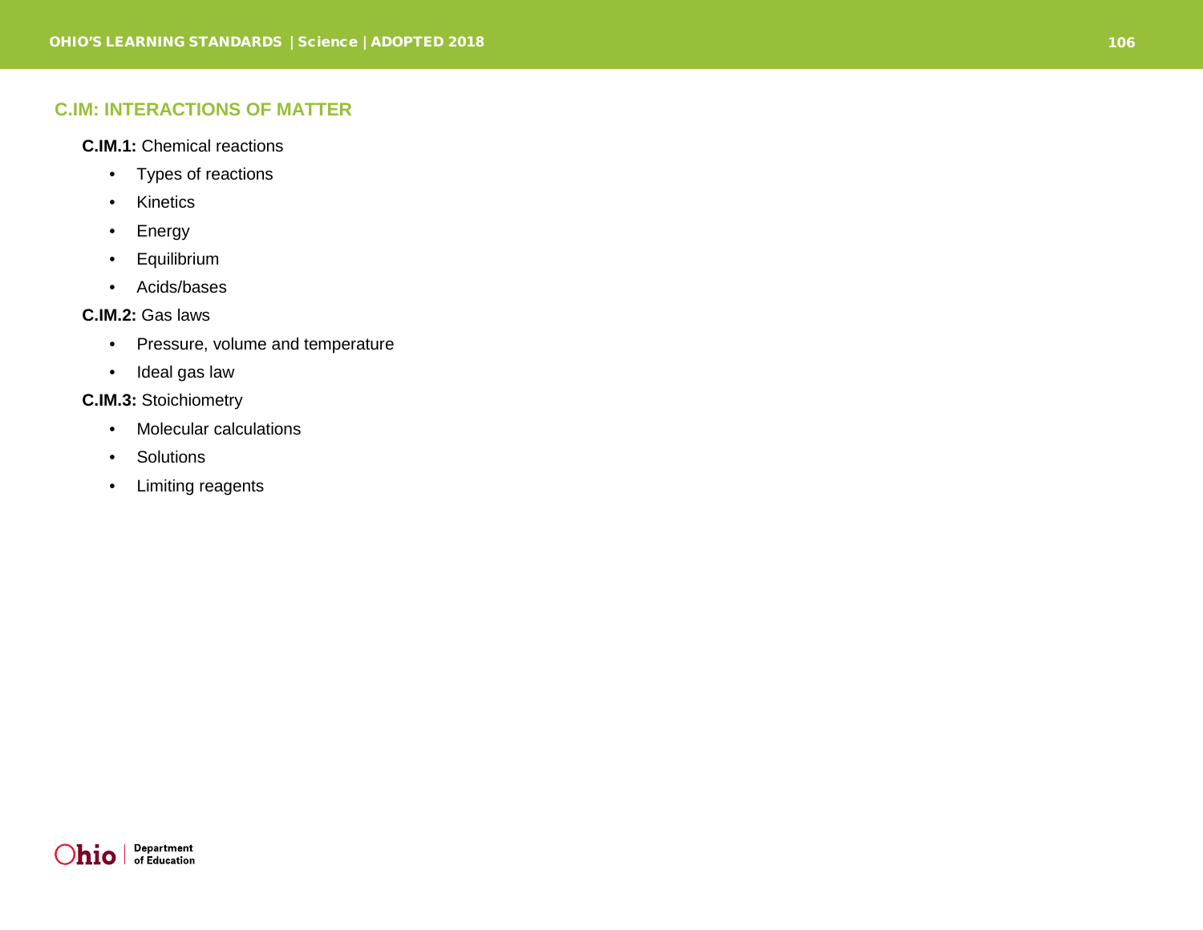## C.IM: INTERACTIONS OF MATTER

**C.IM.1:** Chemical reactions

- Types of reactions
- Kinetics
- Energy
- Equilibrium
- Acids/bases

**C.IM.2:** Gas laws

- Pressure, volume and temperature
- Ideal gas law

**C.IM.3:** Stoichiometry

- Molecular calculations
- Solutions
- Limiting reagents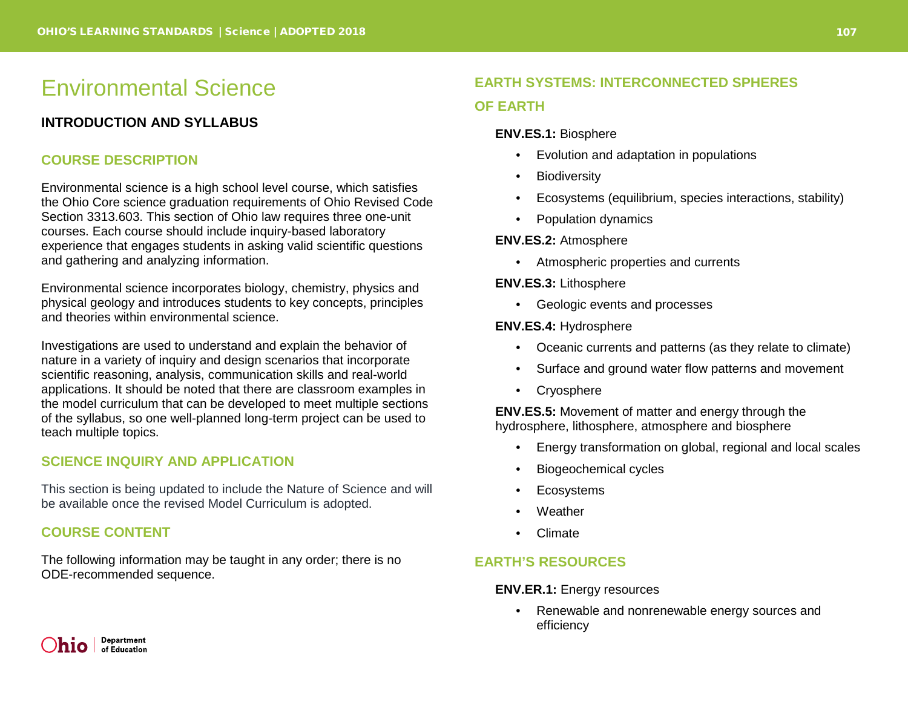# Environmental Science

## INTRODUCTION AND SYLLABUS

### COURSE DESCRIPTION

Environmental science is a high school level course, which satisfies the Ohio Core science graduation requirements of Ohio Revised Code Section 3313.603. This section of Ohio law requires three one-unit courses. Each course should include inquiry-based laboratory experience that engages students in asking valid scientific questions and gathering and analyzing information.

Environmental science incorporates biology, chemistry, physics and physical geology and introduces students to key concepts, principles and theories within environmental science.

Investigations are used to understand and explain the behavior of nature in a variety of inquiry and design scenarios that incorporate scientific reasoning, analysis, communication skills and real-world applications. It should be noted that there are classroom examples in the model curriculum that can be developed to meet multiple sections of the syllabus, so one well-planned long-term project can be used to teach multiple topics.

### SCIENCE INQUIRY AND APPLICATION

This section is being updated to include the Nature of Science and will be available once the revised Model Curriculum is adopted.

### COURSE CONTENT

The following information may be taught in any order; there is no ODE-recommended sequence.

### EARTH SYSTEMS: INTERCONNECTED SPHERES OF EARTH

**ENV.ES.1:** Biosphere

- Evolution and adaptation in populations
- Biodiversity
- Ecosystems (equilibrium, species interactions, stability)
- Population dynamics

**ENV.ES.2:** Atmosphere

- Atmospheric properties and currents

**ENV.ES.3:** Lithosphere

- Geologic events and processes

**ENV.ES.4:** Hydrosphere

- Oceanic currents and patterns (as they relate to climate)
- Surface and ground water flow patterns and movement
- Cryosphere

**ENV.ES.5:** Movement of matter and energy through the hydrosphere, lithosphere, atmosphere and biosphere

- Energy transformation on global, regional and local scales
- Biogeochemical cycles
- Ecosystems
- Weather
- Climate

### EARTH'S RESOURCES

**ENV.ER.1:** Energy resources

- Renewable and nonrenewable energy sources and efficiency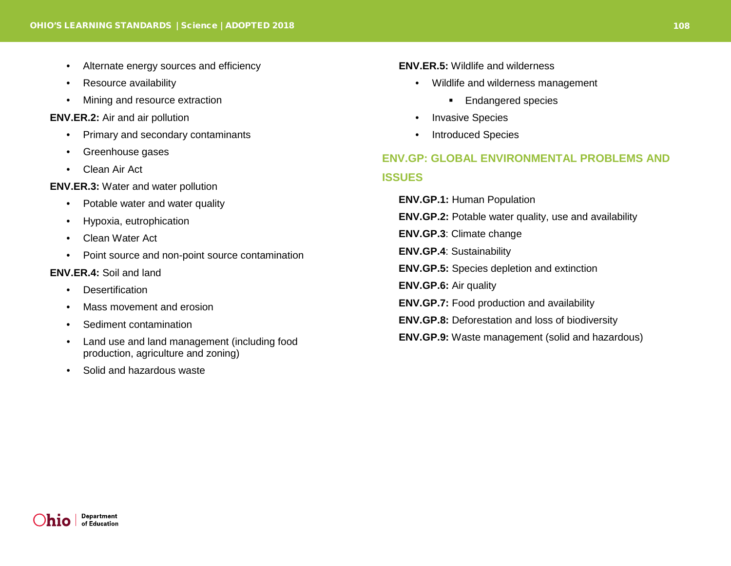- Alternate energy sources and efficiency
- Resource availability
- Mining and resource extraction

**ENV.ER.2:** Air and air pollution

- Primary and secondary contaminants
- Greenhouse gases
- Clean Air Act

**ENV.ER.3:** Water and water pollution

- Potable water and water quality
- Hypoxia, eutrophication
- Clean Water Act
- Point source and non-point source contamination

**ENV.ER.4:** Soil and land

- Desertification
- Mass movement and erosion
- Sediment contamination
- Land use and land management (including food production, agriculture and zoning)
- Solid and hazardous waste

**ENV.ER.5:** Wildlife and wilderness

- Wildlife and wilderness management
  - Endangered species
- Invasive Species
- Introduced Species

## ENV.GP: GLOBAL ENVIRONMENTAL PROBLEMS AND ISSUES

**ENV.GP.1:** Human Population

**ENV.GP.2:** Potable water quality, use and availability

**ENV.GP.3**: Climate change

**ENV.GP.4**: Sustainability

**ENV.GP.5:** Species depletion and extinction

**ENV.GP.6:** Air quality

**ENV.GP.7:** Food production and availability

**ENV.GP.8:** Deforestation and loss of biodiversity

**ENV.GP.9:** Waste management (solid and hazardous)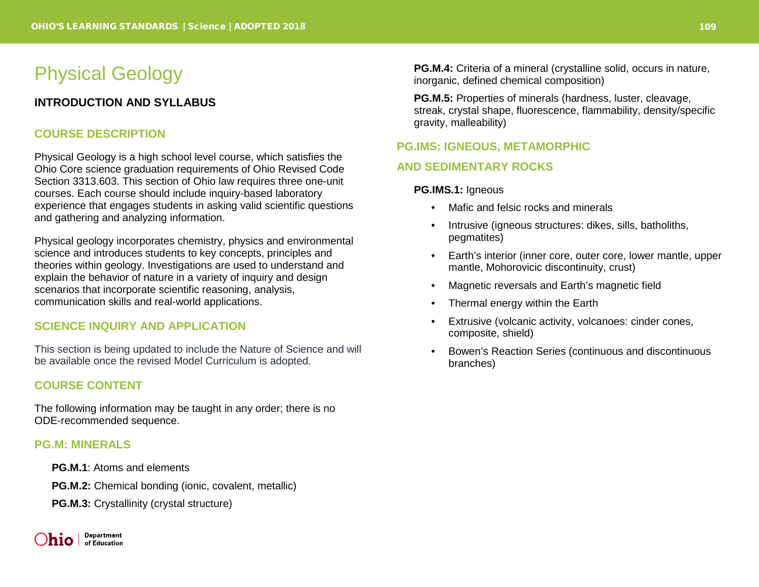# Physical Geology

## INTRODUCTION AND SYLLABUS

### COURSE DESCRIPTION

Physical Geology is a high school level course, which satisfies the Ohio Core science graduation requirements of Ohio Revised Code Section 3313.603. This section of Ohio law requires three one-unit courses. Each course should include inquiry-based laboratory experience that engages students in asking valid scientific questions and gathering and analyzing information.

Physical geology incorporates chemistry, physics and environmental science and introduces students to key concepts, principles and theories within geology. Investigations are used to understand and explain the behavior of nature in a variety of inquiry and design scenarios that incorporate scientific reasoning, analysis, communication skills and real-world applications.

### SCIENCE INQUIRY AND APPLICATION

This section is being updated to include the Nature of Science and will be available once the revised Model Curriculum is adopted.

### COURSE CONTENT

The following information may be taught in any order; there is no ODE-recommended sequence.

### PG.M: MINERALS

**PG.M.1**: Atoms and elements

**PG.M.2:** Chemical bonding (ionic, covalent, metallic)

**PG.M.3:** Crystallinity (crystal structure)

**PG.M.4:** Criteria of a mineral (crystalline solid, occurs in nature, inorganic, defined chemical composition)

**PG.M.5:** Properties of minerals (hardness, luster, cleavage, streak, crystal shape, fluorescence, flammability, density/specific gravity, malleability)

### PG.IMS: IGNEOUS, METAMORPHIC AND SEDIMENTARY ROCKS

**PG.IMS.1:** Igneous

- Mafic and felsic rocks and minerals
- Intrusive (igneous structures: dikes, sills, batholiths, pegmatites)
- Earth's interior (inner core, outer core, lower mantle, upper mantle, Mohorovicic discontinuity, crust)
- Magnetic reversals and Earth's magnetic field
- Thermal energy within the Earth
- Extrusive (volcanic activity, volcanoes: cinder cones, composite, shield)
- Bowen's Reaction Series (continuous and discontinuous branches)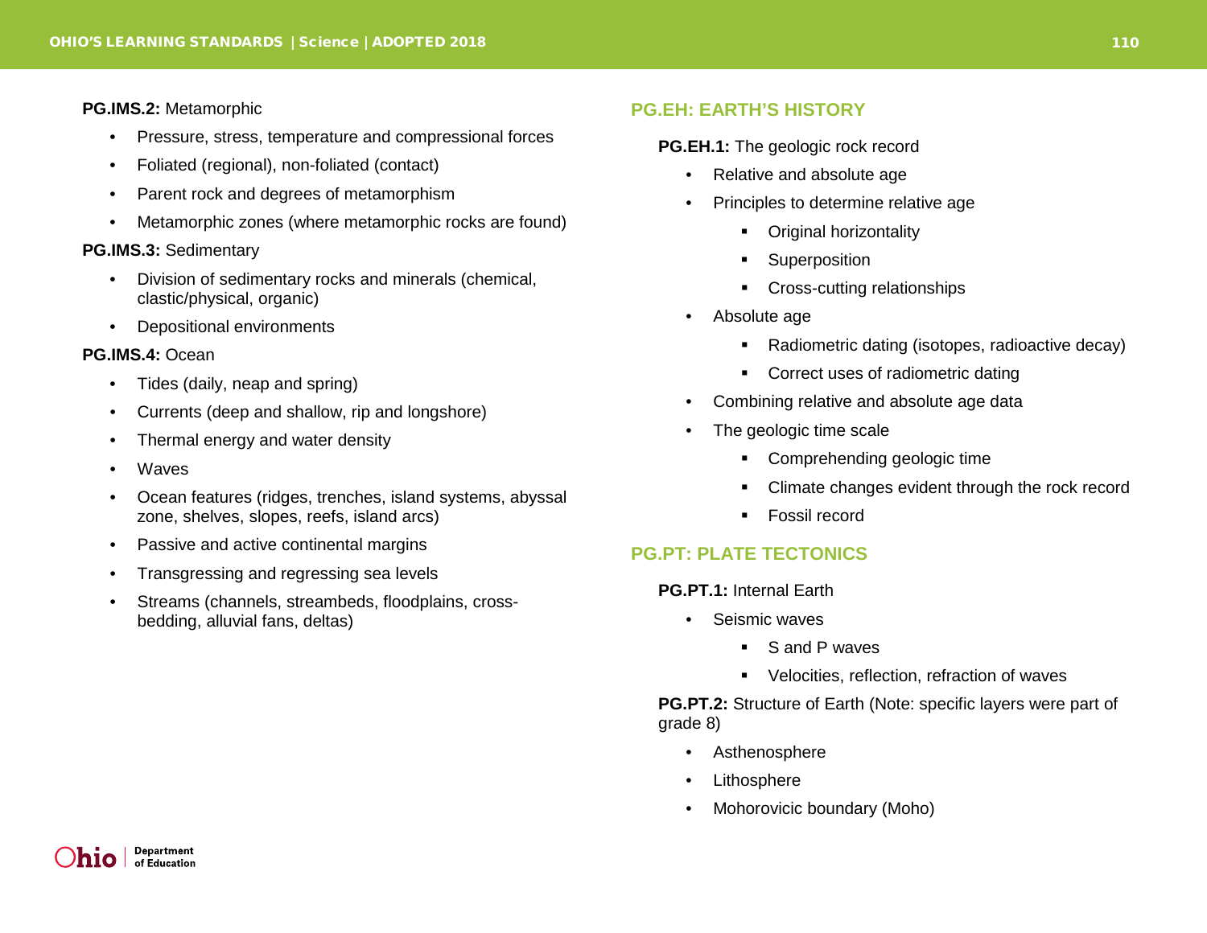**PG.IMS.2:** Metamorphic

- Pressure, stress, temperature and compressional forces
- Foliated (regional), non-foliated (contact)
- Parent rock and degrees of metamorphism
- Metamorphic zones (where metamorphic rocks are found)

**PG.IMS.3:** Sedimentary

- Division of sedimentary rocks and minerals (chemical, clastic/physical, organic)
- Depositional environments

**PG.IMS.4:** Ocean

- Tides (daily, neap and spring)
- Currents (deep and shallow, rip and longshore)
- Thermal energy and water density
- Waves
- Ocean features (ridges, trenches, island systems, abyssal zone, shelves, slopes, reefs, island arcs)
- Passive and active continental margins
- Transgressing and regressing sea levels
- Streams (channels, streambeds, floodplains, cross-bedding, alluvial fans, deltas)

## PG.EH: EARTH'S HISTORY

**PG.EH.1:** The geologic rock record

- Relative and absolute age
- Principles to determine relative age
  - Original horizontality
  - Superposition
  - Cross-cutting relationships
- Absolute age
  - Radiometric dating (isotopes, radioactive decay)
  - Correct uses of radiometric dating
- Combining relative and absolute age data
- The geologic time scale
  - Comprehending geologic time
  - Climate changes evident through the rock record
  - Fossil record

## PG.PT: PLATE TECTONICS

**PG.PT.1:** Internal Earth

- Seismic waves
  - S and P waves
  - Velocities, reflection, refraction of waves

**PG.PT.2:** Structure of Earth (Note: specific layers were part of grade 8)

- Asthenosphere
- Lithosphere
- Mohorovicic boundary (Moho)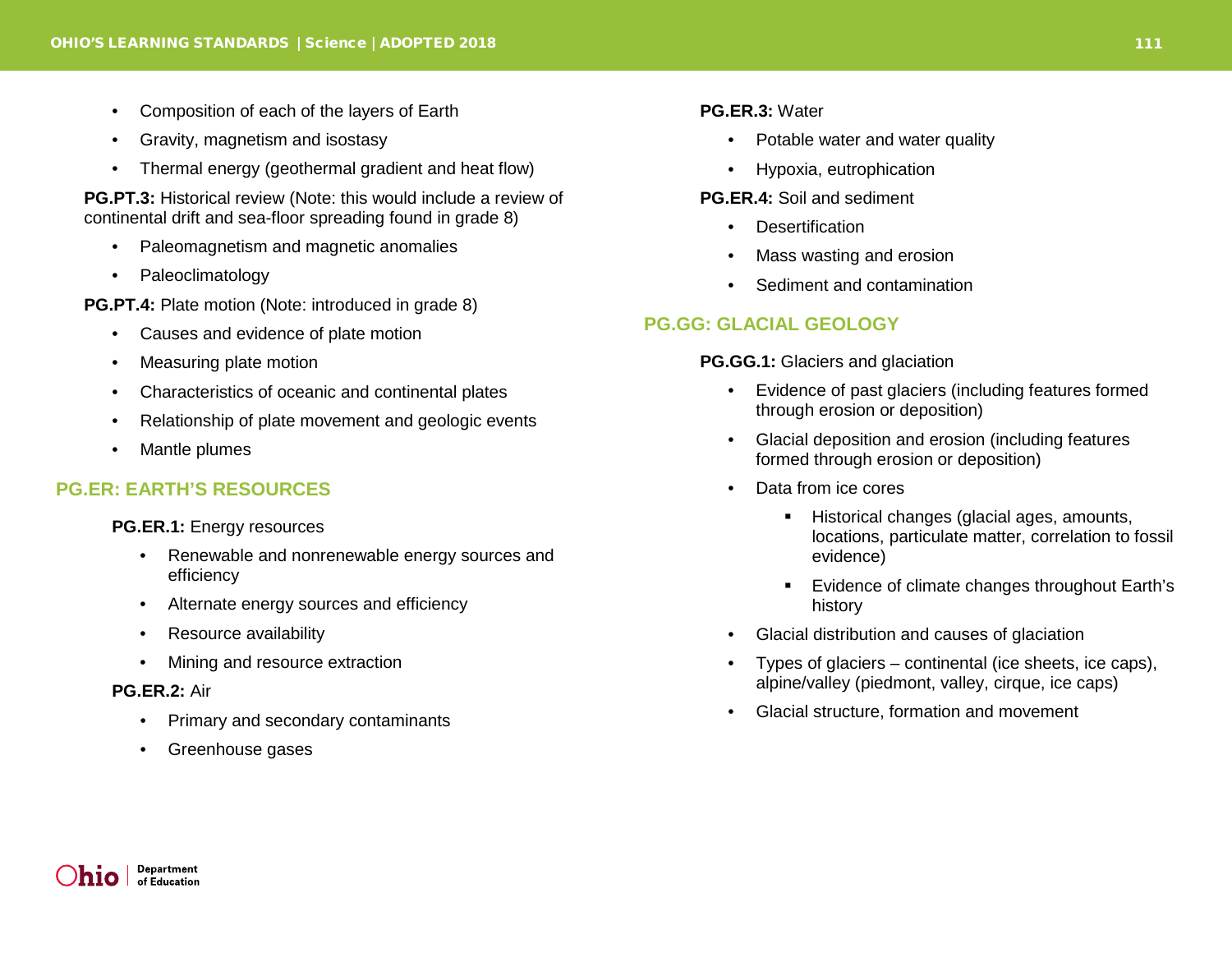- Composition of each of the layers of Earth
- Gravity, magnetism and isostasy
- Thermal energy (geothermal gradient and heat flow)

**PG.PT.3:** Historical review (Note: this would include a review of continental drift and sea-floor spreading found in grade 8)

- Paleomagnetism and magnetic anomalies
- Paleoclimatology

**PG.PT.4:** Plate motion (Note: introduced in grade 8)

- Causes and evidence of plate motion
- Measuring plate motion
- Characteristics of oceanic and continental plates
- Relationship of plate movement and geologic events
- Mantle plumes

## PG.ER: EARTH'S RESOURCES

**PG.ER.1:** Energy resources

- Renewable and nonrenewable energy sources and efficiency
- Alternate energy sources and efficiency
- Resource availability
- Mining and resource extraction

**PG.ER.2:** Air

- Primary and secondary contaminants
- Greenhouse gases

**PG.ER.3:** Water

- Potable water and water quality
- Hypoxia, eutrophication

**PG.ER.4:** Soil and sediment

- Desertification
- Mass wasting and erosion
- Sediment and contamination

## PG.GG: GLACIAL GEOLOGY

**PG.GG.1:** Glaciers and glaciation

- Evidence of past glaciers (including features formed through erosion or deposition)
- Glacial deposition and erosion (including features formed through erosion or deposition)
- Data from ice cores
  - Historical changes (glacial ages, amounts, locations, particulate matter, correlation to fossil evidence)
  - Evidence of climate changes throughout Earth's history
- Glacial distribution and causes of glaciation
- Types of glaciers – continental (ice sheets, ice caps), alpine/valley (piedmont, valley, cirque, ice caps)
- Glacial structure, formation and movement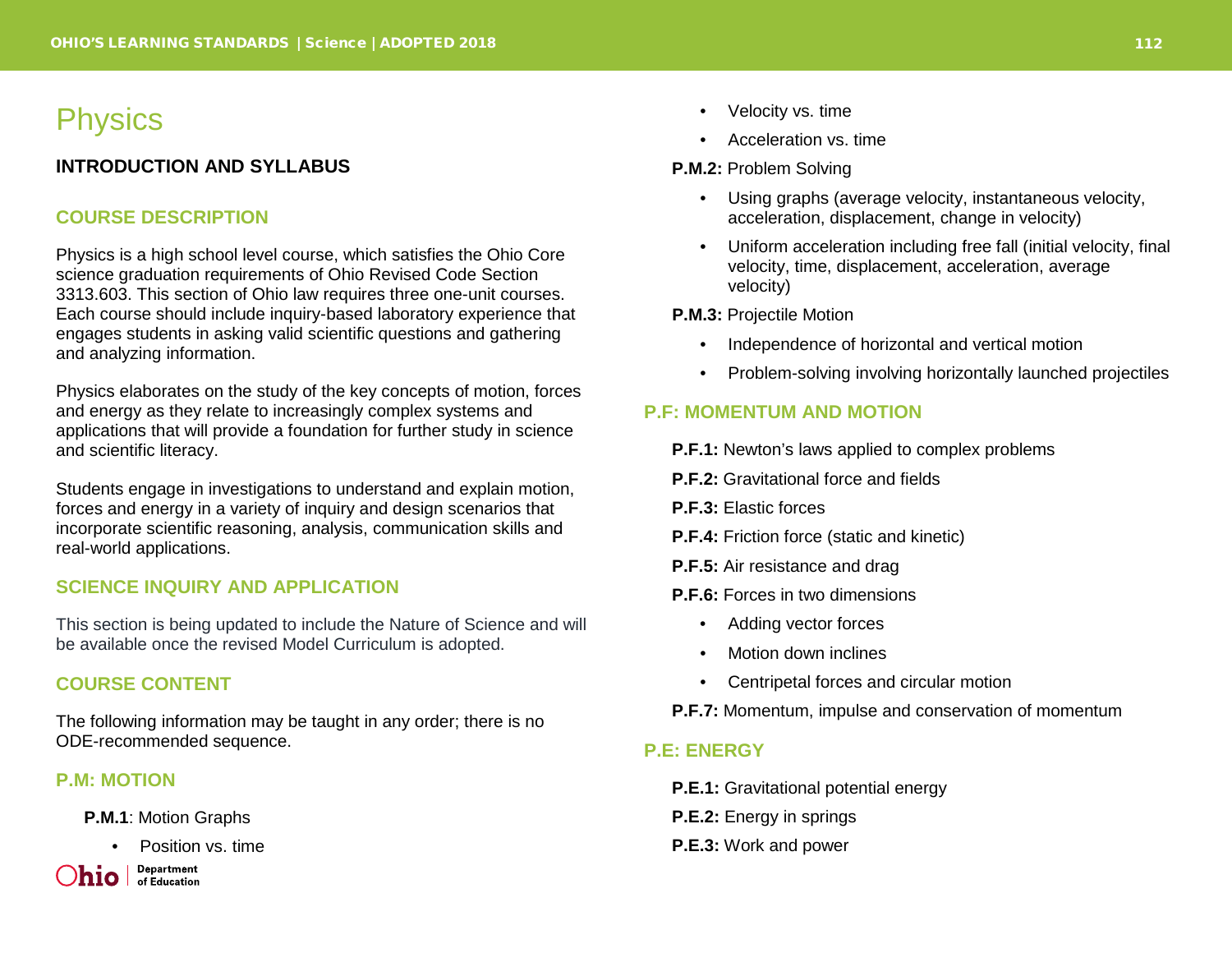# Physics

## INTRODUCTION AND SYLLABUS

### COURSE DESCRIPTION

Physics is a high school level course, which satisfies the Ohio Core science graduation requirements of Ohio Revised Code Section 3313.603. This section of Ohio law requires three one-unit courses. Each course should include inquiry-based laboratory experience that engages students in asking valid scientific questions and gathering and analyzing information.

Physics elaborates on the study of the key concepts of motion, forces and energy as they relate to increasingly complex systems and applications that will provide a foundation for further study in science and scientific literacy.

Students engage in investigations to understand and explain motion, forces and energy in a variety of inquiry and design scenarios that incorporate scientific reasoning, analysis, communication skills and real-world applications.

### SCIENCE INQUIRY AND APPLICATION

This section is being updated to include the Nature of Science and will be available once the revised Model Curriculum is adopted.

### COURSE CONTENT

The following information may be taught in any order; there is no ODE-recommended sequence.

### P.M: MOTION

**P.M.1**: Motion Graphs

- Position vs. time
- Velocity vs. time
- Acceleration vs. time

**P.M.2:** Problem Solving

- Using graphs (average velocity, instantaneous velocity, acceleration, displacement, change in velocity)
- Uniform acceleration including free fall (initial velocity, final velocity, time, displacement, acceleration, average velocity)

**P.M.3:** Projectile Motion

- Independence of horizontal and vertical motion
- Problem-solving involving horizontally launched projectiles

### P.F: MOMENTUM AND MOTION

**P.F.1:** Newton's laws applied to complex problems

**P.F.2:** Gravitational force and fields

**P.F.3:** Elastic forces

**P.F.4:** Friction force (static and kinetic)

**P.F.5:** Air resistance and drag

**P.F.6:** Forces in two dimensions

- Adding vector forces
- Motion down inclines
- Centripetal forces and circular motion

**P.F.7:** Momentum, impulse and conservation of momentum

### P.E: ENERGY

**P.E.1:** Gravitational potential energy

**P.E.2:** Energy in springs

**P.E.3:** Work and power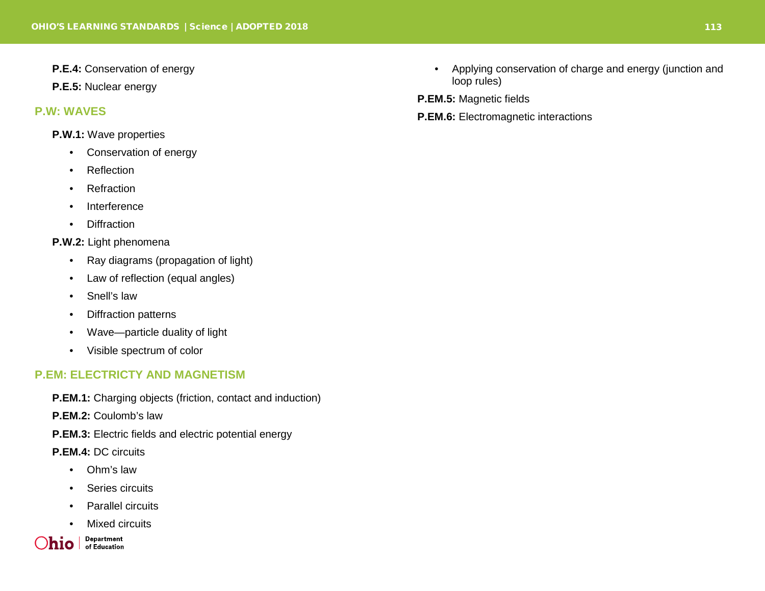**P.E.4:** Conservation of energy

**P.E.5:** Nuclear energy

## P.W: WAVES

**P.W.1:** Wave properties

- Conservation of energy
- Reflection
- Refraction
- Interference
- Diffraction

**P.W.2:** Light phenomena

- Ray diagrams (propagation of light)
- Law of reflection (equal angles)
- Snell's law
- Diffraction patterns
- Wave—particle duality of light
- Visible spectrum of color

## P.EM: ELECTRICTY AND MAGNETISM

**P.EM.1:** Charging objects (friction, contact and induction)

**P.EM.2:** Coulomb's law

**P.EM.3:** Electric fields and electric potential energy

**P.EM.4:** DC circuits

- Ohm's law
- Series circuits
- Parallel circuits
- Mixed circuits
- Applying conservation of charge and energy (junction and loop rules)

**P.EM.5:** Magnetic fields

**P.EM.6:** Electromagnetic interactions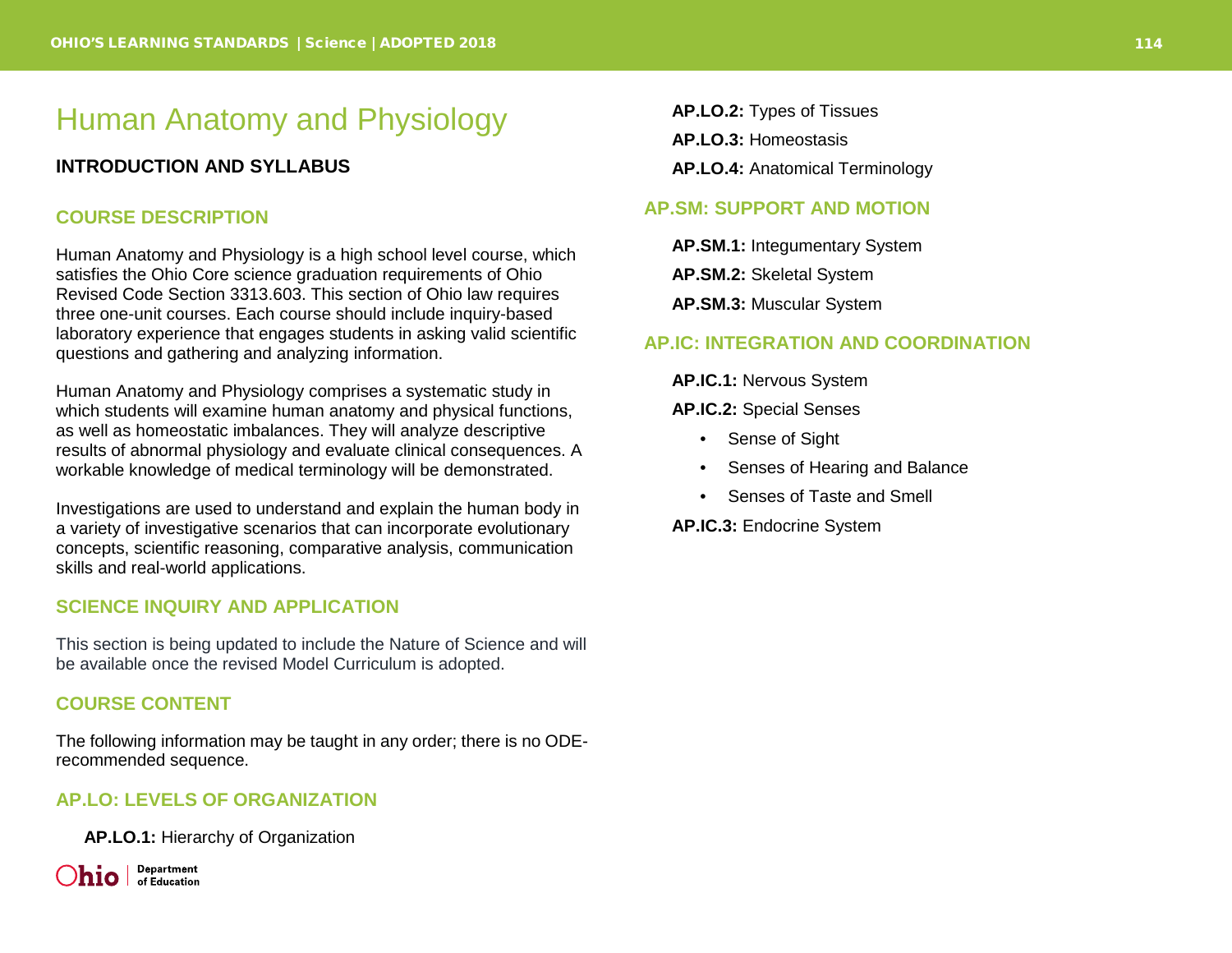# Human Anatomy and Physiology

## INTRODUCTION AND SYLLABUS

### COURSE DESCRIPTION

Human Anatomy and Physiology is a high school level course, which satisfies the Ohio Core science graduation requirements of Ohio Revised Code Section 3313.603. This section of Ohio law requires three one-unit courses. Each course should include inquiry-based laboratory experience that engages students in asking valid scientific questions and gathering and analyzing information.

Human Anatomy and Physiology comprises a systematic study in which students will examine human anatomy and physical functions, as well as homeostatic imbalances. They will analyze descriptive results of abnormal physiology and evaluate clinical consequences. A workable knowledge of medical terminology will be demonstrated.

Investigations are used to understand and explain the human body in a variety of investigative scenarios that can incorporate evolutionary concepts, scientific reasoning, comparative analysis, communication skills and real-world applications.

### SCIENCE INQUIRY AND APPLICATION

This section is being updated to include the Nature of Science and will be available once the revised Model Curriculum is adopted.

### COURSE CONTENT

The following information may be taught in any order; there is no ODE-recommended sequence.

### AP.LO: LEVELS OF ORGANIZATION

**AP.LO.1:** Hierarchy of Organization

**AP.LO.2:** Types of Tissues

**AP.LO.3:** Homeostasis

**AP.LO.4:** Anatomical Terminology

### AP.SM: SUPPORT AND MOTION

**AP.SM.1:** Integumentary System

**AP.SM.2:** Skeletal System

**AP.SM.3:** Muscular System

### AP.IC: INTEGRATION AND COORDINATION

**AP.IC.1:** Nervous System

**AP.IC.2:** Special Senses

- Sense of Sight
- Senses of Hearing and Balance
- Senses of Taste and Smell

**AP.IC.3:** Endocrine System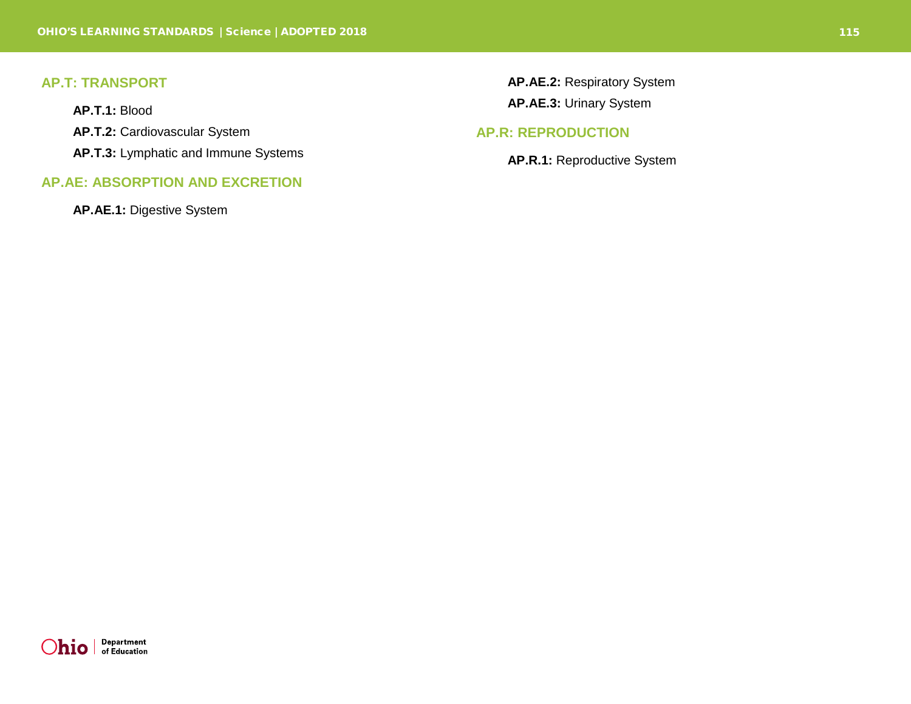## AP.T: TRANSPORT

**AP.T.1:** Blood

**AP.T.2:** Cardiovascular System

**AP.T.3:** Lymphatic and Immune Systems

## AP.AE: ABSORPTION AND EXCRETION

**AP.AE.1:** Digestive System

**AP.AE.2:** Respiratory System

**AP.AE.3:** Urinary System

## AP.R: REPRODUCTION

**AP.R.1:** Reproductive System